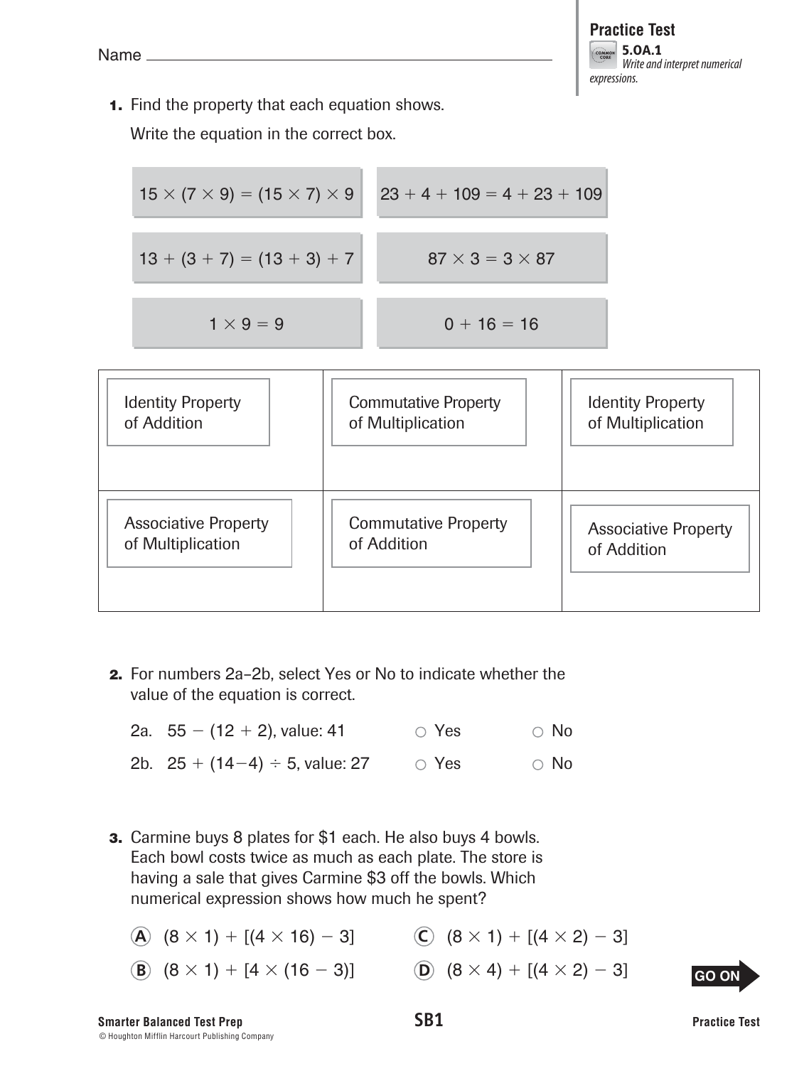Name ______________________________

**Practice Test**
**5.OA.1** *Write and interpret numerical expressions.*

**1.** Find the property that each equation shows.

Write the equation in the correct box.

| | |
|---|---|
| $15 \times (7 \times 9) = (15 \times 7) \times 9$ | $23 + 4 + 109 = 4 + 23 + 109$ |
| $13 + (3 + 7) = (13 + 3) + 7$ | $87 \times 3 = 3 \times 87$ |
| $1 \times 9 = 9$ | $0 + 16 = 16$ |

| | | |
|---|---|---|
| Identity Property of Addition | Commutative Property of Multiplication | Identity Property of Multiplication |
| Associative Property of Multiplication | Commutative Property of Addition | Associative Property of Addition |

**2.** For numbers 2a–2b, select Yes or No to indicate whether the value of the equation is correct.

2a. $55 - (12 + 2)$, value: 41 ○ Yes ○ No

2b. $25 + (14 - 4) \div 5$, value: 27 ○ Yes ○ No

**3.** Carmine buys 8 plates for $1 each. He also buys 4 bowls. Each bowl costs twice as much as each plate. The store is having a sale that gives Carmine $3 off the bowls. Which numerical expression shows how much he spent?

Ⓐ $(8 \times 1) + [(4 \times 16) - 3]$

Ⓑ $(8 \times 1) + [4 \times (16 - 3)]$

Ⓒ $(8 \times 1) + [(4 \times 2) - 3]$

Ⓓ $(8 \times 4) + [(4 \times 2) - 3]$

GO ON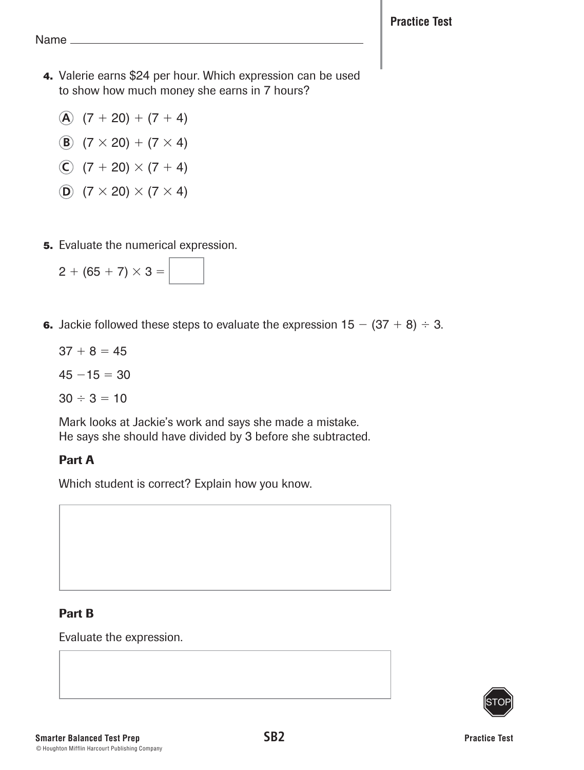Name

**4.** Valerie earns $24 per hour. Which expression can be used to show how much money she earns in 7 hours?

Ⓐ $(7 + 20) + (7 + 4)$

Ⓑ $(7 \times 20) + (7 \times 4)$

Ⓒ $(7 + 20) \times (7 + 4)$

Ⓓ $(7 \times 20) \times (7 \times 4)$

**5.** Evaluate the numerical expression.

$2 + (65 + 7) \times 3 =$ ☐

**6.** Jackie followed these steps to evaluate the expression $15 - (37 + 8) \div 3$.

$37 + 8 = 45$

$45 - 15 = 30$

$30 \div 3 = 10$

Mark looks at Jackie's work and says she made a mistake. He says she should have divided by 3 before she subtracted.

**Part A**

Which student is correct? Explain how you know.

**Part B**

Evaluate the expression.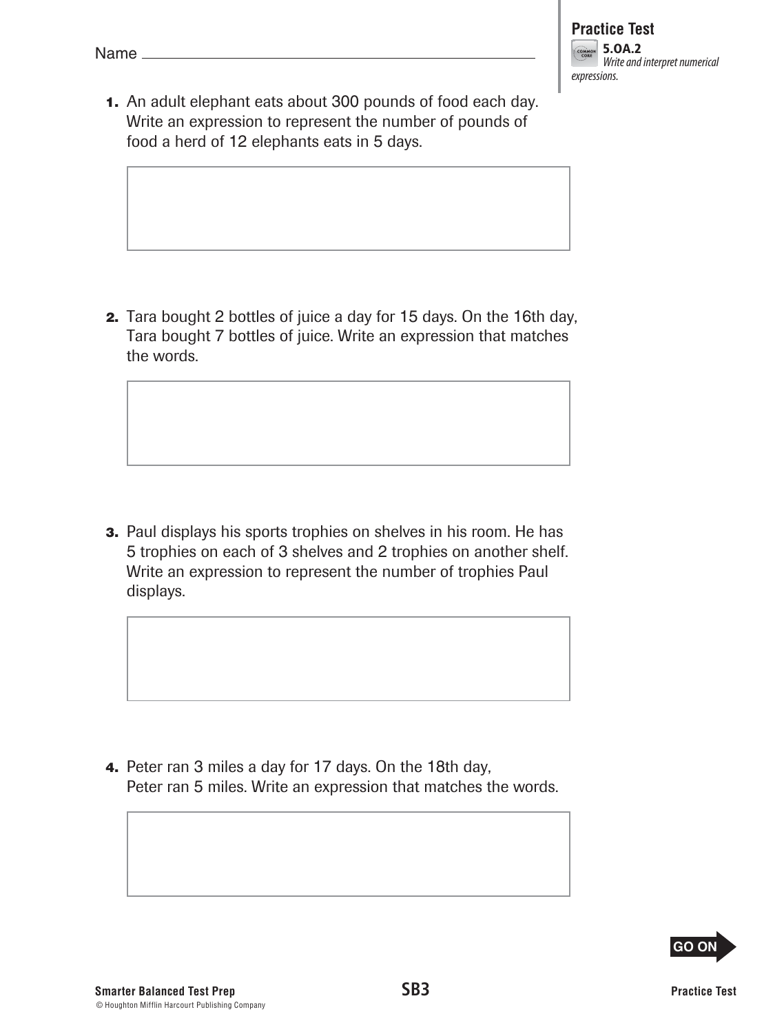Name ______________________________

**Practice Test**

**5.OA.2**
*Write and interpret numerical expressions.*

1. An adult elephant eats about 300 pounds of food each day. Write an expression to represent the number of pounds of food a herd of 12 elephants eats in 5 days.

2. Tara bought 2 bottles of juice a day for 15 days. On the 16th day, Tara bought 7 bottles of juice. Write an expression that matches the words.

3. Paul displays his sports trophies on shelves in his room. He has 5 trophies on each of 3 shelves and 2 trophies on another shelf. Write an expression to represent the number of trophies Paul displays.

4. Peter ran 3 miles a day for 17 days. On the 18th day, Peter ran 5 miles. Write an expression that matches the words.

GO ON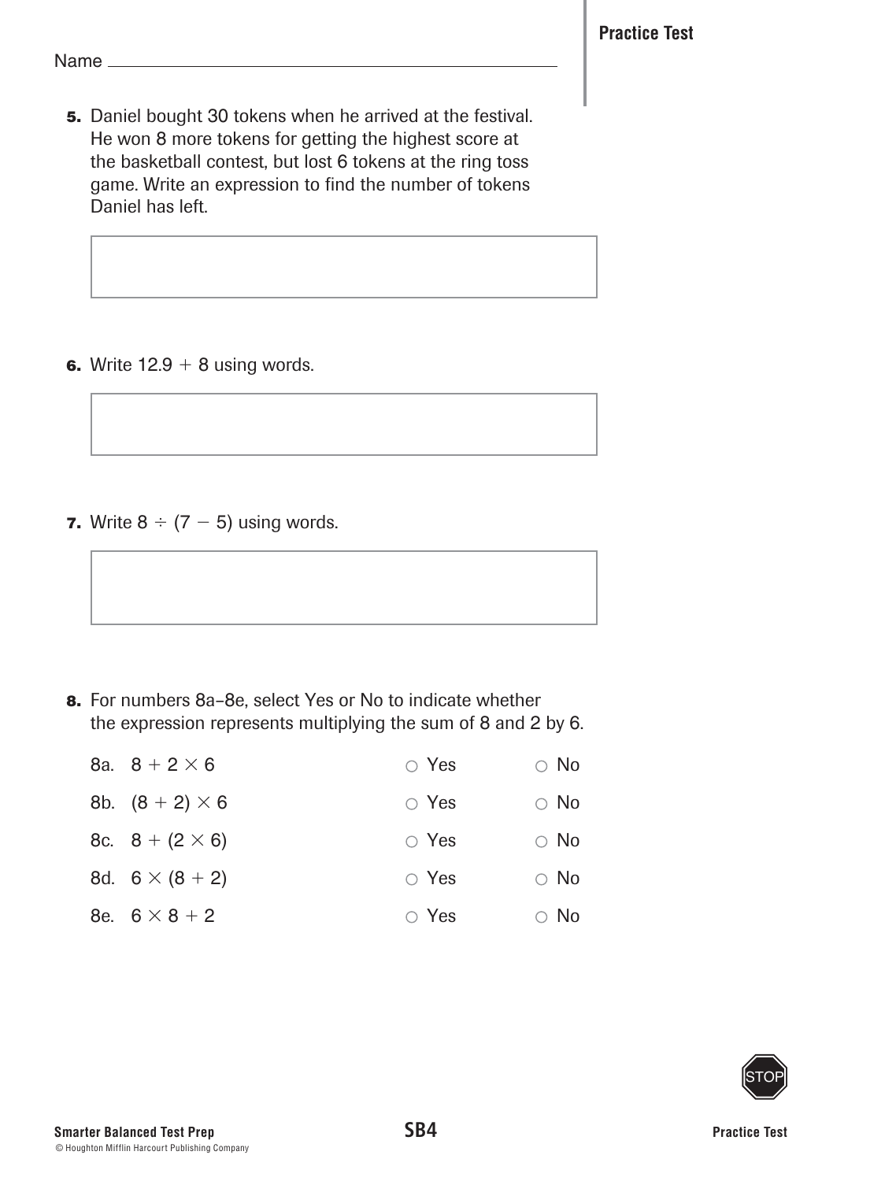Name ________________________________

**5.** Daniel bought 30 tokens when he arrived at the festival. He won 8 more tokens for getting the highest score at the basketball contest, but lost 6 tokens at the ring toss game. Write an expression to find the number of tokens Daniel has left.

|   |
|---|
|   |

**6.** Write $12.9 + 8$ using words.

|   |
|---|
|   |

**7.** Write $8 \div (7 - 5)$ using words.

|   |
|---|
|   |

**8.** For numbers 8a–8e, select Yes or No to indicate whether the expression represents multiplying the sum of 8 and 2 by 6.

| | | | |
|---|---|---|---|
| 8a. | $8 + 2 \times 6$ | ○ Yes | ○ No |
| 8b. | $(8 + 2) \times 6$ | ○ Yes | ○ No |
| 8c. | $8 + (2 \times 6)$ | ○ Yes | ○ No |
| 8d. | $6 \times (8 + 2)$ | ○ Yes | ○ No |
| 8e. | $6 \times 8 + 2$ | ○ Yes | ○ No |

STOP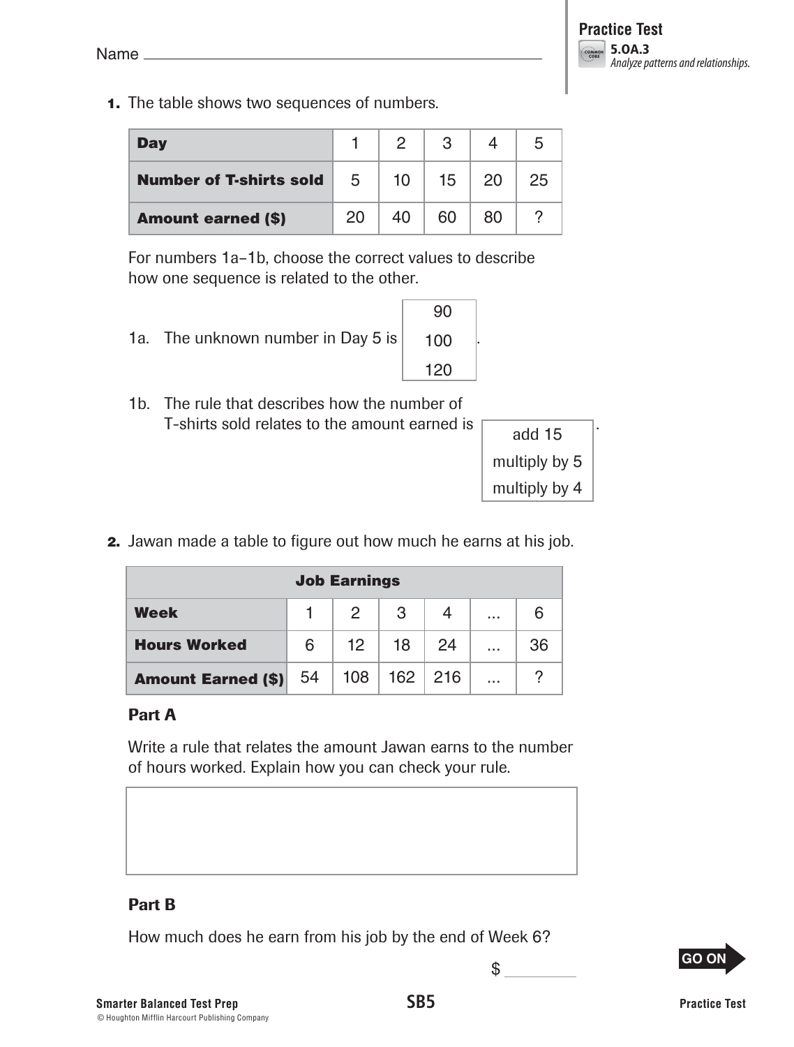Name ______________________________

**Practice Test**
**5.OA.3**
*Analyze patterns and relationships.*

**1.** The table shows two sequences of numbers.

| Day | 1 | 2 | 3 | 4 | 5 |
|---|---|---|---|---|---|
| Number of T-shirts sold | 5 | 10 | 15 | 20 | 25 |
| Amount earned ($) | 20 | 40 | 60 | 80 | ? |

For numbers 1a–1b, choose the correct values to describe how one sequence is related to the other.

1a. The unknown number in Day 5 is [ 90 / 100 / 120 ].

1b. The rule that describes how the number of T-shirts sold relates to the amount earned is [ add 15 / multiply by 5 / multiply by 4 ].

**2.** Jawan made a table to figure out how much he earns at his job.

| Job Earnings | | | | | | |
|---|---|---|---|---|---|---|
| **Week** | 1 | 2 | 3 | 4 | ... | 6 |
| **Hours Worked** | 6 | 12 | 18 | 24 | ... | 36 |
| **Amount Earned ($)** | 54 | 108 | 162 | 216 | ... | ? |

**Part A**

Write a rule that relates the amount Jawan earns to the number of hours worked. Explain how you can check your rule.

**Part B**

How much does he earn from his job by the end of Week 6?

$ ________

GO ON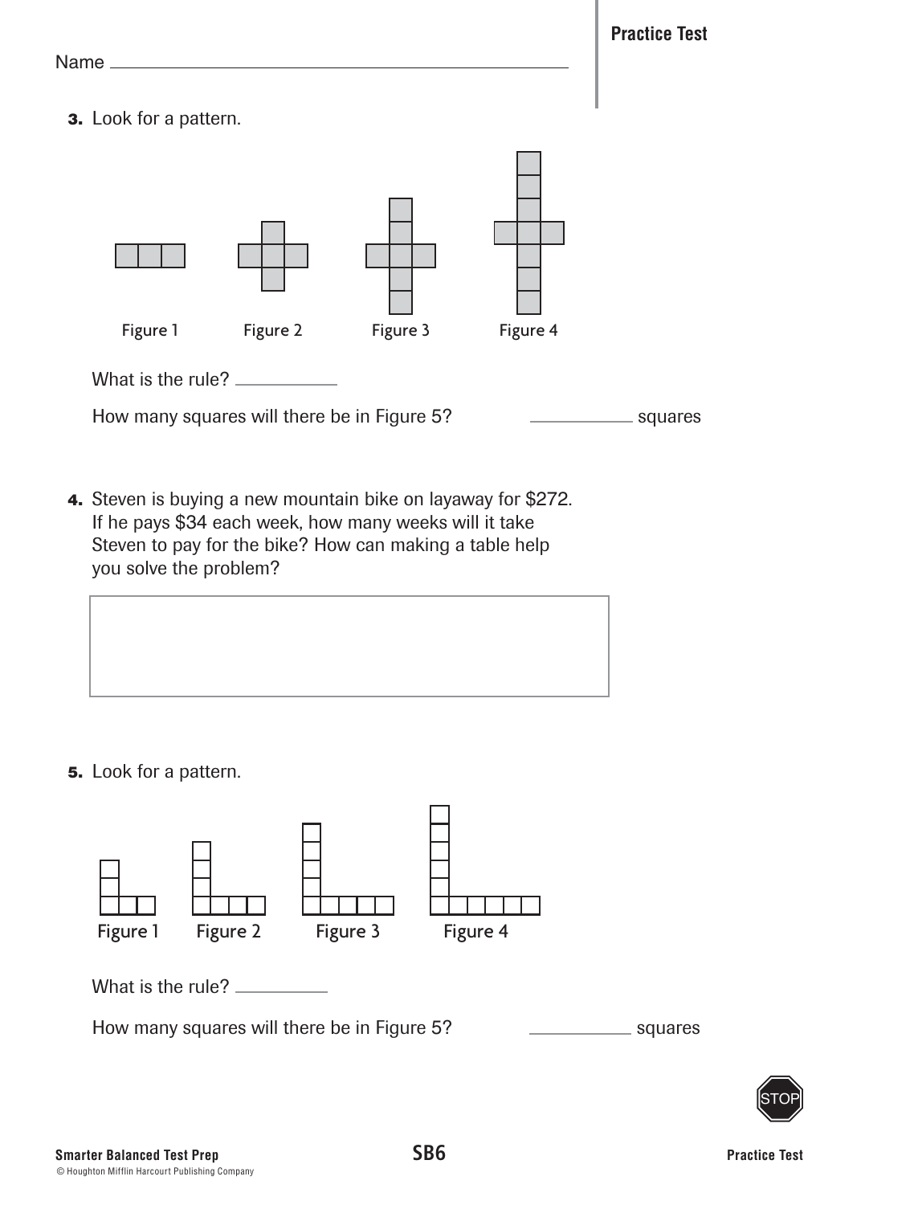Name ____________________

**3.** Look for a pattern.

Figure 1 Figure 2 Figure 3 Figure 4

What is the rule? __________

How many squares will there be in Figure 5? __________ squares

**4.** Steven is buying a new mountain bike on layaway for $272. If he pays $34 each week, how many weeks will it take Steven to pay for the bike? How can making a table help you solve the problem?

**5.** Look for a pattern.

Figure 1 Figure 2 Figure 3 Figure 4

What is the rule? __________

How many squares will there be in Figure 5? __________ squares

STOP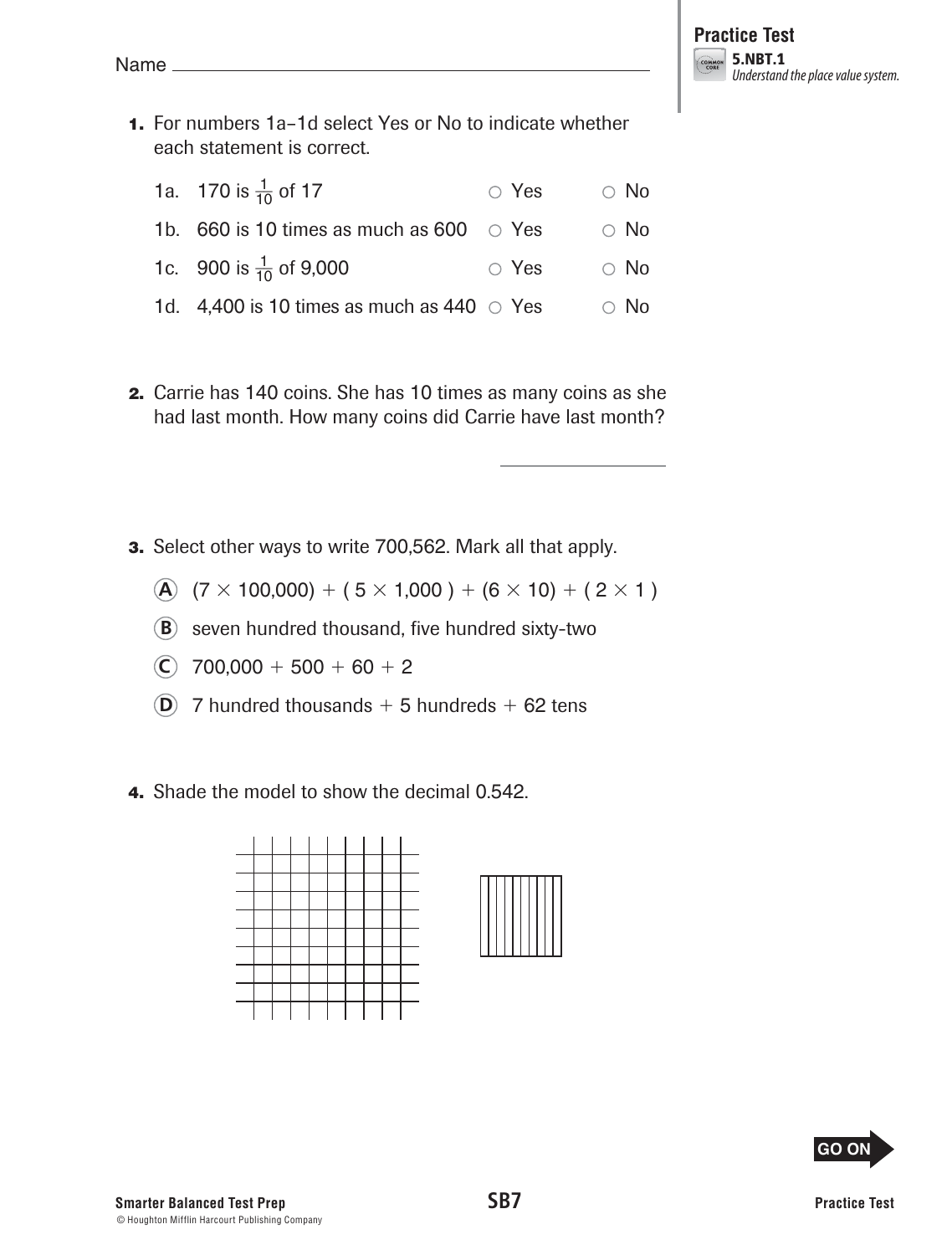Name ____________________

**Practice Test**
**5.NBT.1**
*Understand the place value system.*

**1.** For numbers 1a–1d select Yes or No to indicate whether each statement is correct.

| | | | |
|---|---|---|---|
| 1a. | 170 is $\frac{1}{10}$ of 17 | ○ Yes | ○ No |
| 1b. | 660 is 10 times as much as 600 | ○ Yes | ○ No |
| 1c. | 900 is $\frac{1}{10}$ of 9,000 | ○ Yes | ○ No |
| 1d. | 4,400 is 10 times as much as 440 | ○ Yes | ○ No |

**2.** Carrie has 140 coins. She has 10 times as many coins as she had last month. How many coins did Carrie have last month?

____________________

**3.** Select other ways to write 700,562. Mark all that apply.

Ⓐ $(7 \times 100{,}000) + (5 \times 1{,}000) + (6 \times 10) + (2 \times 1)$

Ⓑ seven hundred thousand, five hundred sixty-two

Ⓒ $700{,}000 + 500 + 60 + 2$

Ⓓ 7 hundred thousands + 5 hundreds + 62 tens

**4.** Shade the model to show the decimal 0.542.

GO ON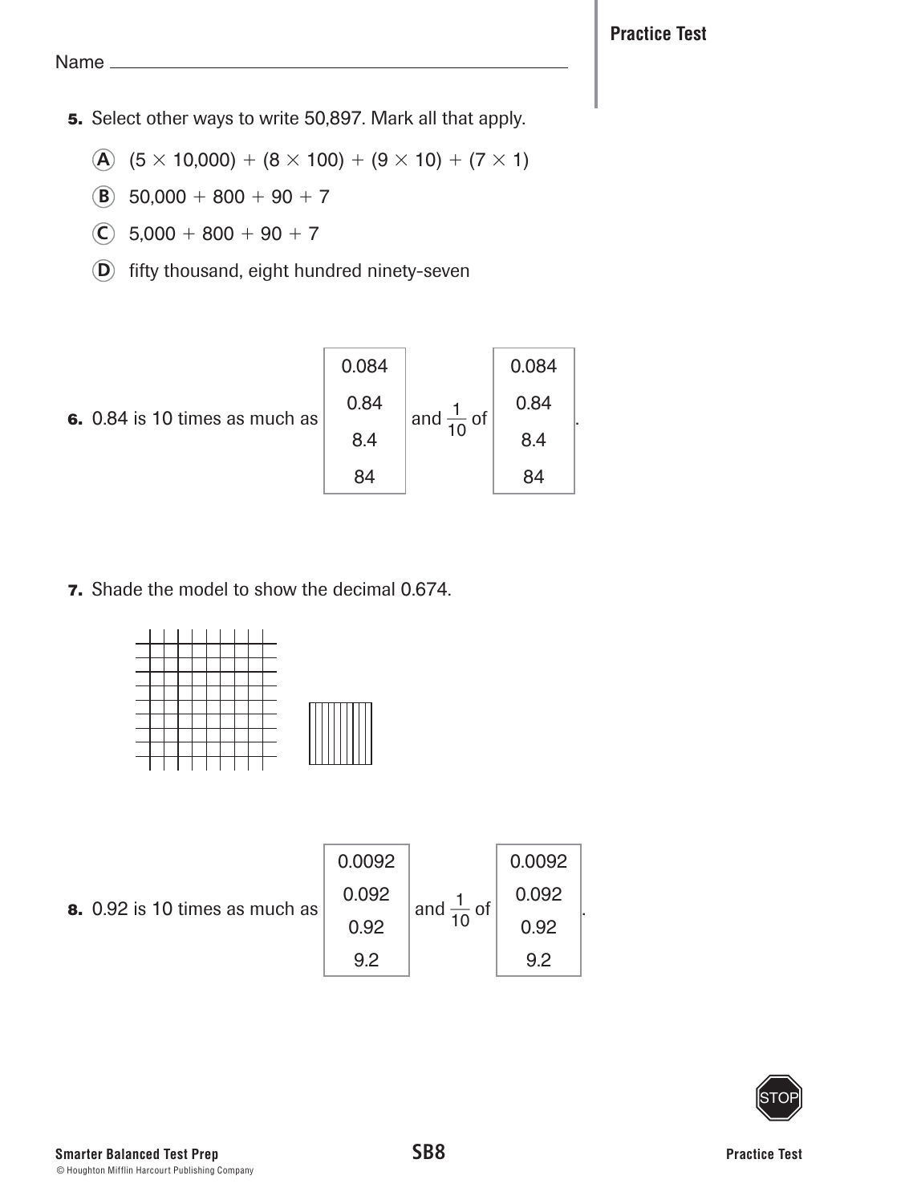Name ____________________________________________

**Practice Test**

**5.** Select other ways to write 50,897. Mark all that apply.

- **A** $(5 \times 10{,}000) + (8 \times 100) + (9 \times 10) + (7 \times 1)$
- **B** $50{,}000 + 800 + 90 + 7$
- **C** $5{,}000 + 800 + 90 + 7$
- **D** fifty thousand, eight hundred ninety-seven

**6.** 0.84 is 10 times as much as [0.084 / 0.84 / 8.4 / 84] and $\frac{1}{10}$ of [0.084 / 0.84 / 8.4 / 84].

**7.** Shade the model to show the decimal 0.674.

**8.** 0.92 is 10 times as much as [0.0092 / 0.092 / 0.92 / 9.2] and $\frac{1}{10}$ of [0.0092 / 0.092 / 0.92 / 9.2].

STOP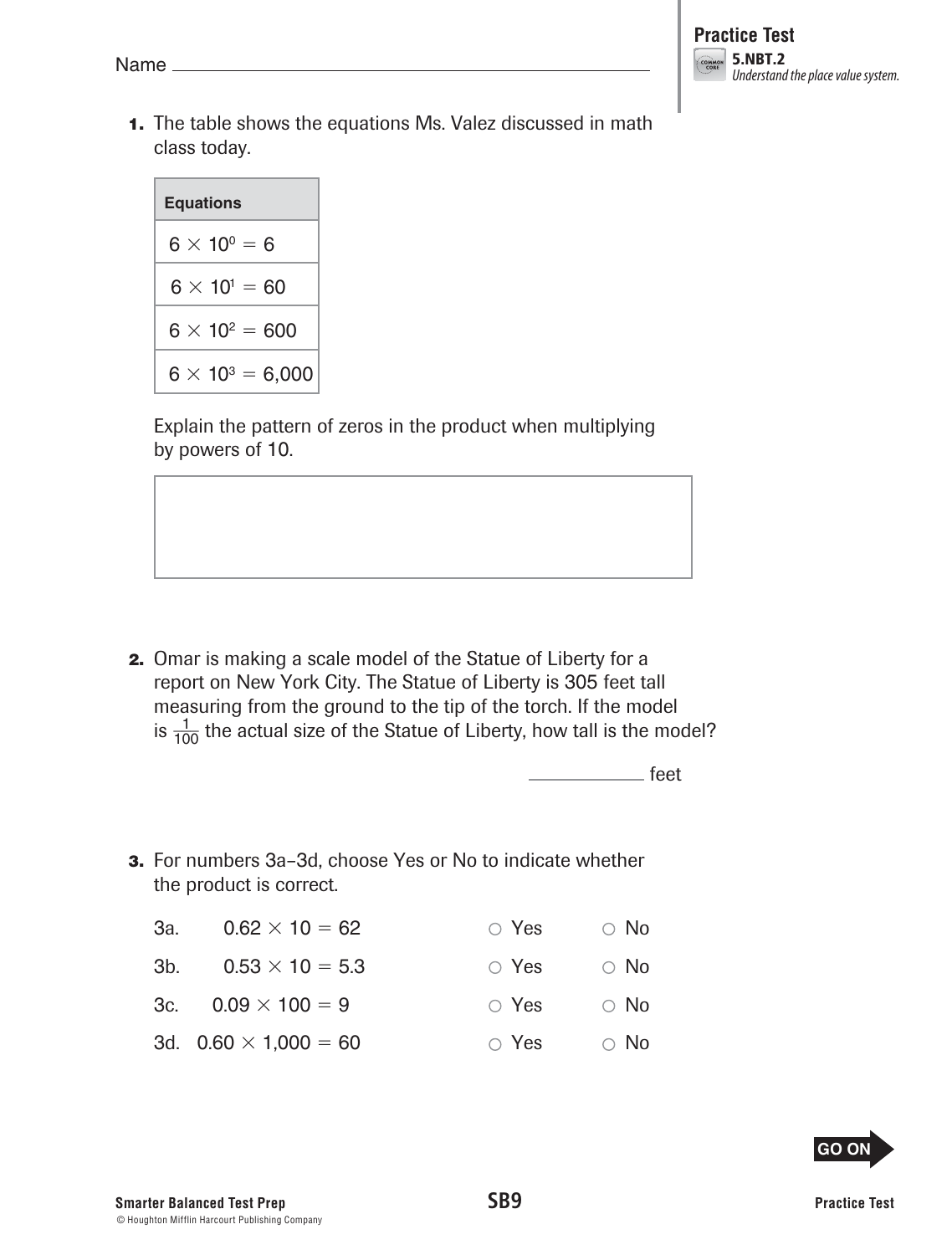Name ______________________________

**Practice Test**
**5.NBT.2**
*Understand the place value system.*

**1.** The table shows the equations Ms. Valez discussed in math class today.

| Equations |
|---|
| $6 \times 10^0 = 6$ |
| $6 \times 10^1 = 60$ |
| $6 \times 10^2 = 600$ |
| $6 \times 10^3 = 6{,}000$ |

Explain the pattern of zeros in the product when multiplying by powers of 10.

**2.** Omar is making a scale model of the Statue of Liberty for a report on New York City. The Statue of Liberty is 305 feet tall measuring from the ground to the tip of the torch. If the model is $\frac{1}{100}$ the actual size of the Statue of Liberty, how tall is the model?

____________ feet

**3.** For numbers 3a–3d, choose Yes or No to indicate whether the product is correct.

| | | | |
|---|---|---|---|
| 3a. | $0.62 \times 10 = 62$ | ○ Yes | ○ No |
| 3b. | $0.53 \times 10 = 5.3$ | ○ Yes | ○ No |
| 3c. | $0.09 \times 100 = 9$ | ○ Yes | ○ No |
| 3d. | $0.60 \times 1{,}000 = 60$ | ○ Yes | ○ No |

GO ON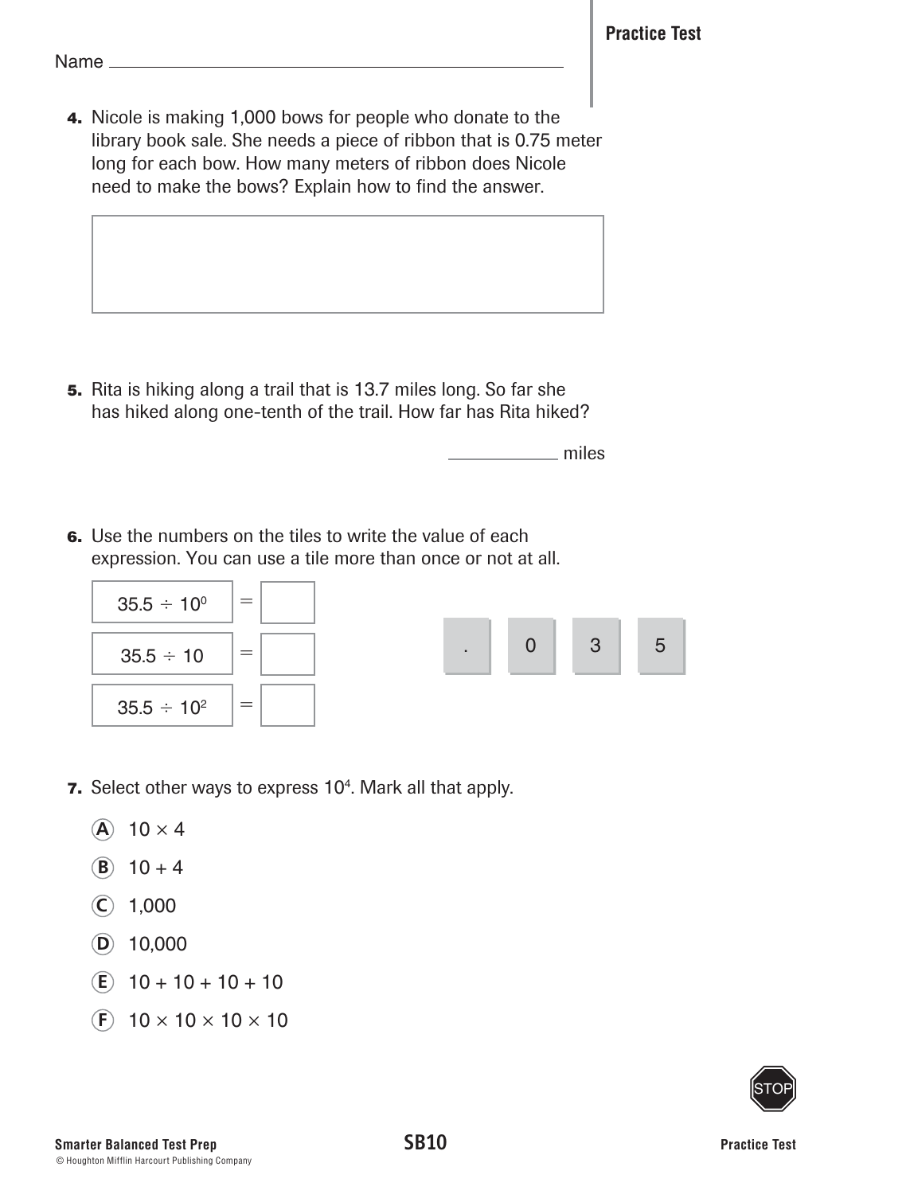Name ________________________________

**4.** Nicole is making 1,000 bows for people who donate to the library book sale. She needs a piece of ribbon that is 0.75 meter long for each bow. How many meters of ribbon does Nicole need to make the bows? Explain how to find the answer.

| |
|---|
| |

**5.** Rita is hiking along a trail that is 13.7 miles long. So far she has hiked along one-tenth of the trail. How far has Rita hiked?

____________ miles

**6.** Use the numbers on the tiles to write the value of each expression. You can use a tile more than once or not at all.

| Expression | | Value |
|---|---|---|
| $35.5 \div 10^0$ | = | |
| $35.5 \div 10$ | = | |
| $35.5 \div 10^2$ | = | |

Tiles: . | 0 | 3 | 5

**7.** Select other ways to express $10^4$. Mark all that apply.

- (A) $10 \times 4$
- (B) $10 + 4$
- (C) 1,000
- (D) 10,000
- (E) $10 + 10 + 10 + 10$
- (F) $10 \times 10 \times 10 \times 10$

STOP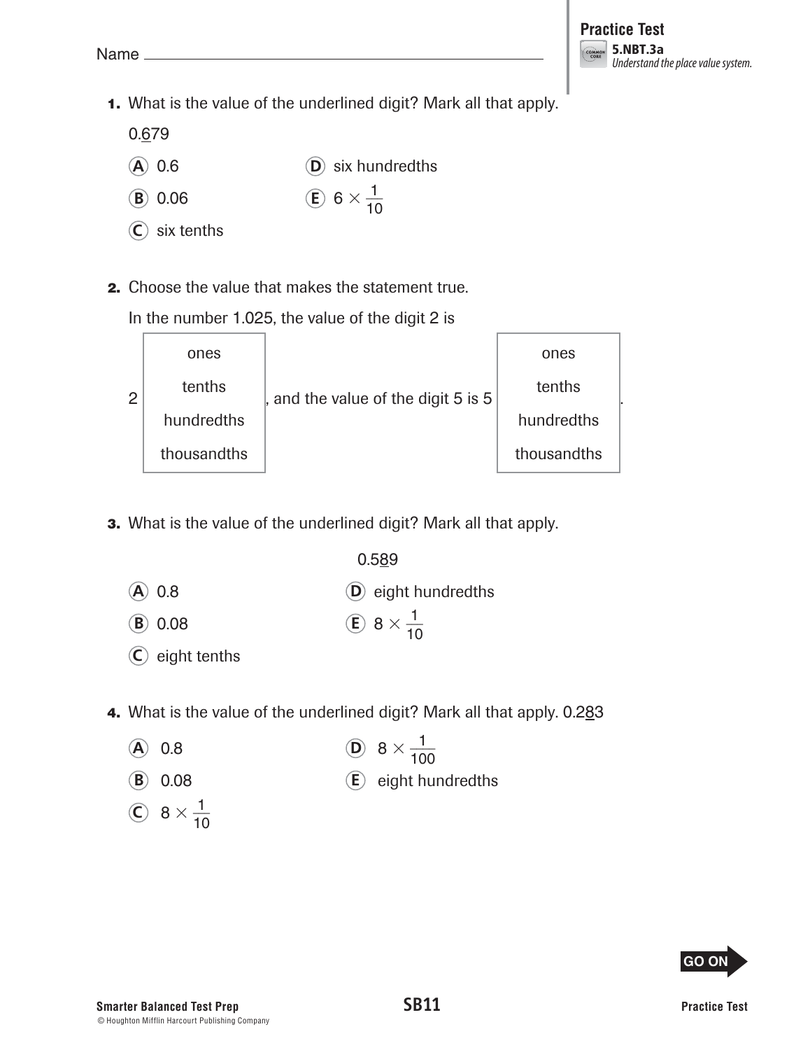Name ______________________________

**Practice Test**
**5.NBT.3a**
*Understand the place value system.*

**1.** What is the value of the underlined digit? Mark all that apply.

0.<u>6</u>79

- (A) 0.6
- (B) 0.06
- (C) six tenths
- (D) six hundredths
- (E) $6 \times \frac{1}{10}$

**2.** Choose the value that makes the statement true.

In the number 1.025, the value of the digit 2 is

2 [ones / tenths / hundredths / thousandths], and the value of the digit 5 is 5 [ones / tenths / hundredths / thousandths].

**3.** What is the value of the underlined digit? Mark all that apply.

0.5<u>8</u>9

- (A) 0.8
- (B) 0.08
- (C) eight tenths
- (D) eight hundredths
- (E) $8 \times \frac{1}{10}$

**4.** What is the value of the underlined digit? Mark all that apply. 0.2<u>8</u>3

- (A) 0.8
- (B) 0.08
- (C) $8 \times \frac{1}{10}$
- (D) $8 \times \frac{1}{100}$
- (E) eight hundredths

GO ON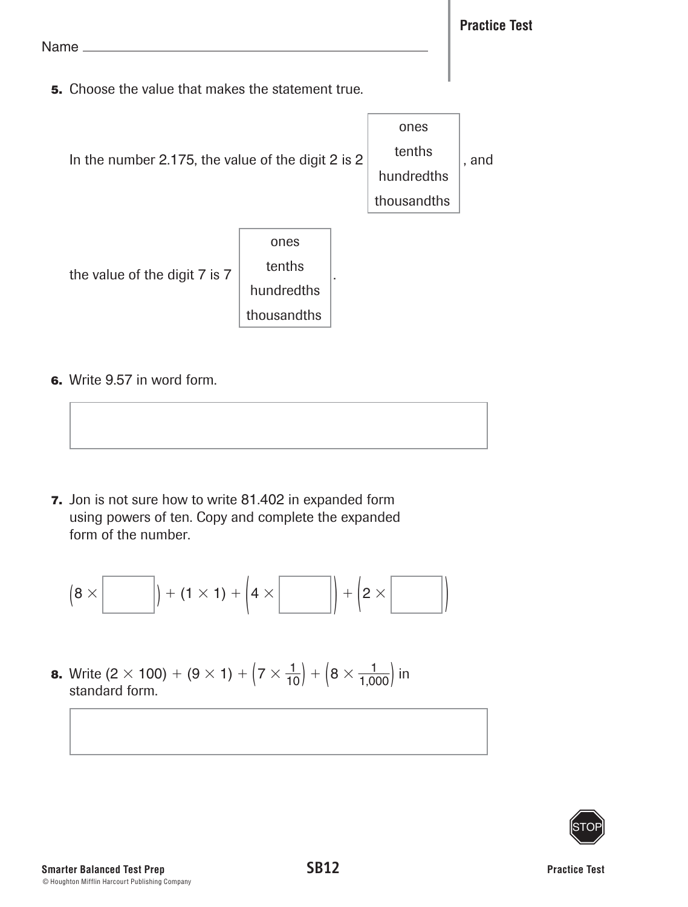Name ______________________

**5.** Choose the value that makes the statement true.

In the number 2.175, the value of the digit 2 is 2 [ ones | tenths | hundredths | thousandths ], and

the value of the digit 7 is 7 [ ones | tenths | hundredths | thousandths ].

**6.** Write 9.57 in word form.

[ ]

**7.** Jon is not sure how to write 81.402 in expanded form using powers of ten. Copy and complete the expanded form of the number.

$(8 \times \square) + (1 \times 1) + (4 \times \square) + (2 \times \square)$

**8.** Write $(2 \times 100) + (9 \times 1) + \left(7 \times \frac{1}{10}\right) + \left(8 \times \frac{1}{1{,}000}\right)$ in standard form.

[ ]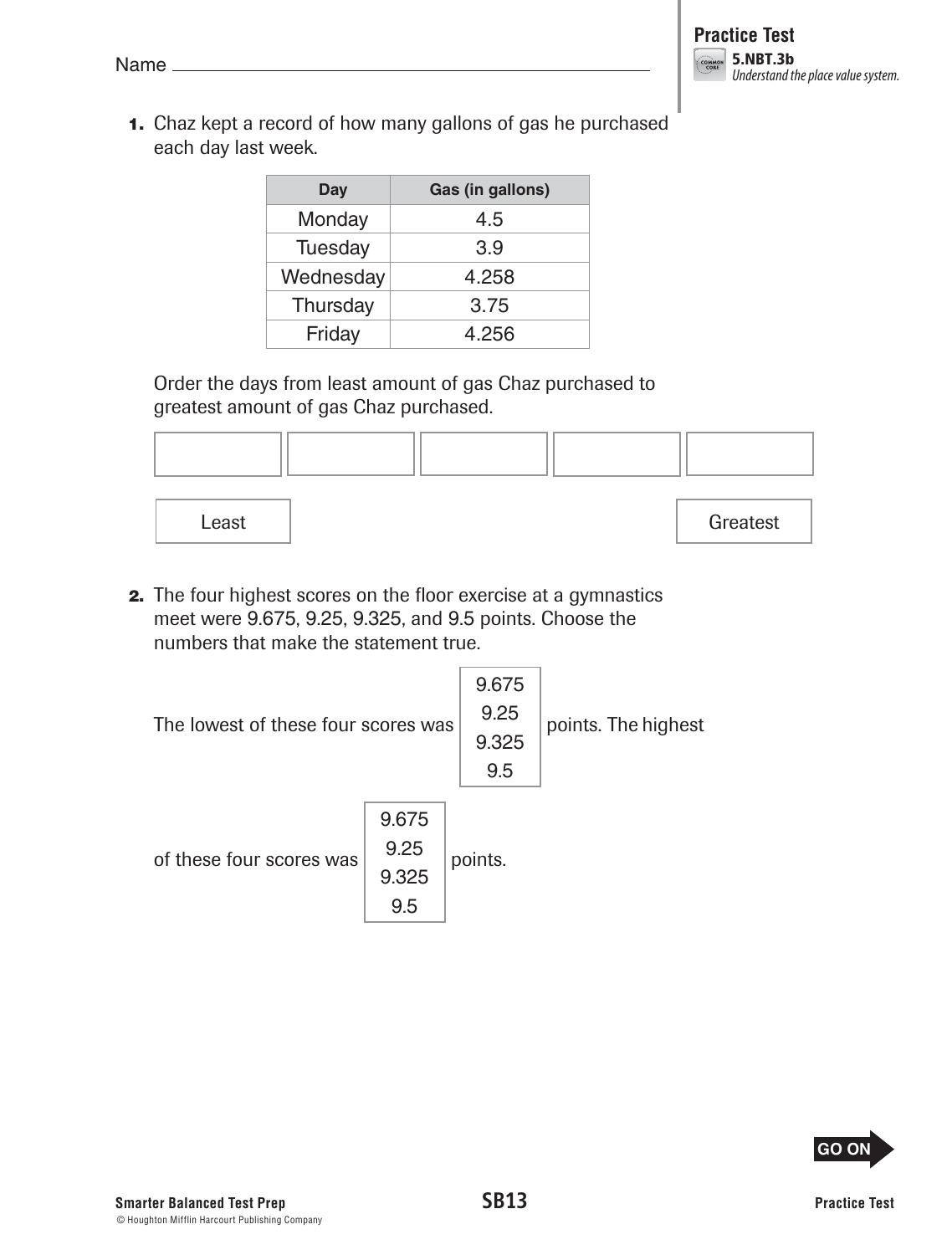Name ______________________________

**Practice Test**
**5.NBT.3b**
*Understand the place value system.*

1. Chaz kept a record of how many gallons of gas he purchased each day last week.

| Day | Gas (in gallons) |
|---|---|
| Monday | 4.5 |
| Tuesday | 3.9 |
| Wednesday | 4.258 |
| Thursday | 3.75 |
| Friday | 4.256 |

Order the days from least amount of gas Chaz purchased to greatest amount of gas Chaz purchased.

| | | | | |
|---|---|---|---|---|
| | | | | |

Least → Greatest

2. The four highest scores on the floor exercise at a gymnastics meet were 9.675, 9.25, 9.325, and 9.5 points. Choose the numbers that make the statement true.

The lowest of these four scores was [9.675 / 9.25 / 9.325 / 9.5] points. The highest of these four scores was [9.675 / 9.25 / 9.325 / 9.5] points.

GO ON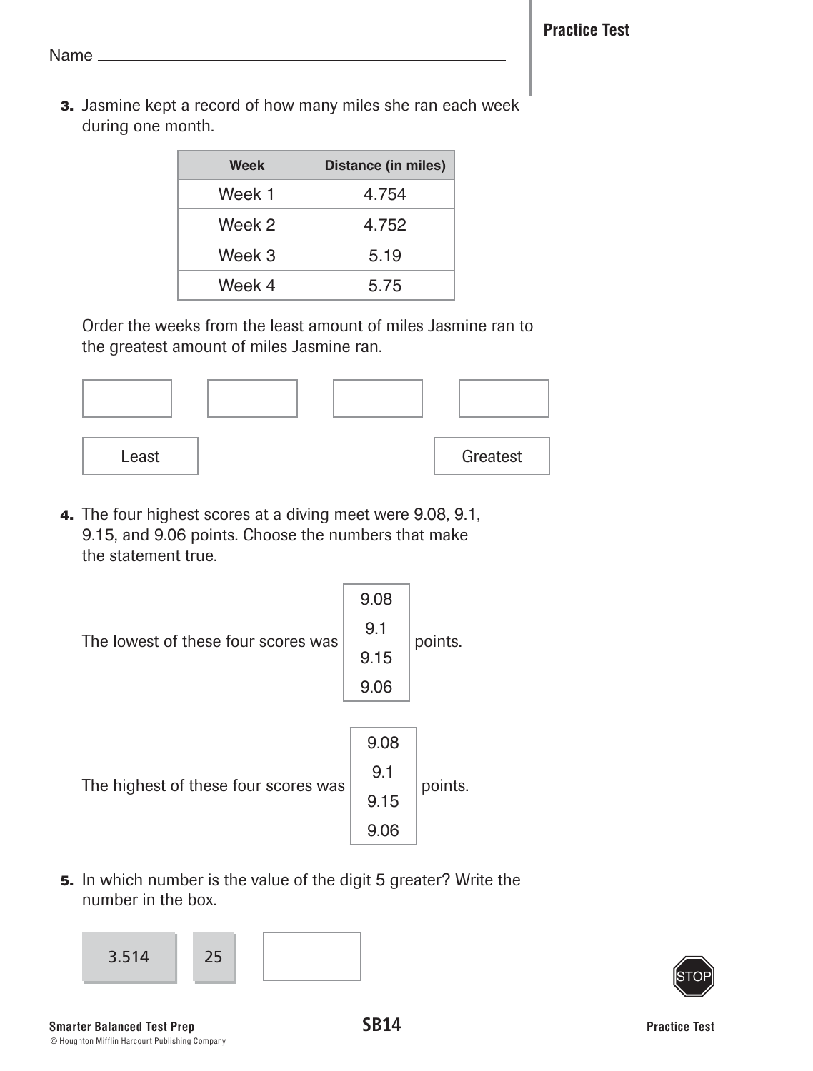Name ________________________________

**Practice Test**

**3.** Jasmine kept a record of how many miles she ran each week during one month.

| Week | Distance (in miles) |
|---|---|
| Week 1 | 4.754 |
| Week 2 | 4.752 |
| Week 3 | 5.19 |
| Week 4 | 5.75 |

Order the weeks from the least amount of miles Jasmine ran to the greatest amount of miles Jasmine ran.

[ ] [ ] [ ] [ ]

Least — Greatest

**4.** The four highest scores at a diving meet were 9.08, 9.1, 9.15, and 9.06 points. Choose the numbers that make the statement true.

The lowest of these four scores was [9.08 / 9.1 / 9.15 / 9.06] points.

The highest of these four scores was [9.08 / 9.1 / 9.15 / 9.06] points.

**5.** In which number is the value of the digit 5 greater? Write the number in the box.

3.514 25 [ ]

STOP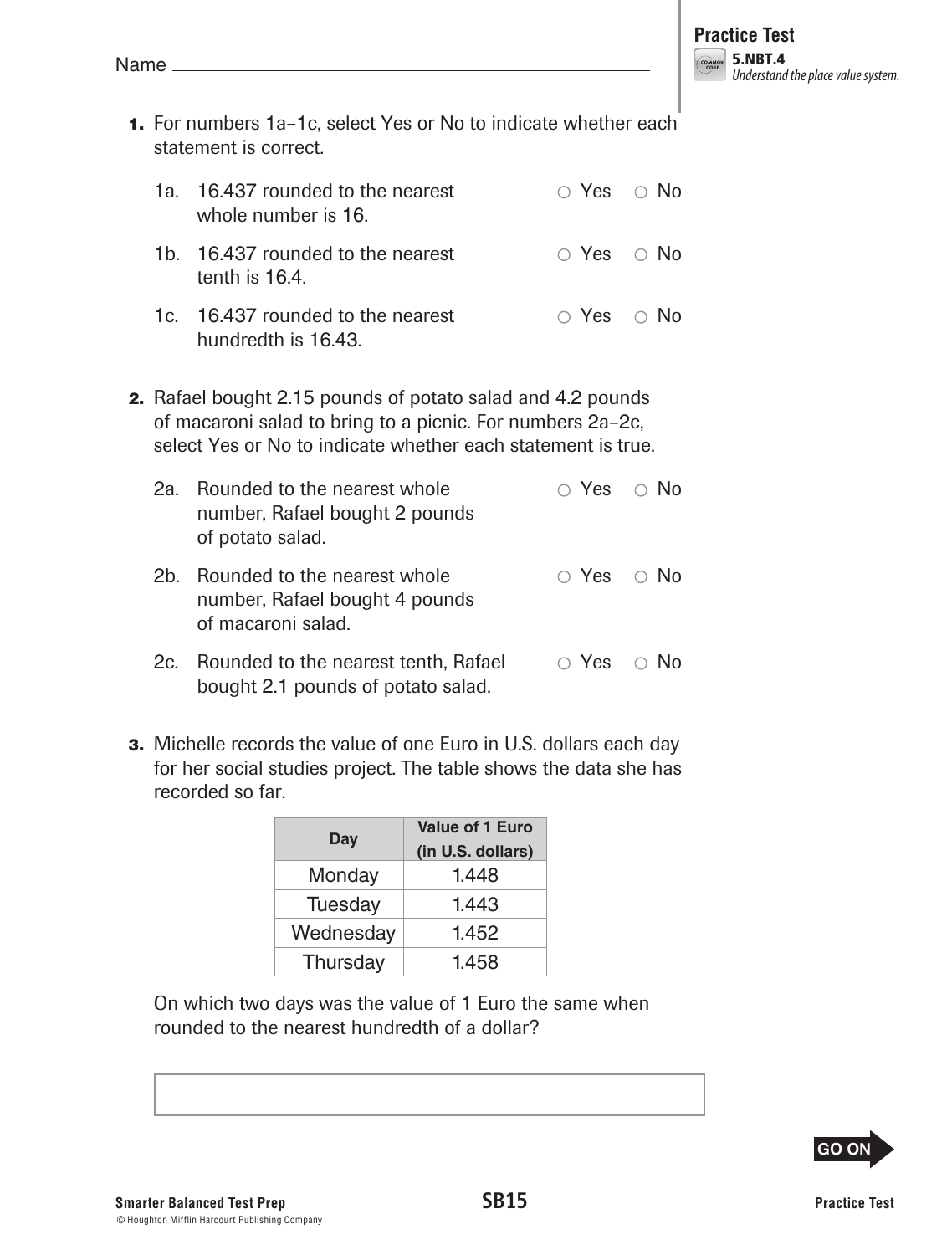Name ______________________________

**Practice Test**
**5.NBT.4**
*Understand the place value system.*

**1.** For numbers 1a–1c, select Yes or No to indicate whether each statement is correct.

1a. 16.437 rounded to the nearest whole number is 16. ○ Yes ○ No

1b. 16.437 rounded to the nearest tenth is 16.4. ○ Yes ○ No

1c. 16.437 rounded to the nearest hundredth is 16.43. ○ Yes ○ No

**2.** Rafael bought 2.15 pounds of potato salad and 4.2 pounds of macaroni salad to bring to a picnic. For numbers 2a–2c, select Yes or No to indicate whether each statement is true.

2a. Rounded to the nearest whole number, Rafael bought 2 pounds of potato salad. ○ Yes ○ No

2b. Rounded to the nearest whole number, Rafael bought 4 pounds of macaroni salad. ○ Yes ○ No

2c. Rounded to the nearest tenth, Rafael bought 2.1 pounds of potato salad. ○ Yes ○ No

**3.** Michelle records the value of one Euro in U.S. dollars each day for her social studies project. The table shows the data she has recorded so far.

| Day | Value of 1 Euro (in U.S. dollars) |
|---|---|
| Monday | 1.448 |
| Tuesday | 1.443 |
| Wednesday | 1.452 |
| Thursday | 1.458 |

On which two days was the value of 1 Euro the same when rounded to the nearest hundredth of a dollar?

______________________________

GO ON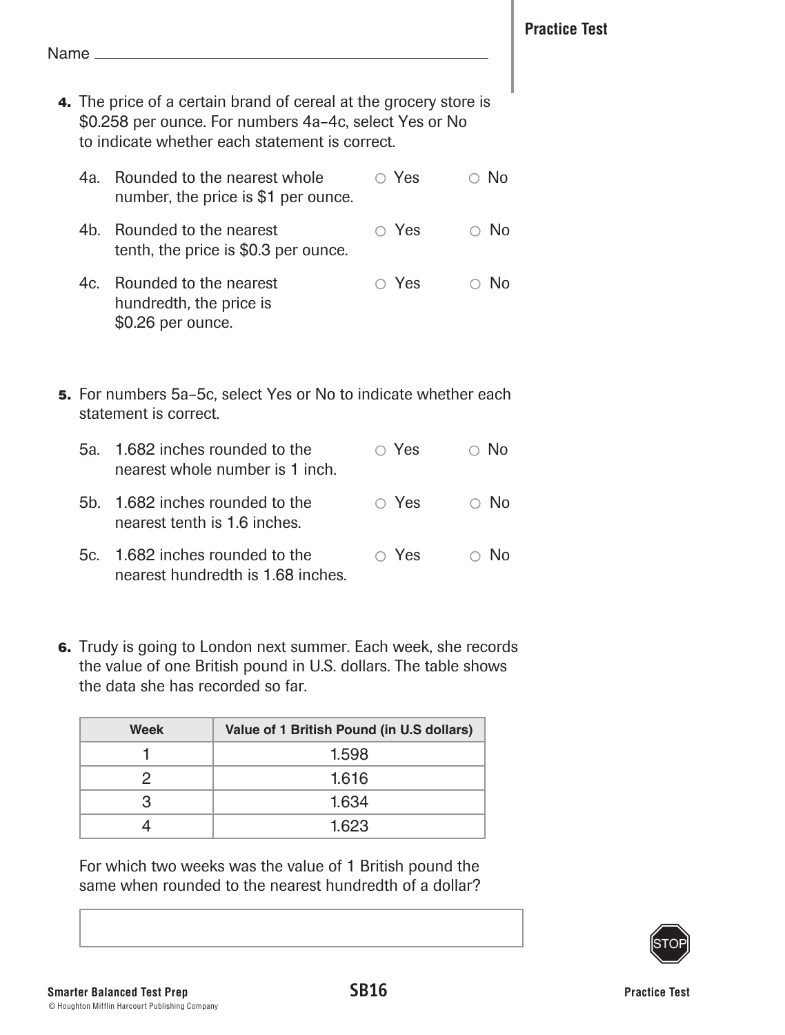Name ______________________________

**4.** The price of a certain brand of cereal at the grocery store is $0.258 per ounce. For numbers 4a–4c, select Yes or No to indicate whether each statement is correct.

4a. Rounded to the nearest whole number, the price is $1 per ounce. ○ Yes ○ No

4b. Rounded to the nearest tenth, the price is $0.3 per ounce. ○ Yes ○ No

4c. Rounded to the nearest hundredth, the price is $0.26 per ounce. ○ Yes ○ No

**5.** For numbers 5a–5c, select Yes or No to indicate whether each statement is correct.

5a. 1.682 inches rounded to the nearest whole number is 1 inch. ○ Yes ○ No

5b. 1.682 inches rounded to the nearest tenth is 1.6 inches. ○ Yes ○ No

5c. 1.682 inches rounded to the nearest hundredth is 1.68 inches. ○ Yes ○ No

**6.** Trudy is going to London next summer. Each week, she records the value of one British pound in U.S. dollars. The table shows the data she has recorded so far.

| Week | Value of 1 British Pound (in U.S dollars) |
| --- | --- |
| 1 | 1.598 |
| 2 | 1.616 |
| 3 | 1.634 |
| 4 | 1.623 |

For which two weeks was the value of 1 British pound the same when rounded to the nearest hundredth of a dollar?

| |
| --- |
| |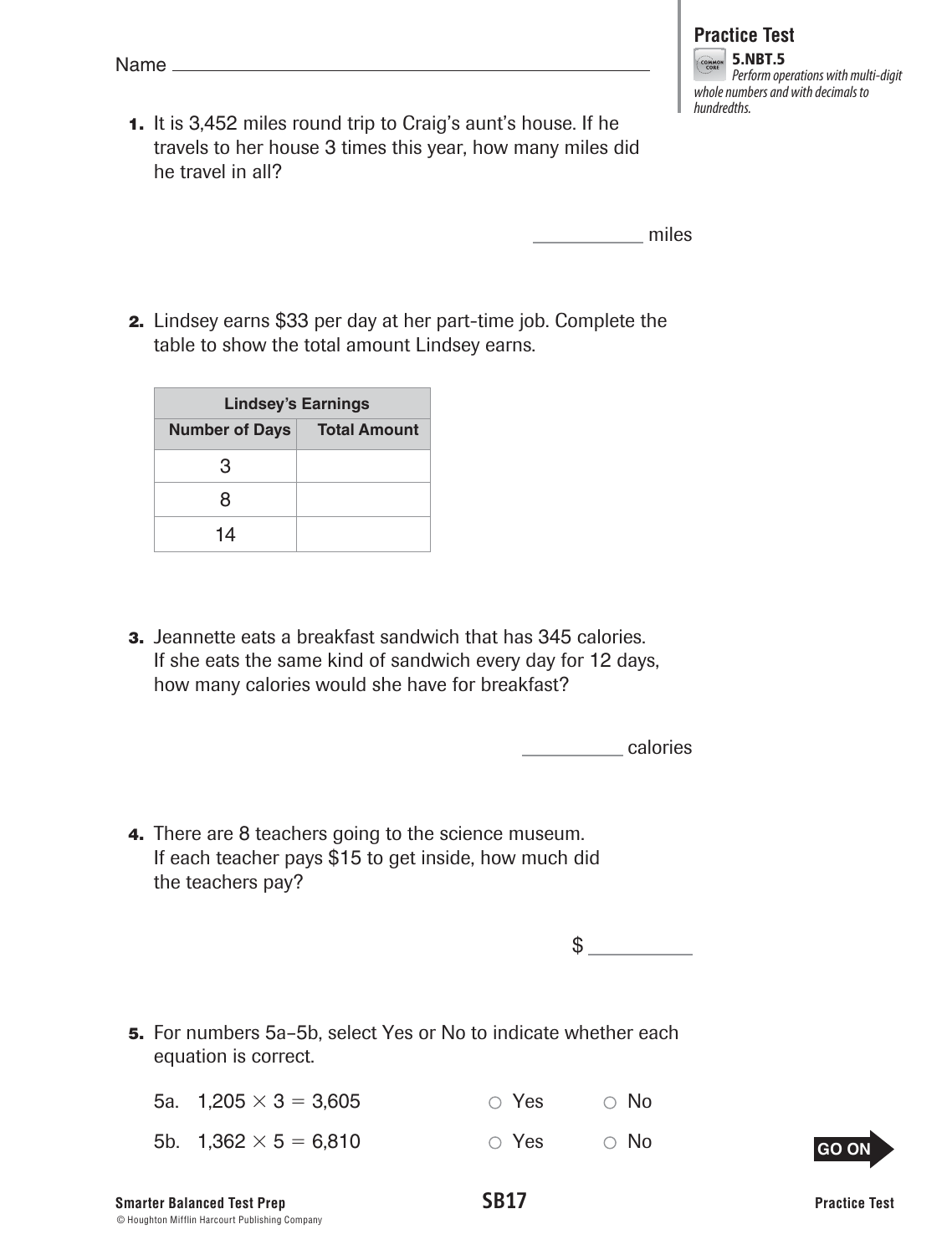Name ______________________________

**Practice Test**

**5.NBT.5**
*Perform operations with multi-digit whole numbers and with decimals to hundredths.*

**1.** It is 3,452 miles round trip to Craig's aunt's house. If he travels to her house 3 times this year, how many miles did he travel in all?

__________ miles

**2.** Lindsey earns $33 per day at her part-time job. Complete the table to show the total amount Lindsey earns.

| Lindsey's Earnings | |
|---|---|
| **Number of Days** | **Total Amount** |
| 3 | |
| 8 | |
| 14 | |

**3.** Jeannette eats a breakfast sandwich that has 345 calories. If she eats the same kind of sandwich every day for 12 days, how many calories would she have for breakfast?

__________ calories

**4.** There are 8 teachers going to the science museum. If each teacher pays $15 to get inside, how much did the teachers pay?

$ __________

**5.** For numbers 5a–5b, select Yes or No to indicate whether each equation is correct.

5a. $1{,}205 \times 3 = 3{,}605$ ○ Yes ○ No

5b. $1{,}362 \times 5 = 6{,}810$ ○ Yes ○ No

GO ON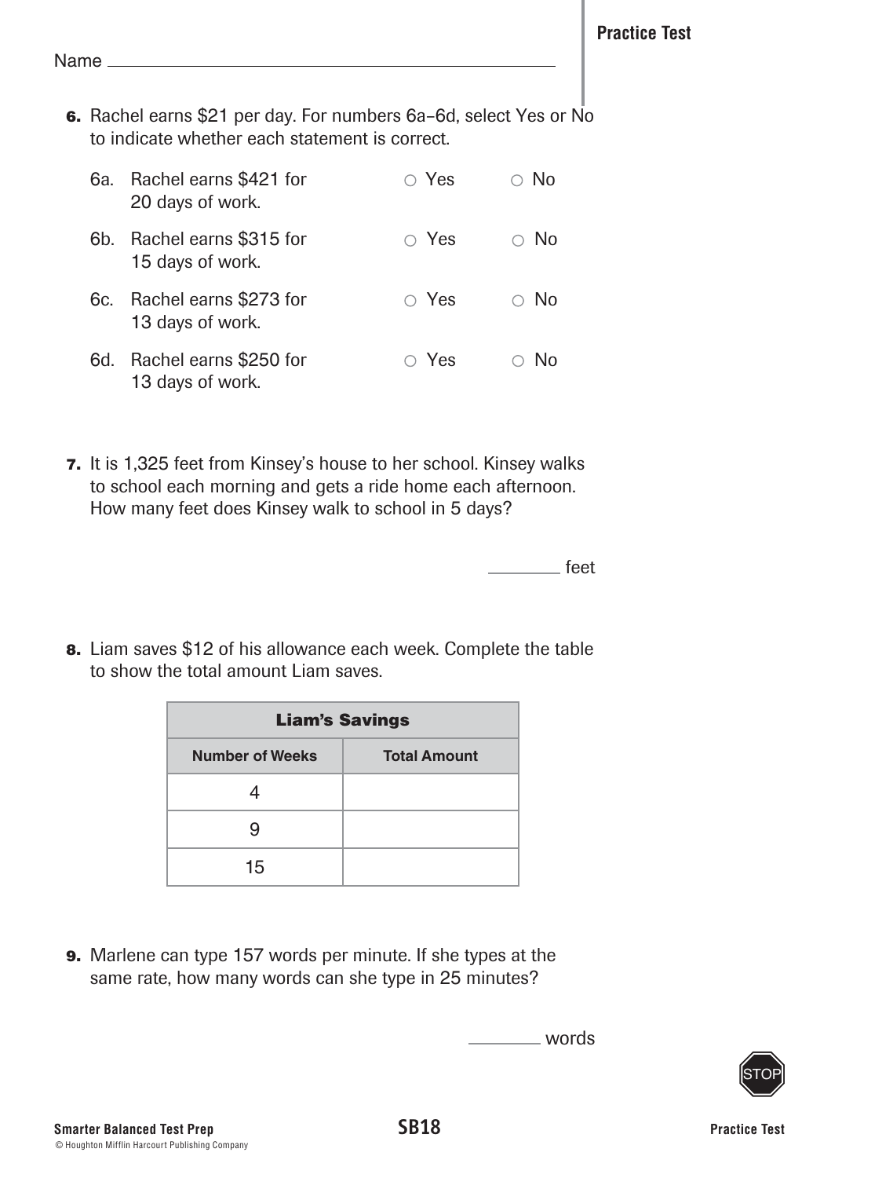Name ____________________

**Practice Test**

**6.** Rachel earns $21 per day. For numbers 6a–6d, select Yes or No to indicate whether each statement is correct.

6a. Rachel earns $421 for 20 days of work. ○ Yes ○ No

6b. Rachel earns $315 for 15 days of work. ○ Yes ○ No

6c. Rachel earns $273 for 13 days of work. ○ Yes ○ No

6d. Rachel earns $250 for 13 days of work. ○ Yes ○ No

**7.** It is 1,325 feet from Kinsey's house to her school. Kinsey walks to school each morning and gets a ride home each afternoon. How many feet does Kinsey walk to school in 5 days?

________ feet

**8.** Liam saves $12 of his allowance each week. Complete the table to show the total amount Liam saves.

| **Liam's Savings** | |
|---|---|
| **Number of Weeks** | **Total Amount** |
| 4 | |
| 9 | |
| 15 | |

**9.** Marlene can type 157 words per minute. If she types at the same rate, how many words can she type in 25 minutes?

________ words

STOP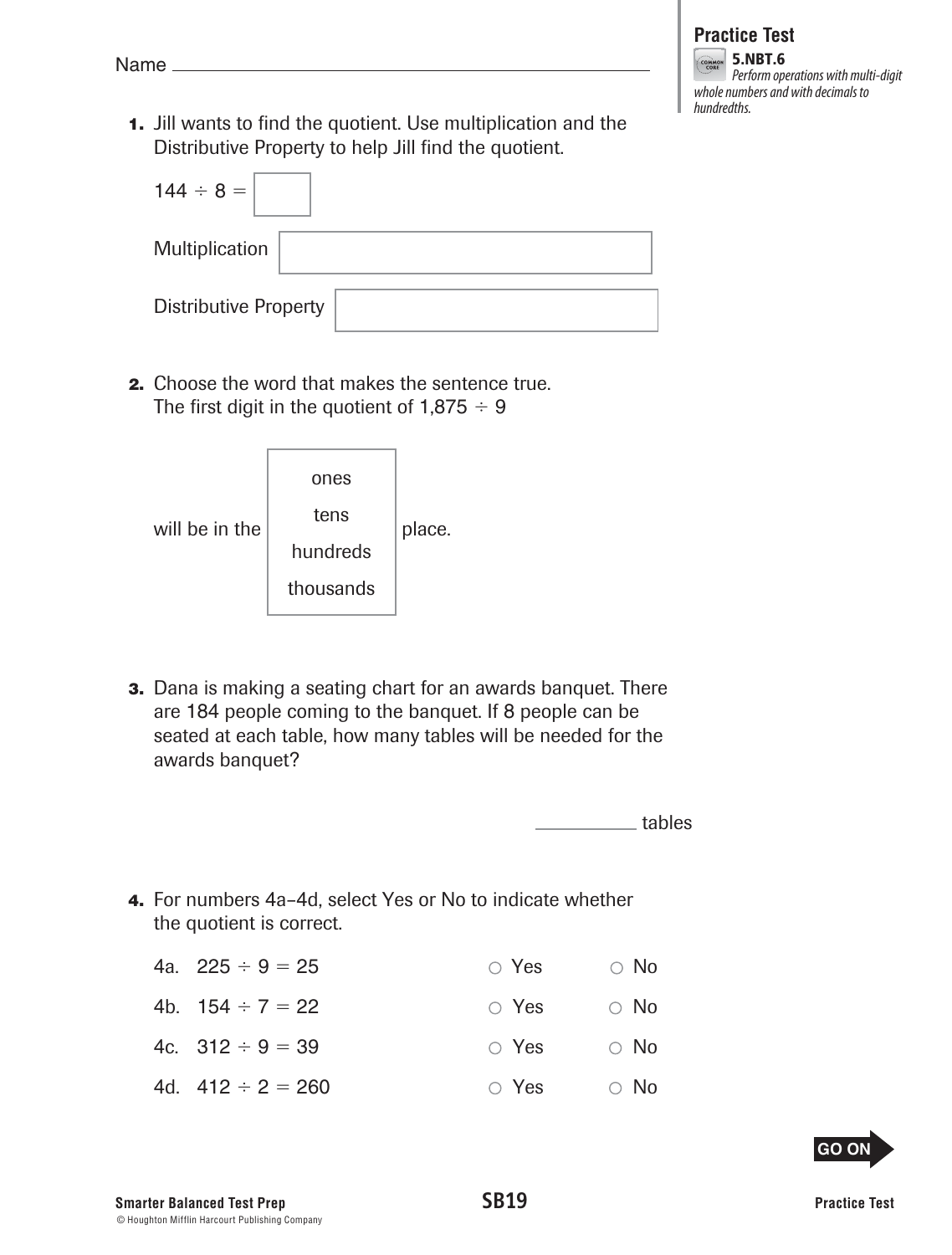Name ________________________________________

**Practice Test**

**5.NBT.6** *Perform operations with multi-digit whole numbers and with decimals to hundredths.*

**1.** Jill wants to find the quotient. Use multiplication and the Distributive Property to help Jill find the quotient.

$144 \div 8 =$ ☐

Multiplication ________________________

Distributive Property ________________________

**2.** Choose the word that makes the sentence true.
The first digit in the quotient of $1{,}875 \div 9$

will be in the [ ones | tens | hundreds | thousands ] place.

**3.** Dana is making a seating chart for an awards banquet. There are 184 people coming to the banquet. If 8 people can be seated at each table, how many tables will be needed for the awards banquet?

__________ tables

**4.** For numbers 4a–4d, select Yes or No to indicate whether the quotient is correct.

| | | | |
|---|---|---|---|
| 4a. | $225 \div 9 = 25$ | ○ Yes | ○ No |
| 4b. | $154 \div 7 = 22$ | ○ Yes | ○ No |
| 4c. | $312 \div 9 = 39$ | ○ Yes | ○ No |
| 4d. | $412 \div 2 = 260$ | ○ Yes | ○ No |

GO ON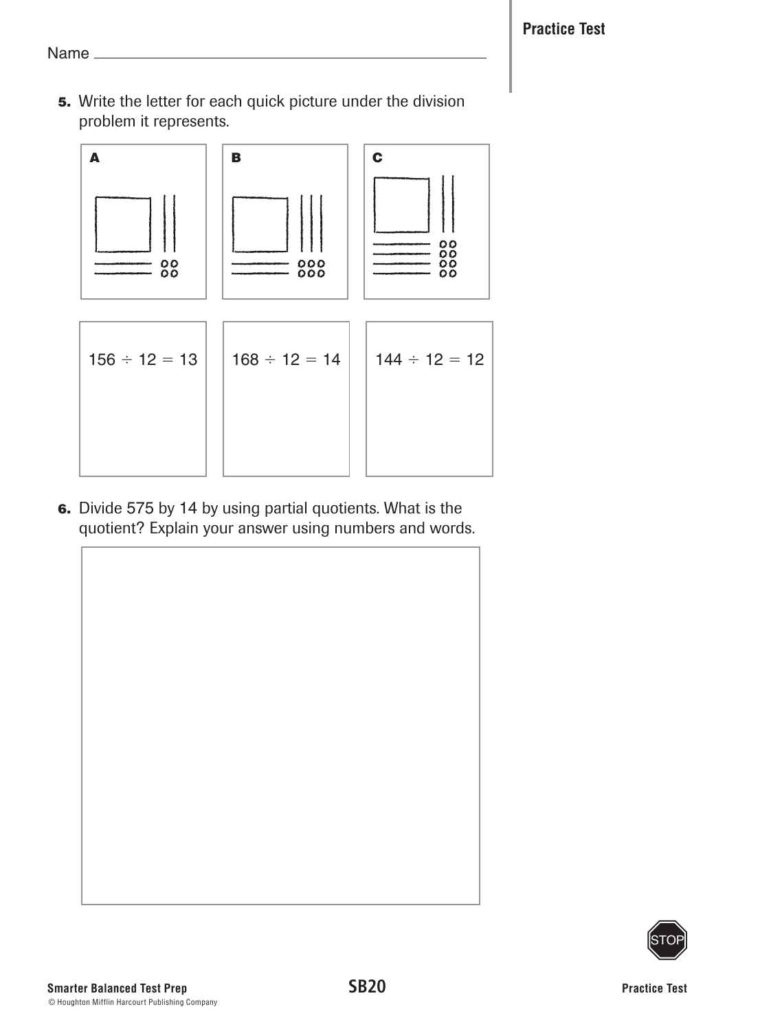Name ______________________________

5. Write the letter for each quick picture under the division problem it represents.

A B C

| $156 \div 12 = 13$ | $168 \div 12 = 14$ | $144 \div 12 = 12$ |
|---|---|---|
| | | |

6. Divide 575 by 14 by using partial quotients. What is the quotient? Explain your answer using numbers and words.

STOP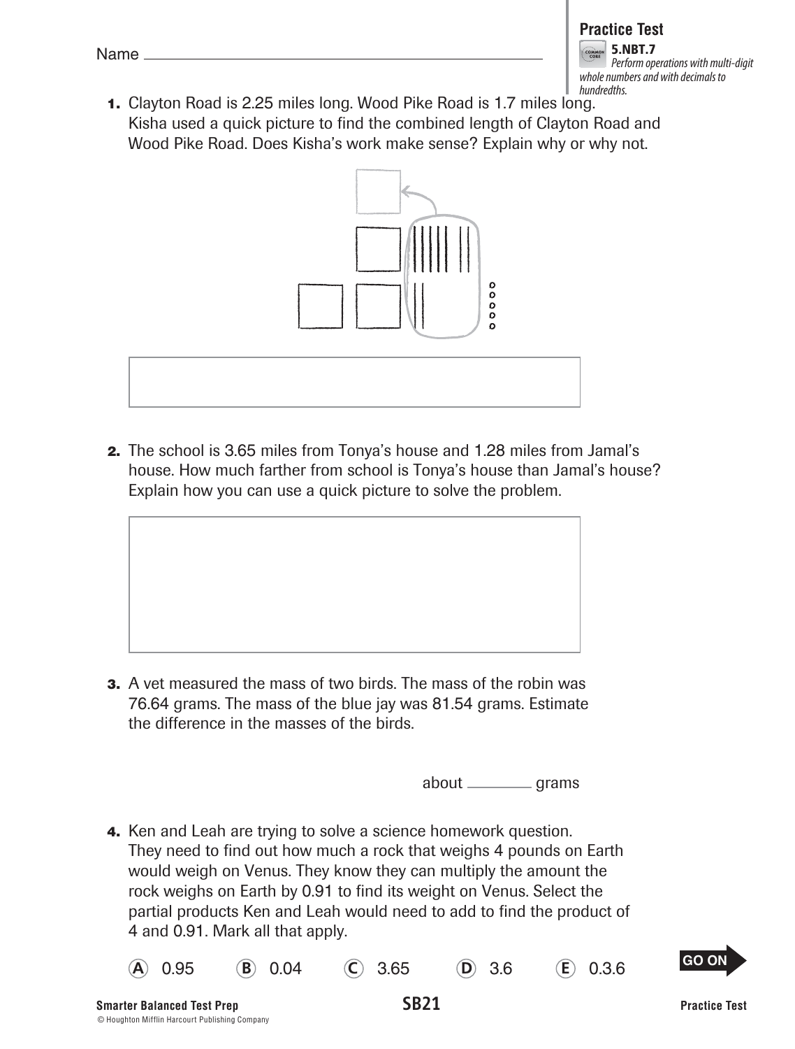Name ____________________

**Practice Test**
**5.NBT.7**
*Perform operations with multi-digit whole numbers and with decimals to hundredths.*

**1.** Clayton Road is 2.25 miles long. Wood Pike Road is 1.7 miles long. Kisha used a quick picture to find the combined length of Clayton Road and Wood Pike Road. Does Kisha's work make sense? Explain why or why not.

**2.** The school is 3.65 miles from Tonya's house and 1.28 miles from Jamal's house. How much farther from school is Tonya's house than Jamal's house? Explain how you can use a quick picture to solve the problem.

**3.** A vet measured the mass of two birds. The mass of the robin was 76.64 grams. The mass of the blue jay was 81.54 grams. Estimate the difference in the masses of the birds.

about ________ grams

**4.** Ken and Leah are trying to solve a science homework question. They need to find out how much a rock that weighs 4 pounds on Earth would weigh on Venus. They know they can multiply the amount the rock weighs on Earth by 0.91 to find its weight on Venus. Select the partial products Ken and Leah would need to add to find the product of 4 and 0.91. Mark all that apply.

Ⓐ 0.95  Ⓑ 0.04  Ⓒ 3.65  Ⓓ 3.6  Ⓔ 0.3.6

GO ON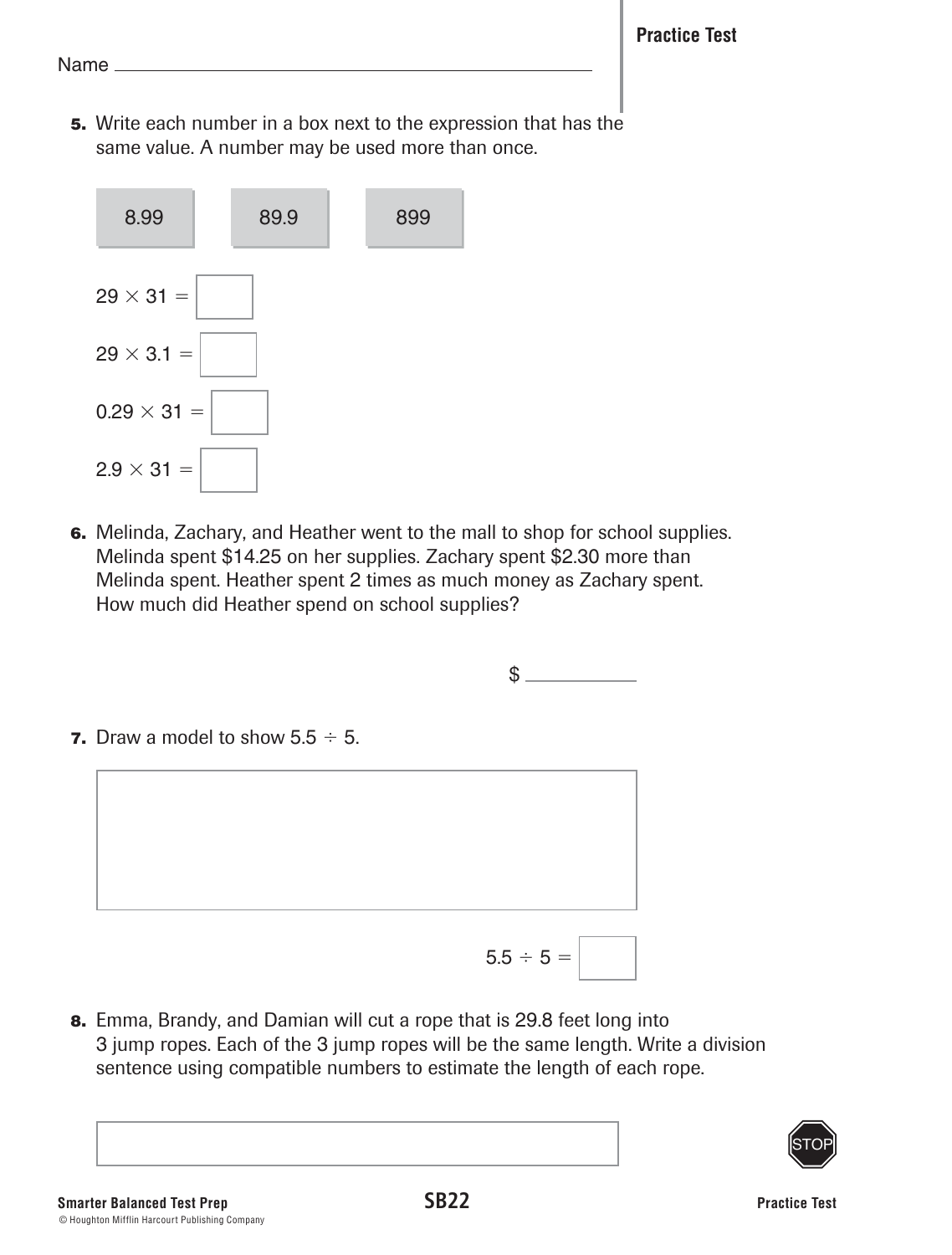Name ________________________________

**5.** Write each number in a box next to the expression that has the same value. A number may be used more than once.

| 8.99 | 89.9 | 899 |
|---|---|---|

$29 \times 31 =$ ☐

$29 \times 3.1 =$ ☐

$0.29 \times 31 =$ ☐

$2.9 \times 31 =$ ☐

**6.** Melinda, Zachary, and Heather went to the mall to shop for school supplies. Melinda spent $14.25 on her supplies. Zachary spent $2.30 more than Melinda spent. Heather spent 2 times as much money as Zachary spent. How much did Heather spend on school supplies?

$ ____________

**7.** Draw a model to show $5.5 \div 5$.

$5.5 \div 5 =$ ☐

**8.** Emma, Brandy, and Damian will cut a rope that is 29.8 feet long into 3 jump ropes. Each of the 3 jump ropes will be the same length. Write a division sentence using compatible numbers to estimate the length of each rope.

STOP

© Houghton Mifflin Harcourt Publishing Company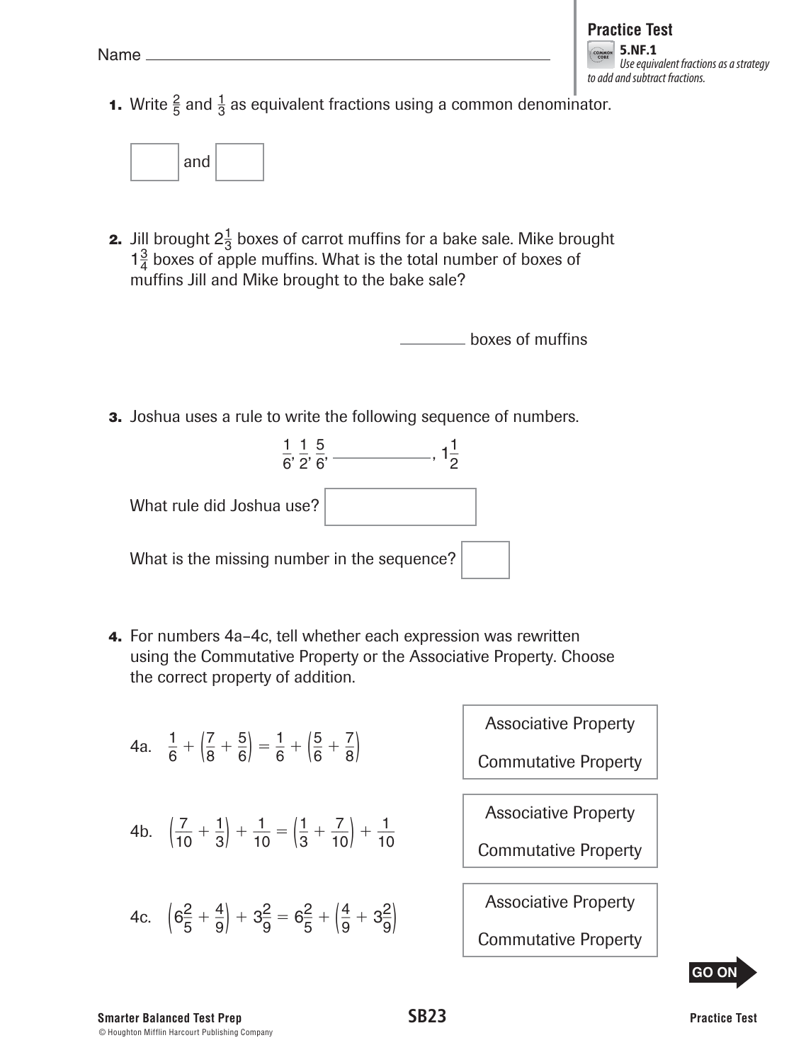Name ______________________________

**Practice Test**
**5.NF.1**
*Use equivalent fractions as a strategy to add and subtract fractions.*

**1.** Write $\frac{2}{5}$ and $\frac{1}{3}$ as equivalent fractions using a common denominator.

[ ] and [ ]

**2.** Jill brought $2\frac{1}{3}$ boxes of carrot muffins for a bake sale. Mike brought $1\frac{3}{4}$ boxes of apple muffins. What is the total number of boxes of muffins Jill and Mike brought to the bake sale?

________ boxes of muffins

**3.** Joshua uses a rule to write the following sequence of numbers.

$$\frac{1}{6}, \frac{1}{2}, \frac{5}{6}, \text{\_\_\_\_\_\_\_\_\_\_}, 1\frac{1}{2}$$

What rule did Joshua use? [ ]

What is the missing number in the sequence? [ ]

**4.** For numbers 4a–4c, tell whether each expression was rewritten using the Commutative Property or the Associative Property. Choose the correct property of addition.

4a. $\frac{1}{6} + \left(\frac{7}{8} + \frac{5}{6}\right) = \frac{1}{6} + \left(\frac{5}{6} + \frac{7}{8}\right)$

- Associative Property
- Commutative Property

4b. $\left(\frac{7}{10} + \frac{1}{3}\right) + \frac{1}{10} = \left(\frac{1}{3} + \frac{7}{10}\right) + \frac{1}{10}$

- Associative Property
- Commutative Property

4c. $\left(6\frac{2}{5} + \frac{4}{9}\right) + 3\frac{2}{9} = 6\frac{2}{5} + \left(\frac{4}{9} + 3\frac{2}{9}\right)$

- Associative Property
- Commutative Property

GO ON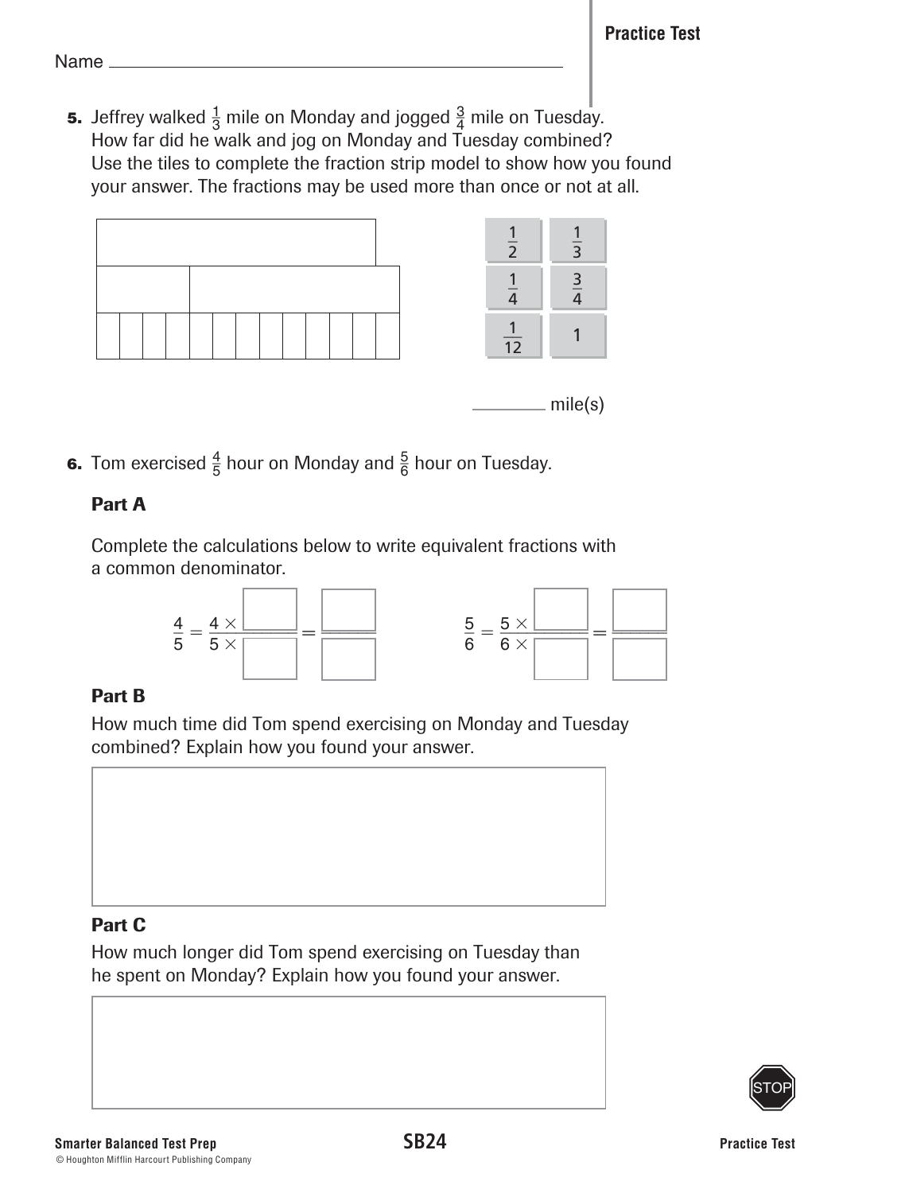Name ______________________________

**5.** Jeffrey walked $\frac{1}{3}$ mile on Monday and jogged $\frac{3}{4}$ mile on Tuesday. How far did he walk and jog on Monday and Tuesday combined? Use the tiles to complete the fraction strip model to show how you found your answer. The fractions may be used more than once or not at all.

| | |
|---|---|
| $\frac{1}{2}$ | $\frac{1}{3}$ |
| $\frac{1}{4}$ | $\frac{3}{4}$ |
| $\frac{1}{12}$ | 1 |

________ mile(s)

**6.** Tom exercised $\frac{4}{5}$ hour on Monday and $\frac{5}{6}$ hour on Tuesday.

**Part A**

Complete the calculations below to write equivalent fractions with a common denominator.

$$\frac{4}{5} = \frac{4 \times \square}{5 \times \square} = \frac{\square}{\square} \qquad \frac{5}{6} = \frac{5 \times \square}{6 \times \square} = \frac{\square}{\square}$$

**Part B**

How much time did Tom spend exercising on Monday and Tuesday combined? Explain how you found your answer.

**Part C**

How much longer did Tom spend exercising on Tuesday than he spent on Monday? Explain how you found your answer.

STOP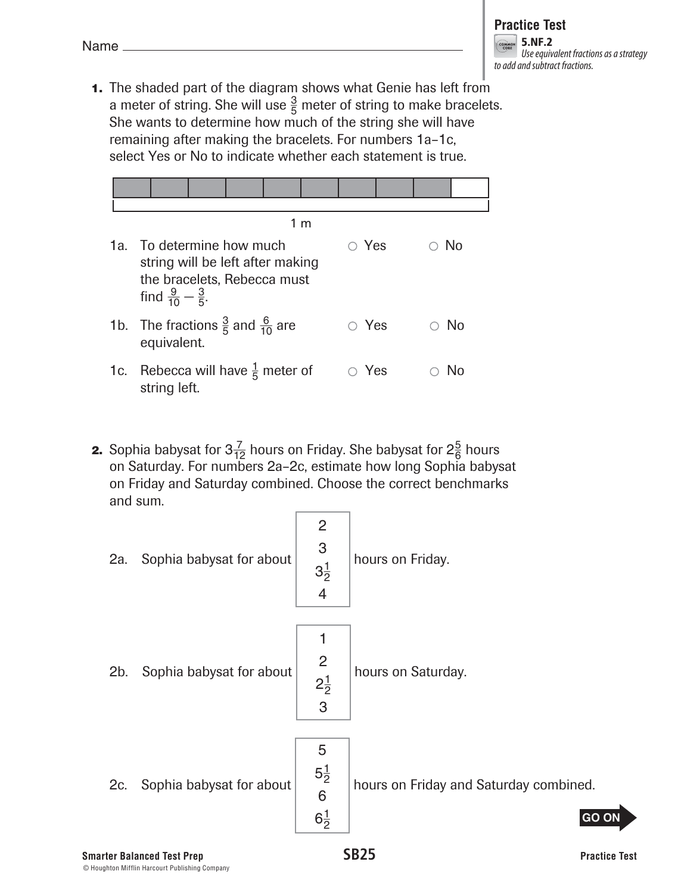Name ________________________________

**Practice Test**
**5.NF.2**
*Use equivalent fractions as a strategy to add and subtract fractions.*

**1.** The shaded part of the diagram shows what Genie has left from a meter of string. She will use $\frac{3}{5}$ meter of string to make bracelets. She wants to determine how much of the string she will have remaining after making the bracelets. For numbers 1a–1c, select Yes or No to indicate whether each statement is true.

1 m

1a. To determine how much string will be left after making the bracelets, Rebecca must find $\frac{9}{10} - \frac{3}{5}$. ○ Yes ○ No

1b. The fractions $\frac{3}{5}$ and $\frac{6}{10}$ are equivalent. ○ Yes ○ No

1c. Rebecca will have $\frac{1}{5}$ meter of string left. ○ Yes ○ No

**2.** Sophia babysat for $3\frac{7}{12}$ hours on Friday. She babysat for $2\frac{5}{6}$ hours on Saturday. For numbers 2a–2c, estimate how long Sophia babysat on Friday and Saturday combined. Choose the correct benchmarks and sum.

2a. Sophia babysat for about [2 / 3 / $3\frac{1}{2}$ / 4] hours on Friday.

2b. Sophia babysat for about [1 / 2 / $2\frac{1}{2}$ / 3] hours on Saturday.

2c. Sophia babysat for about [5 / $5\frac{1}{2}$ / 6 / $6\frac{1}{2}$] hours on Friday and Saturday combined.

GO ON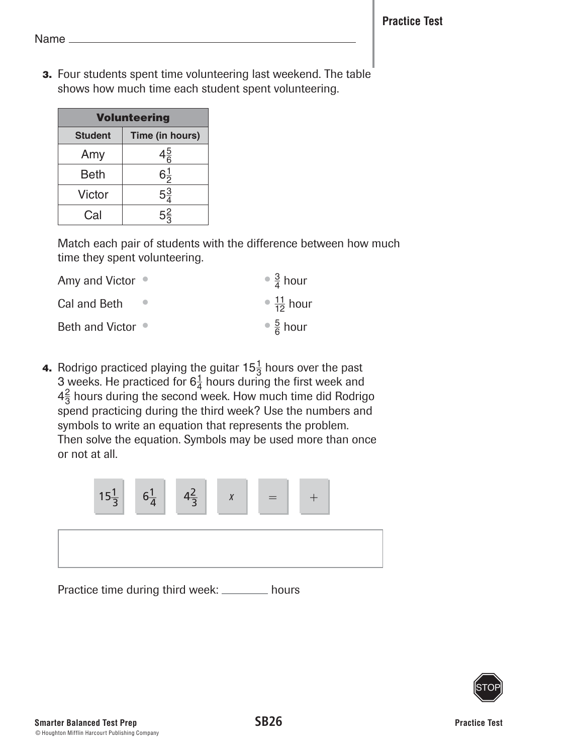Name ____________________

**3.** Four students spent time volunteering last weekend. The table shows how much time each student spent volunteering.

| Volunteering | |
|---|---|
| **Student** | **Time (in hours)** |
| Amy | $4\frac{5}{6}$ |
| Beth | $6\frac{1}{2}$ |
| Victor | $5\frac{3}{4}$ |
| Cal | $5\frac{2}{3}$ |

Match each pair of students with the difference between how much time they spent volunteering.

| | |
|---|---|
| Amy and Victor • | • $\frac{3}{4}$ hour |
| Cal and Beth • | • $\frac{11}{12}$ hour |
| Beth and Victor • | • $\frac{5}{6}$ hour |

**4.** Rodrigo practiced playing the guitar $15\frac{1}{3}$ hours over the past 3 weeks. He practiced for $6\frac{1}{4}$ hours during the first week and $4\frac{2}{3}$ hours during the second week. How much time did Rodrigo spend practicing during the third week? Use the numbers and symbols to write an equation that represents the problem. Then solve the equation. Symbols may be used more than once or not at all.

$15\frac{1}{3}$ | $6\frac{1}{4}$ | $4\frac{2}{3}$ | $x$ | $=$ | $+$

Practice time during third week: ________ hours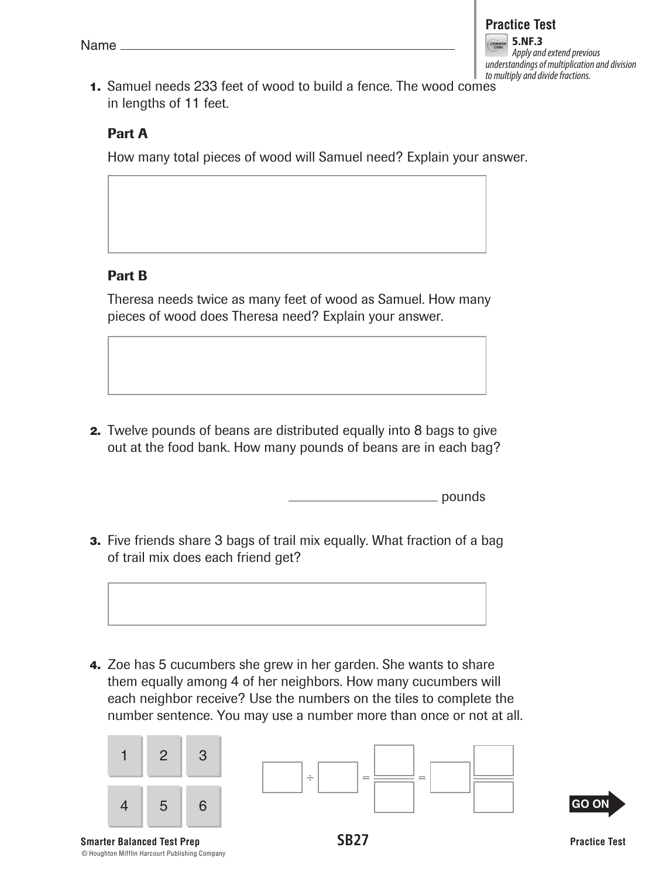Name ______________________________

**Practice Test**

**5.NF.3** *Apply and extend previous understandings of multiplication and division to multiply and divide fractions.*

**1.** Samuel needs 233 feet of wood to build a fence. The wood comes in lengths of 11 feet.

**Part A**

How many total pieces of wood will Samuel need? Explain your answer.

| |
|---|
| |

**Part B**

Theresa needs twice as many feet of wood as Samuel. How many pieces of wood does Theresa need? Explain your answer.

| |
|---|
| |

**2.** Twelve pounds of beans are distributed equally into 8 bags to give out at the food bank. How many pounds of beans are in each bag?

______________ pounds

**3.** Five friends share 3 bags of trail mix equally. What fraction of a bag of trail mix does each friend get?

| |
|---|
| |

**4.** Zoe has 5 cucumbers she grew in her garden. She wants to share them equally among 4 of her neighbors. How many cucumbers will each neighbor receive? Use the numbers on the tiles to complete the number sentence. You may use a number more than once or not at all.

| 1 | 2 | 3 |
|---|---|---|
| 4 | 5 | 6 |

$\square \div \square = \dfrac{\square}{\square} = \square \dfrac{\square}{\square}$

GO ON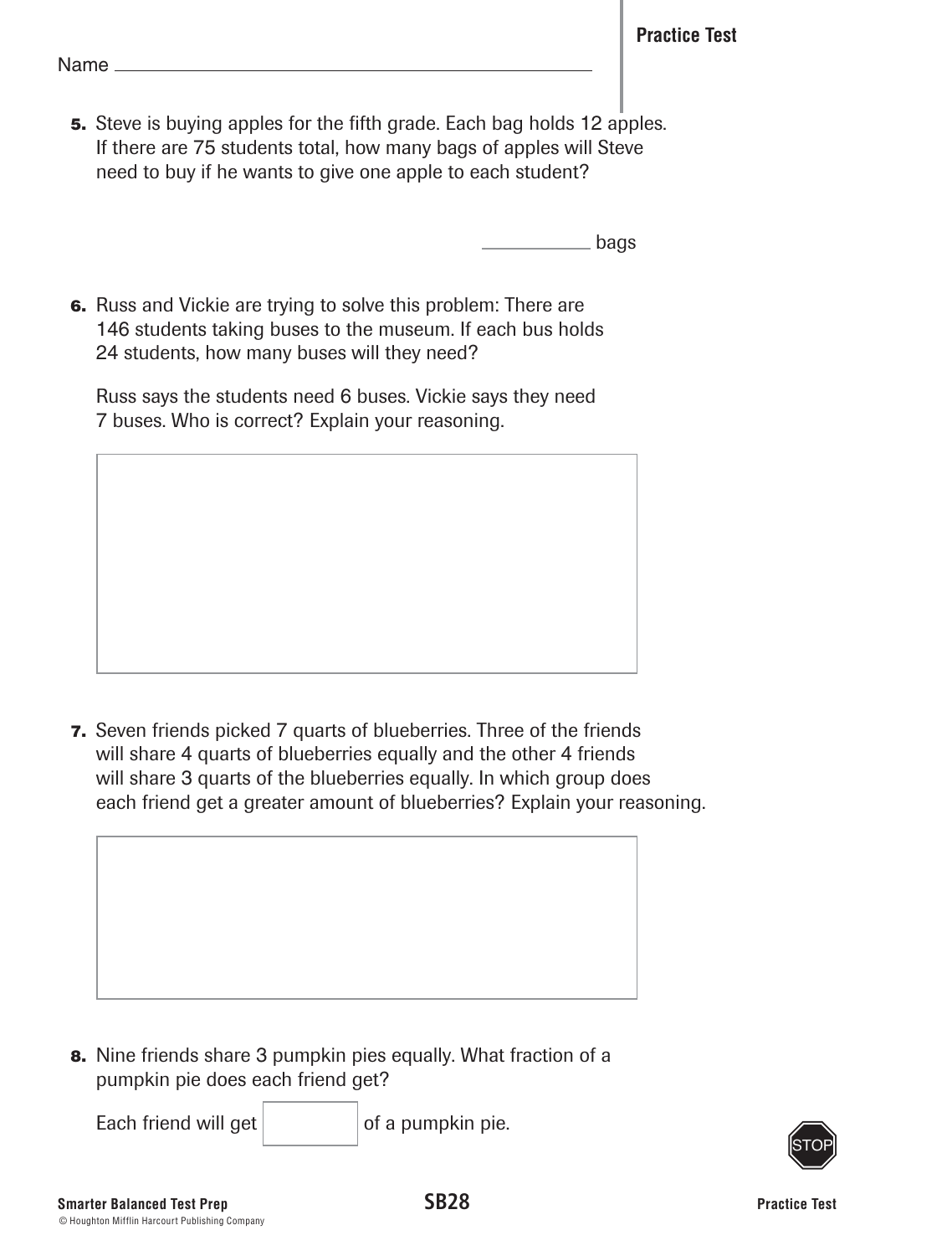Name ______________________________

5. Steve is buying apples for the fifth grade. Each bag holds 12 apples. If there are 75 students total, how many bags of apples will Steve need to buy if he wants to give one apple to each student?

__________ bags

6. Russ and Vickie are trying to solve this problem: There are 146 students taking buses to the museum. If each bus holds 24 students, how many buses will they need?

   Russ says the students need 6 buses. Vickie says they need 7 buses. Who is correct? Explain your reasoning.

7. Seven friends picked 7 quarts of blueberries. Three of the friends will share 4 quarts of blueberries equally and the other 4 friends will share 3 quarts of the blueberries equally. In which group does each friend get a greater amount of blueberries? Explain your reasoning.

8. Nine friends share 3 pumpkin pies equally. What fraction of a pumpkin pie does each friend get?

   Each friend will get ______ of a pumpkin pie.

STOP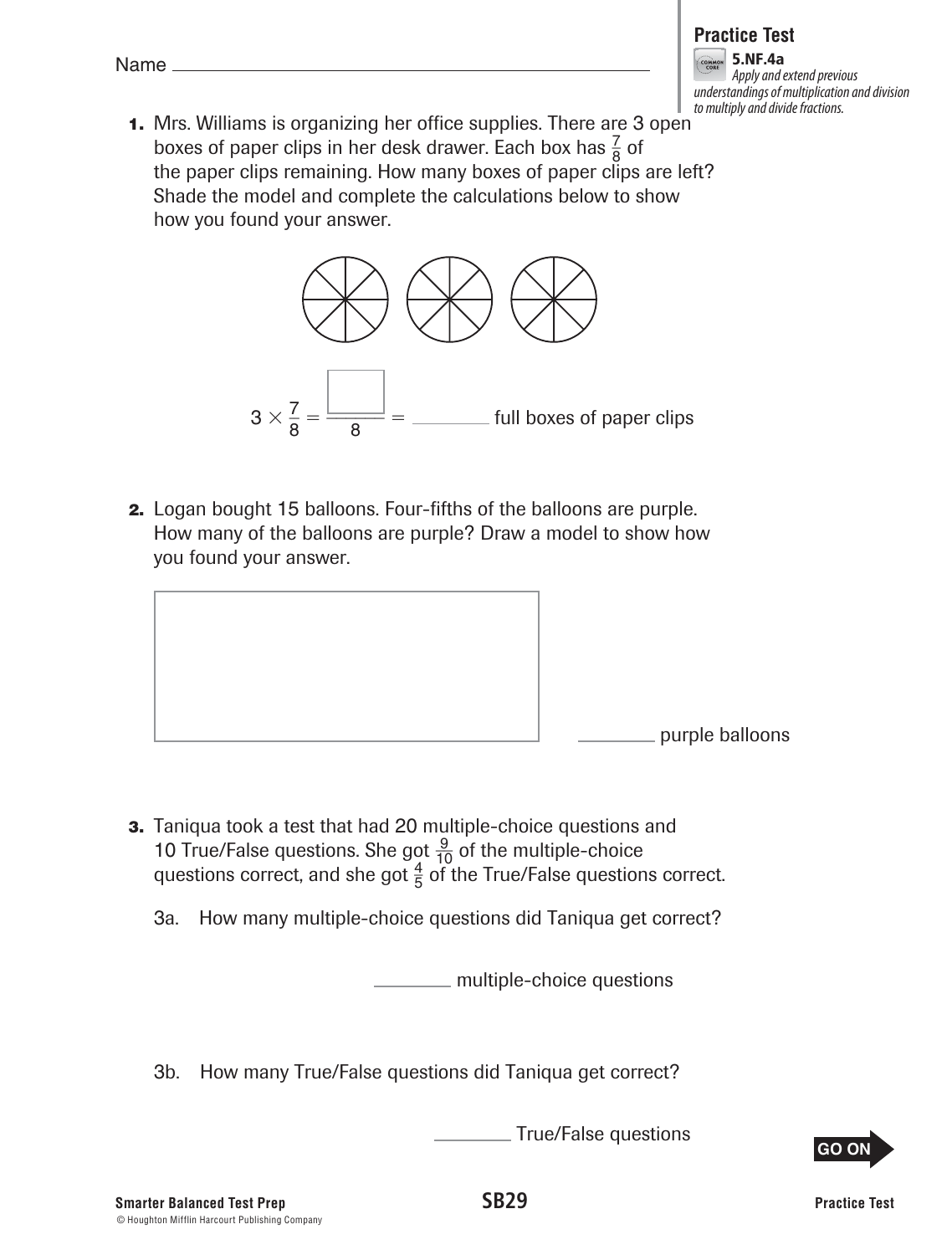Name ____________________

**Practice Test**

**5.NF.4a** *Apply and extend previous understandings of multiplication and division to multiply and divide fractions.*

**1.** Mrs. Williams is organizing her office supplies. There are 3 open boxes of paper clips in her desk drawer. Each box has $\frac{7}{8}$ of the paper clips remaining. How many boxes of paper clips are left? Shade the model and complete the calculations below to show how you found your answer.

$$3 \times \frac{7}{8} = \frac{\square}{8} = \underline{\hspace{2em}}$$ full boxes of paper clips

**2.** Logan bought 15 balloons. Four-fifths of the balloons are purple. How many of the balloons are purple? Draw a model to show how you found your answer.

________ purple balloons

**3.** Taniqua took a test that had 20 multiple-choice questions and 10 True/False questions. She got $\frac{9}{10}$ of the multiple-choice questions correct, and she got $\frac{4}{5}$ of the True/False questions correct.

3a. How many multiple-choice questions did Taniqua get correct?

________ multiple-choice questions

3b. How many True/False questions did Taniqua get correct?

________ True/False questions

GO ON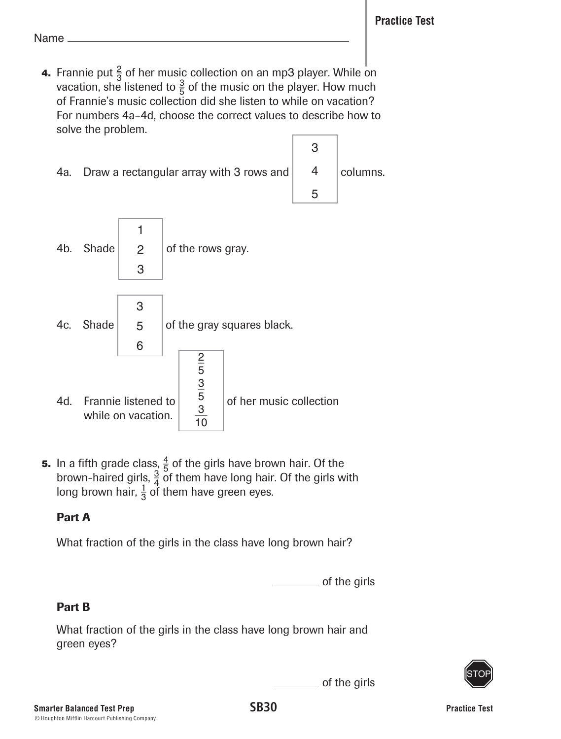Name ______________________________

**4.** Frannie put $\frac{2}{3}$ of her music collection on an mp3 player. While on vacation, she listened to $\frac{3}{5}$ of the music on the player. How much of Frannie's music collection did she listen to while on vacation? For numbers 4a–4d, choose the correct values to describe how to solve the problem.

4a. Draw a rectangular array with 3 rows and [3 / 4 / 5] columns.

4b. Shade [1 / 2 / 3] of the rows gray.

4c. Shade [3 / 5 / 6] of the gray squares black.

4d. Frannie listened to [$\frac{2}{5}$ / $\frac{3}{5}$ / $\frac{3}{10}$] of her music collection while on vacation.

**5.** In a fifth grade class, $\frac{4}{5}$ of the girls have brown hair. Of the brown-haired girls, $\frac{3}{4}$ of them have long hair. Of the girls with long brown hair, $\frac{1}{3}$ of them have green eyes.

**Part A**

What fraction of the girls in the class have long brown hair?

________ of the girls

**Part B**

What fraction of the girls in the class have long brown hair and green eyes?

________ of the girls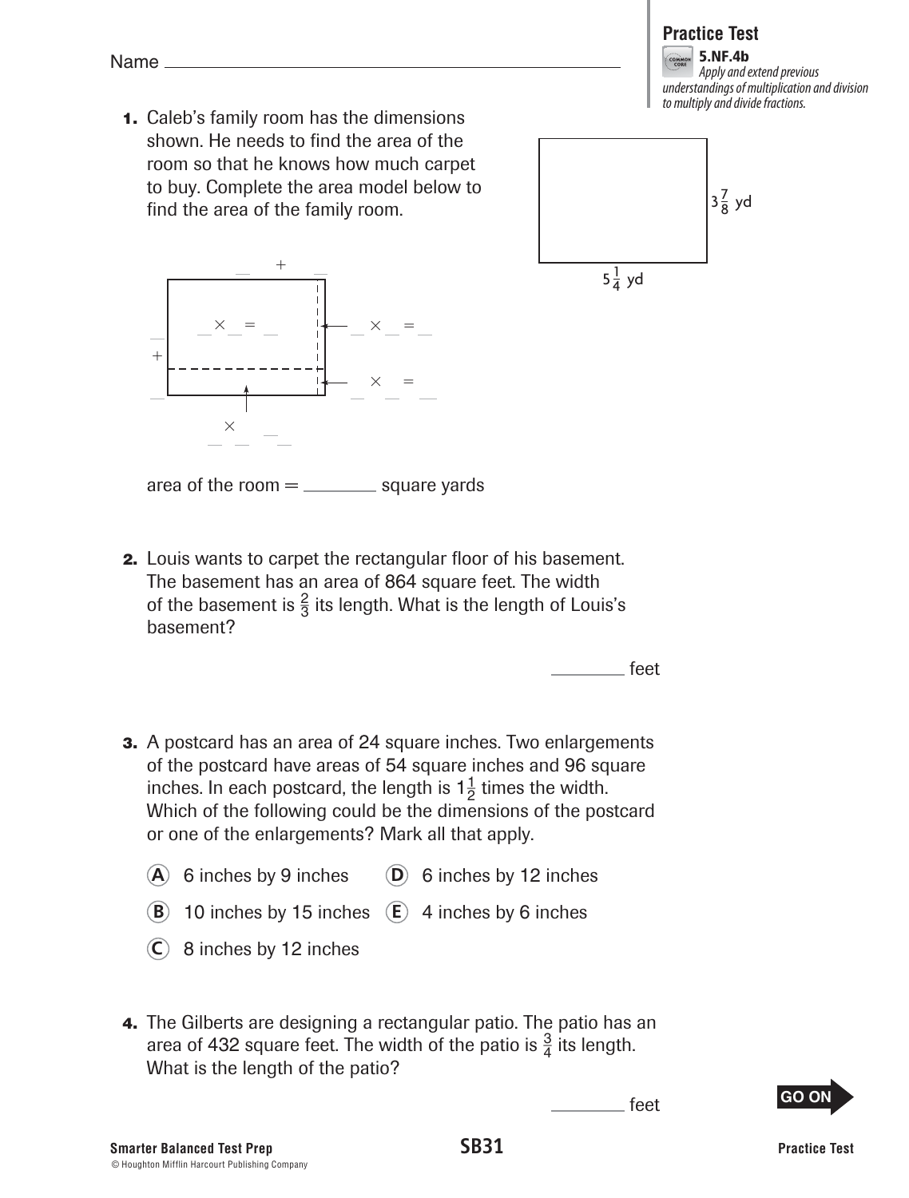Name ____________________________________________

## Practice Test

**5.NF.4b**
*Apply and extend previous understandings of multiplication and division to multiply and divide fractions.*

**1.** Caleb's family room has the dimensions shown. He needs to find the area of the room so that he knows how much carpet to buy. Complete the area model below to find the area of the family room.

$3\frac{7}{8}$ yd

$5\frac{1}{4}$ yd

__ + __

__ + __

__ × __ = __

__ × __ = __

__ × __ = __

__ × __ = __

area of the room = ________ square yards

**2.** Louis wants to carpet the rectangular floor of his basement. The basement has an area of 864 square feet. The width of the basement is $\frac{2}{3}$ its length. What is the length of Louis's basement?

________ feet

**3.** A postcard has an area of 24 square inches. Two enlargements of the postcard have areas of 54 square inches and 96 square inches. In each postcard, the length is $1\frac{1}{2}$ times the width. Which of the following could be the dimensions of the postcard or one of the enlargements? Mark all that apply.

- (A) 6 inches by 9 inches
- (B) 10 inches by 15 inches
- (C) 8 inches by 12 inches
- (D) 6 inches by 12 inches
- (E) 4 inches by 6 inches

**4.** The Gilberts are designing a rectangular patio. The patio has an area of 432 square feet. The width of the patio is $\frac{3}{4}$ its length. What is the length of the patio?

________ feet

GO ON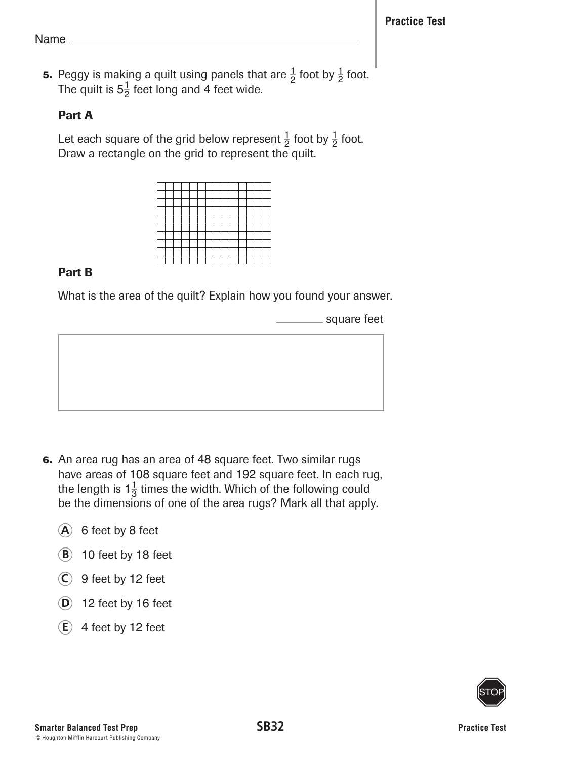Name ___________________________________________

**Practice Test**

**5.** Peggy is making a quilt using panels that are $\frac{1}{2}$ foot by $\frac{1}{2}$ foot. The quilt is $5\frac{1}{2}$ feet long and 4 feet wide.

### Part A

Let each square of the grid below represent $\frac{1}{2}$ foot by $\frac{1}{2}$ foot. Draw a rectangle on the grid to represent the quilt.

### Part B

What is the area of the quilt? Explain how you found your answer.

________ square feet

**6.** An area rug has an area of 48 square feet. Two similar rugs have areas of 108 square feet and 192 square feet. In each rug, the length is $1\frac{1}{3}$ times the width. Which of the following could be the dimensions of one of the area rugs? Mark all that apply.

- (A) 6 feet by 8 feet
- (B) 10 feet by 18 feet
- (C) 9 feet by 12 feet
- (D) 12 feet by 16 feet
- (E) 4 feet by 12 feet

STOP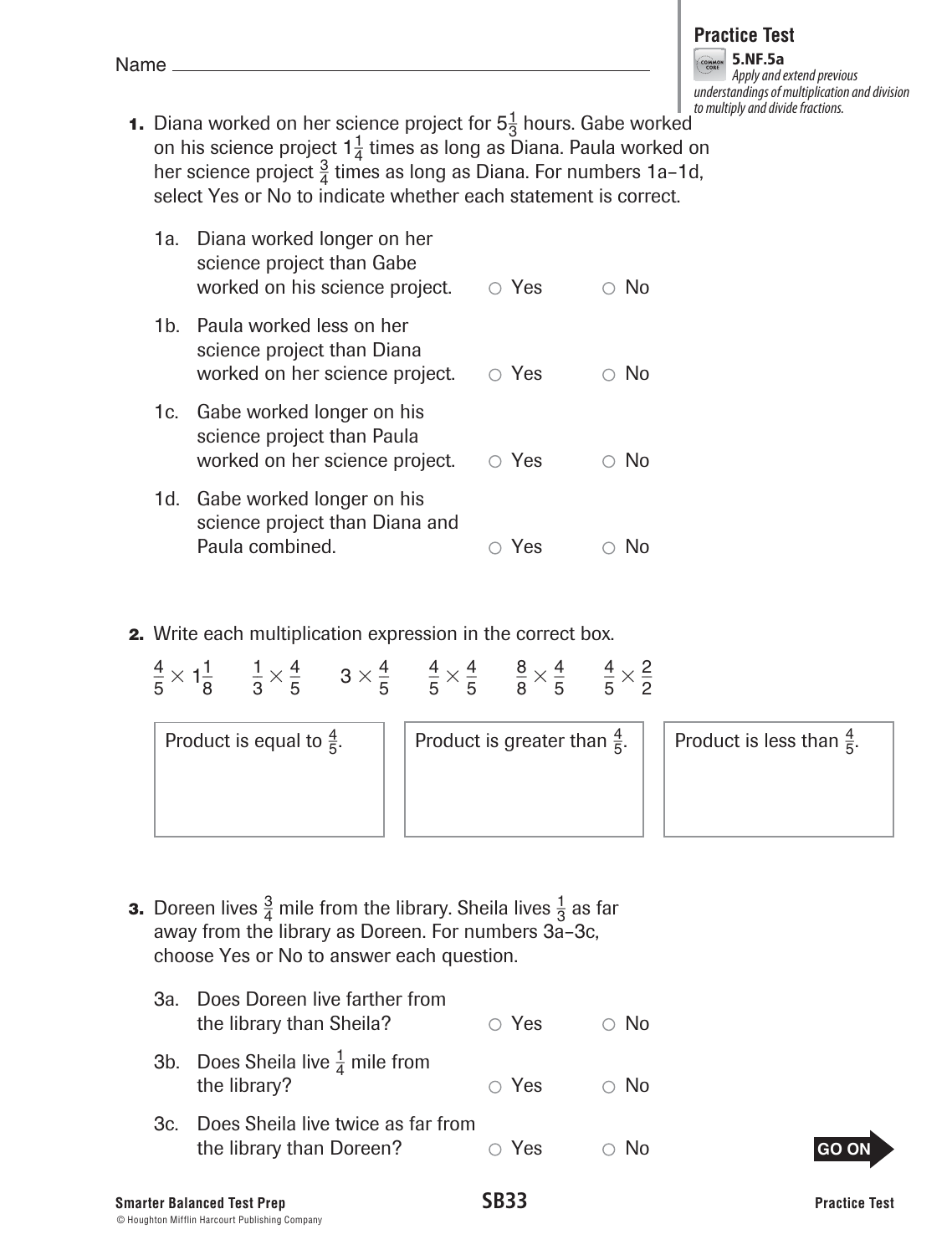Name ________________________________

**Practice Test**

**5.NF.5a**
*Apply and extend previous understandings of multiplication and division to multiply and divide fractions.*

**1.** Diana worked on her science project for $5\frac{1}{3}$ hours. Gabe worked on his science project $1\frac{1}{4}$ times as long as Diana. Paula worked on her science project $\frac{3}{4}$ times as long as Diana. For numbers 1a–1d, select Yes or No to indicate whether each statement is correct.

1a. Diana worked longer on her science project than Gabe worked on his science project. ○ Yes ○ No

1b. Paula worked less on her science project than Diana worked on her science project. ○ Yes ○ No

1c. Gabe worked longer on his science project than Paula worked on her science project. ○ Yes ○ No

1d. Gabe worked longer on his science project than Diana and Paula combined. ○ Yes ○ No

**2.** Write each multiplication expression in the correct box.

$\frac{4}{5} \times 1\frac{1}{8}$ $\frac{1}{3} \times \frac{4}{5}$ $3 \times \frac{4}{5}$ $\frac{4}{5} \times \frac{4}{5}$ $\frac{8}{8} \times \frac{4}{5}$ $\frac{4}{5} \times \frac{2}{2}$

| Product is equal to $\frac{4}{5}$. | Product is greater than $\frac{4}{5}$. | Product is less than $\frac{4}{5}$. |
|---|---|---|
| | | |

**3.** Doreen lives $\frac{3}{4}$ mile from the library. Sheila lives $\frac{1}{3}$ as far away from the library as Doreen. For numbers 3a–3c, choose Yes or No to answer each question.

3a. Does Doreen live farther from the library than Sheila? ○ Yes ○ No

3b. Does Sheila live $\frac{1}{4}$ mile from the library? ○ Yes ○ No

3c. Does Sheila live twice as far from the library than Doreen? ○ Yes ○ No

GO ON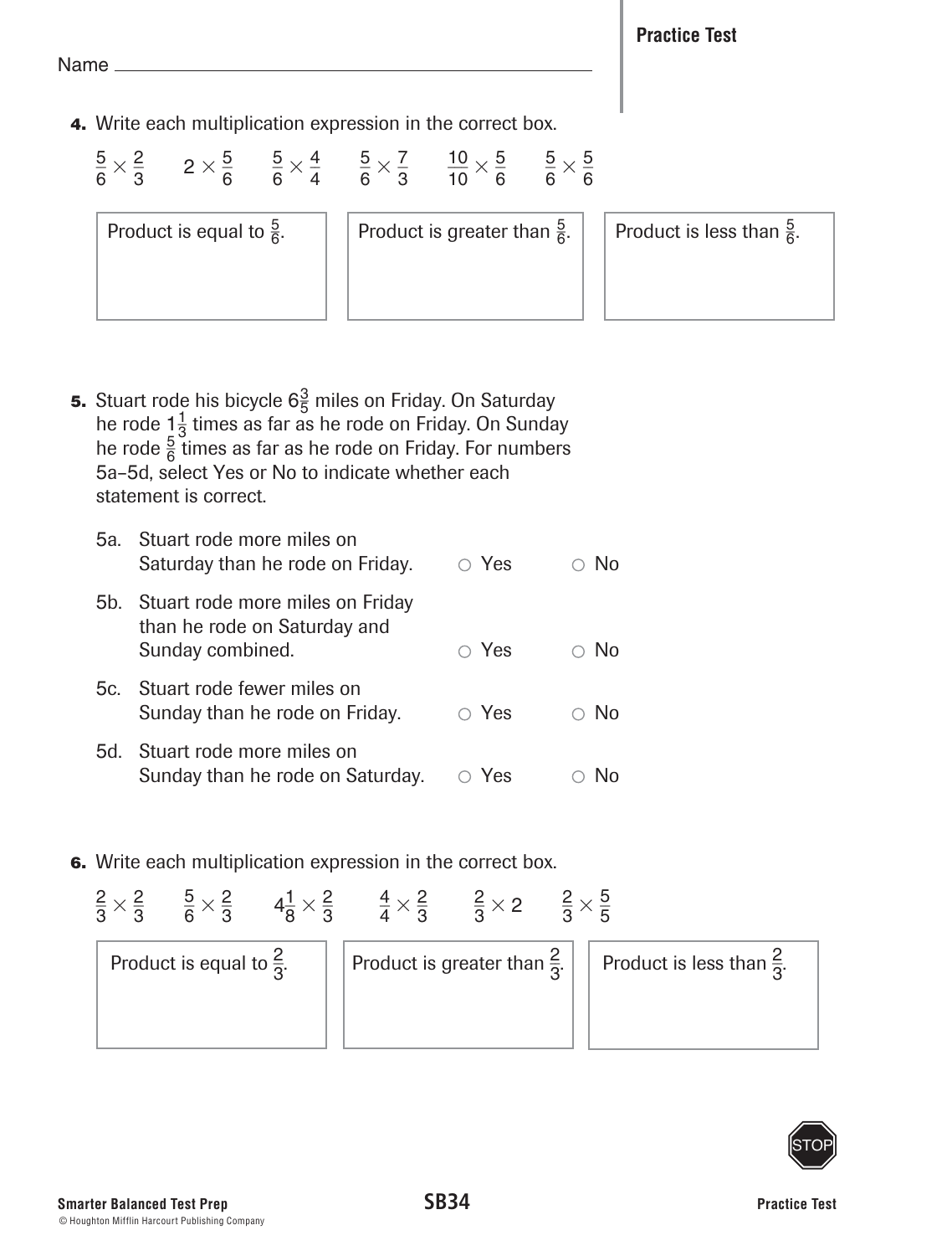Name ____________________

**4.** Write each multiplication expression in the correct box.

$\frac{5}{6} \times \frac{2}{3}$ $\quad 2 \times \frac{5}{6}$ $\quad \frac{5}{6} \times \frac{4}{4}$ $\quad \frac{5}{6} \times \frac{7}{3}$ $\quad \frac{10}{10} \times \frac{5}{6}$ $\quad \frac{5}{6} \times \frac{5}{6}$

| Product is equal to $\frac{5}{6}$. | Product is greater than $\frac{5}{6}$. | Product is less than $\frac{5}{6}$. |
|---|---|---|
| | | |

**5.** Stuart rode his bicycle $6\frac{3}{5}$ miles on Friday. On Saturday he rode $1\frac{1}{3}$ times as far as he rode on Friday. On Sunday he rode $\frac{5}{6}$ times as far as he rode on Friday. For numbers 5a–5d, select Yes or No to indicate whether each statement is correct.

5a. Stuart rode more miles on Saturday than he rode on Friday. ○ Yes ○ No

5b. Stuart rode more miles on Friday than he rode on Saturday and Sunday combined. ○ Yes ○ No

5c. Stuart rode fewer miles on Sunday than he rode on Friday. ○ Yes ○ No

5d. Stuart rode more miles on Sunday than he rode on Saturday. ○ Yes ○ No

**6.** Write each multiplication expression in the correct box.

$\frac{2}{3} \times \frac{2}{3}$ $\quad \frac{5}{6} \times \frac{2}{3}$ $\quad 4\frac{1}{8} \times \frac{2}{3}$ $\quad \frac{4}{4} \times \frac{2}{3}$ $\quad \frac{2}{3} \times 2$ $\quad \frac{2}{3} \times \frac{5}{5}$

| Product is equal to $\frac{2}{3}$. | Product is greater than $\frac{2}{3}$. | Product is less than $\frac{2}{3}$. |
|---|---|---|
| | | |

STOP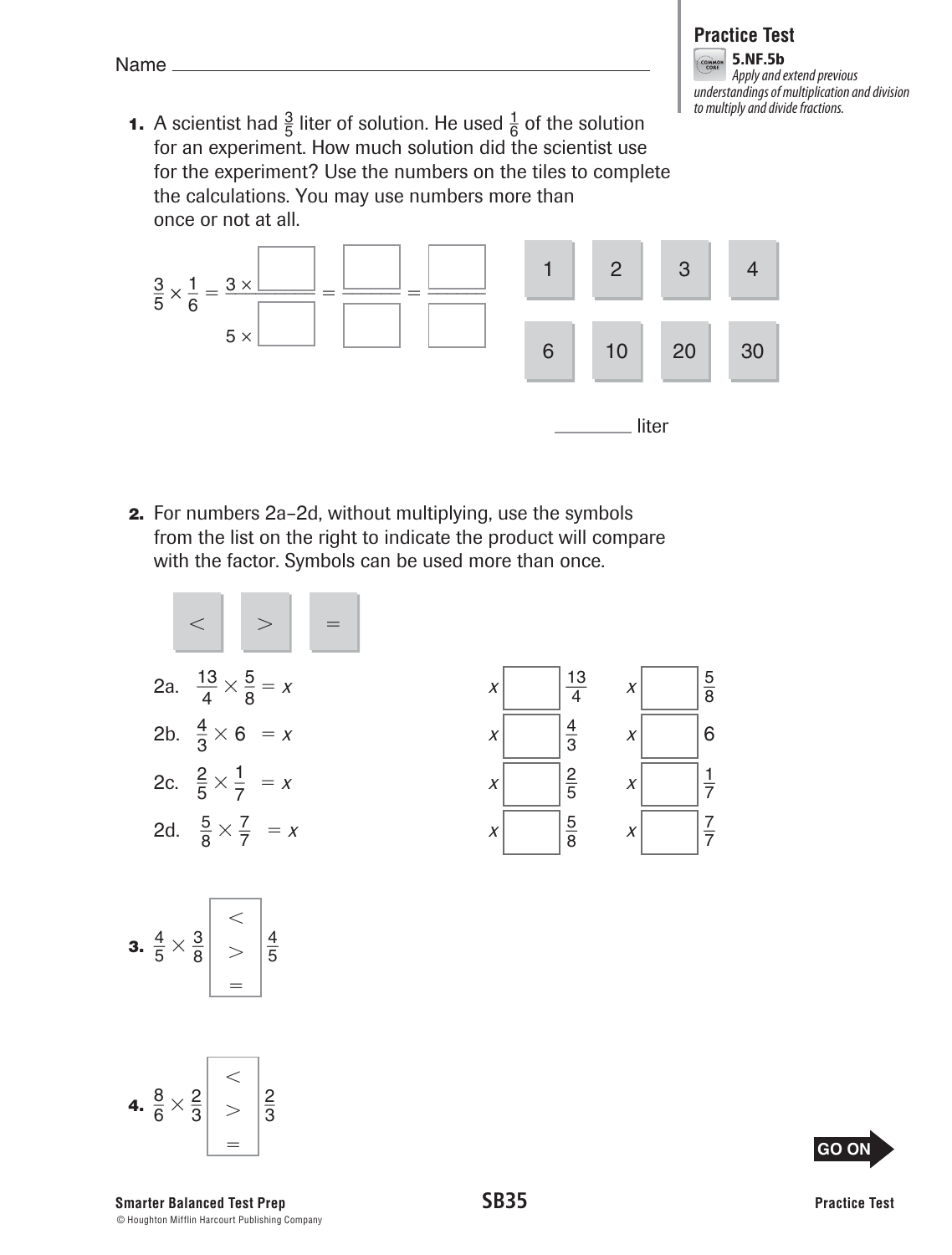Name ______________________________

**Practice Test**

**5.NF.5b** *Apply and extend previous understandings of multiplication and division to multiply and divide fractions.*

**1.** A scientist had $\frac{3}{5}$ liter of solution. He used $\frac{1}{6}$ of the solution for an experiment. How much solution did the scientist use for the experiment? Use the numbers on the tiles to complete the calculations. You may use numbers more than once or not at all.

$$\frac{3}{5} \times \frac{1}{6} = \frac{3 \times \square}{5 \times \square} = \frac{\square}{\square} = \frac{\square}{\square}$$

| 1 | 2 | 3 | 4 |
|---|---|---|---|
| 6 | 10 | 20 | 30 |

________ liter

**2.** For numbers 2a–2d, without multiplying, use the symbols from the list on the right to indicate the product will compare with the factor. Symbols can be used more than once.

| < | > | = |
|---|---|---|

2a. $\frac{13}{4} \times \frac{5}{8} = x$ $\quad x \square \frac{13}{4} \quad x \square \frac{5}{8}$

2b. $\frac{4}{3} \times 6 = x$ $\quad x \square \frac{4}{3} \quad x \square 6$

2c. $\frac{2}{5} \times \frac{1}{7} = x$ $\quad x \square \frac{2}{5} \quad x \square \frac{1}{7}$

2d. $\frac{5}{8} \times \frac{7}{7} = x$ $\quad x \square \frac{5}{8} \quad x \square \frac{7}{7}$

**3.** $\frac{4}{5} \times \frac{3}{8}$ [ < / > / = ] $\frac{4}{5}$

**4.** $\frac{8}{6} \times \frac{2}{3}$ [ < / > / = ] $\frac{2}{3}$

GO ON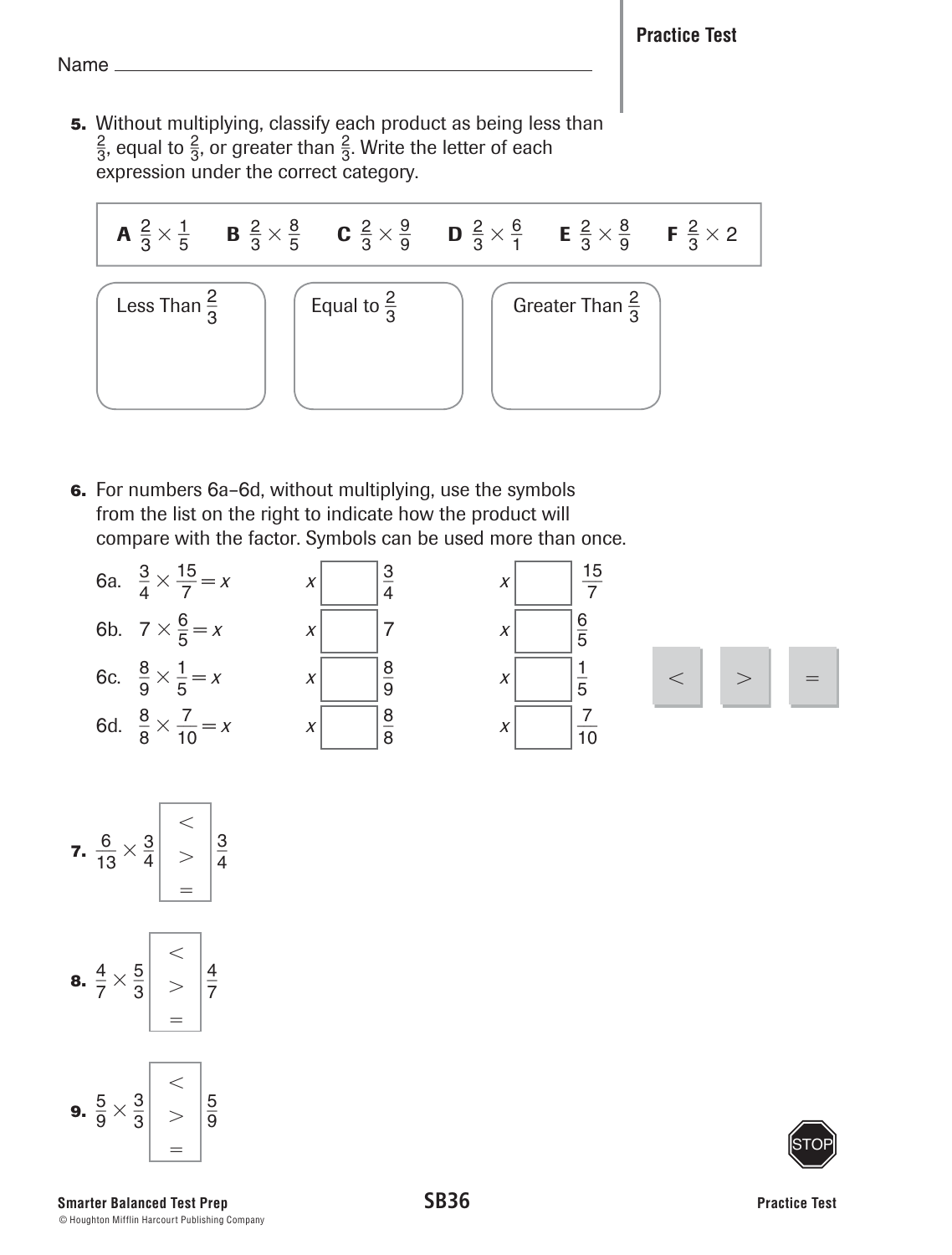Name ________________________________

5. Without multiplying, classify each product as being less than $\frac{2}{3}$, equal to $\frac{2}{3}$, or greater than $\frac{2}{3}$. Write the letter of each expression under the correct category.

**A** $\frac{2}{3} \times \frac{1}{5}$ **B** $\frac{2}{3} \times \frac{8}{5}$ **C** $\frac{2}{3} \times \frac{9}{9}$ **D** $\frac{2}{3} \times \frac{6}{1}$ **E** $\frac{2}{3} \times \frac{8}{9}$ **F** $\frac{2}{3} \times 2$

| Less Than $\frac{2}{3}$ | Equal to $\frac{2}{3}$ | Greater Than $\frac{2}{3}$ |
| --- | --- | --- |
| | | |

6. For numbers 6a–6d, without multiplying, use the symbols from the list on the right to indicate how the product will compare with the factor. Symbols can be used more than once.

| | | | |
| --- | --- | --- | --- |
| 6a. | $\frac{3}{4} \times \frac{15}{7} = x$ | $x$ ☐ $\frac{3}{4}$ | $x$ ☐ $\frac{15}{7}$ |
| 6b. | $7 \times \frac{6}{5} = x$ | $x$ ☐ $7$ | $x$ ☐ $\frac{6}{5}$ |
| 6c. | $\frac{8}{9} \times \frac{1}{5} = x$ | $x$ ☐ $\frac{8}{9}$ | $x$ ☐ $\frac{1}{5}$ |
| 6d. | $\frac{8}{8} \times \frac{7}{10} = x$ | $x$ ☐ $\frac{8}{8}$ | $x$ ☐ $\frac{7}{10}$ |

$<$ $>$ $=$

7. $\frac{6}{13} \times \frac{3}{4}$ [ $<$ / $>$ / $=$ ] $\frac{3}{4}$

8. $\frac{4}{7} \times \frac{5}{3}$ [ $<$ / $>$ / $=$ ] $\frac{4}{7}$

9. $\frac{5}{9} \times \frac{3}{3}$ [ $<$ / $>$ / $=$ ] $\frac{5}{9}$

STOP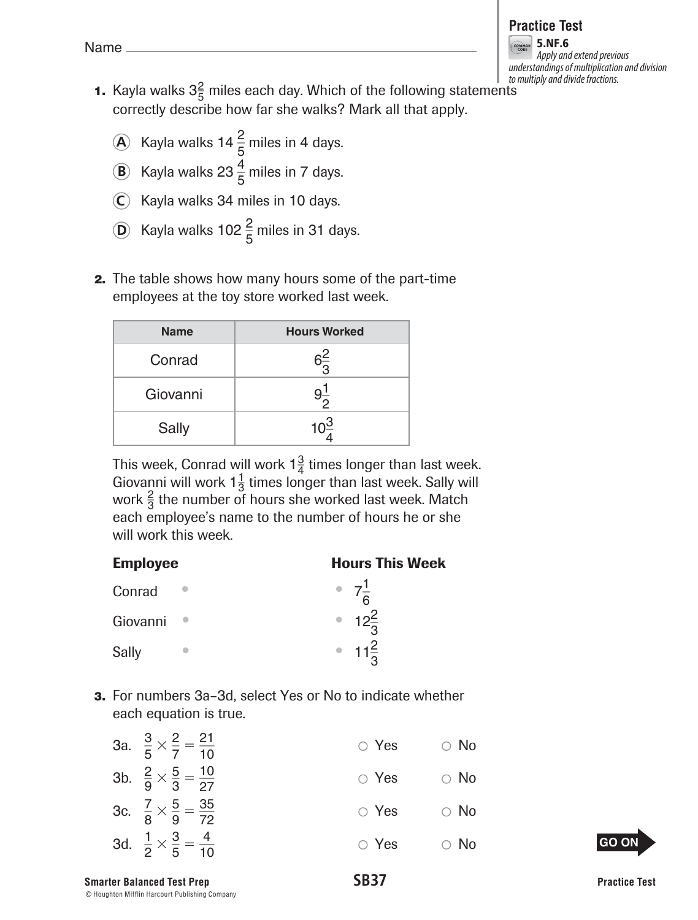Name ______________________________

**Practice Test**

**5.NF.6**
*Apply and extend previous understandings of multiplication and division to multiply and divide fractions.*

**1.** Kayla walks $3\frac{2}{5}$ miles each day. Which of the following statements correctly describe how far she walks? Mark all that apply.

- (A) Kayla walks $14\frac{2}{5}$ miles in 4 days.
- (B) Kayla walks $23\frac{4}{5}$ miles in 7 days.
- (C) Kayla walks 34 miles in 10 days.
- (D) Kayla walks $102\frac{2}{5}$ miles in 31 days.

**2.** The table shows how many hours some of the part-time employees at the toy store worked last week.

| Name | Hours Worked |
| --- | --- |
| Conrad | $6\frac{2}{3}$ |
| Giovanni | $9\frac{1}{2}$ |
| Sally | $10\frac{3}{4}$ |

This week, Conrad will work $1\frac{3}{4}$ times longer than last week. Giovanni will work $1\frac{1}{3}$ times longer than last week. Sally will work $\frac{2}{3}$ the number of hours she worked last week. Match each employee's name to the number of hours he or she will work this week.

| **Employee** | **Hours This Week** |
| --- | --- |
| Conrad • | • $7\frac{1}{6}$ |
| Giovanni • | • $12\frac{2}{3}$ |
| Sally • | • $11\frac{2}{3}$ |

**3.** For numbers 3a–3d, select Yes or No to indicate whether each equation is true.

3a. $\frac{3}{5} \times \frac{2}{7} = \frac{21}{10}$ ○ Yes ○ No

3b. $\frac{2}{9} \times \frac{5}{3} = \frac{10}{27}$ ○ Yes ○ No

3c. $\frac{7}{8} \times \frac{5}{9} = \frac{35}{72}$ ○ Yes ○ No

3d. $\frac{1}{2} \times \frac{3}{5} = \frac{4}{10}$ ○ Yes ○ No

GO ON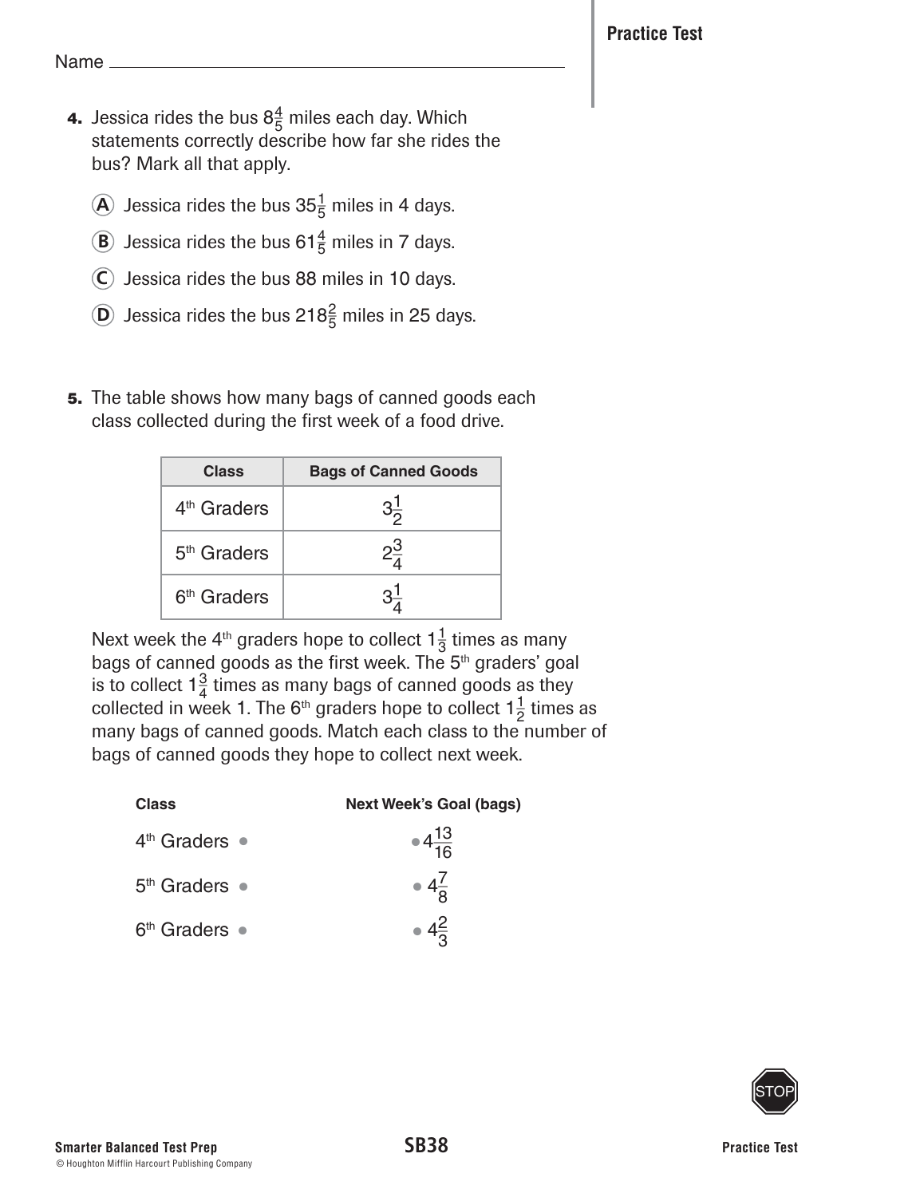Name ______________________________

**4.** Jessica rides the bus $8\frac{4}{5}$ miles each day. Which statements correctly describe how far she rides the bus? Mark all that apply.

Ⓐ Jessica rides the bus $35\frac{1}{5}$ miles in 4 days.

Ⓑ Jessica rides the bus $61\frac{4}{5}$ miles in 7 days.

Ⓒ Jessica rides the bus 88 miles in 10 days.

Ⓓ Jessica rides the bus $218\frac{2}{5}$ miles in 25 days.

**5.** The table shows how many bags of canned goods each class collected during the first week of a food drive.

| Class | Bags of Canned Goods |
|---|---|
| 4th Graders | $3\frac{1}{2}$ |
| 5th Graders | $2\frac{3}{4}$ |
| 6th Graders | $3\frac{1}{4}$ |

Next week the 4th graders hope to collect $1\frac{1}{3}$ times as many bags of canned goods as the first week. The 5th graders' goal is to collect $1\frac{3}{4}$ times as many bags of canned goods as they collected in week 1. The 6th graders hope to collect $1\frac{1}{2}$ times as many bags of canned goods. Match each class to the number of bags of canned goods they hope to collect next week.

| Class | Next Week's Goal (bags) |
|---|---|
| 4th Graders • | • $4\frac{13}{16}$ |
| 5th Graders • | • $4\frac{7}{8}$ |
| 6th Graders • | • $4\frac{2}{3}$ |

STOP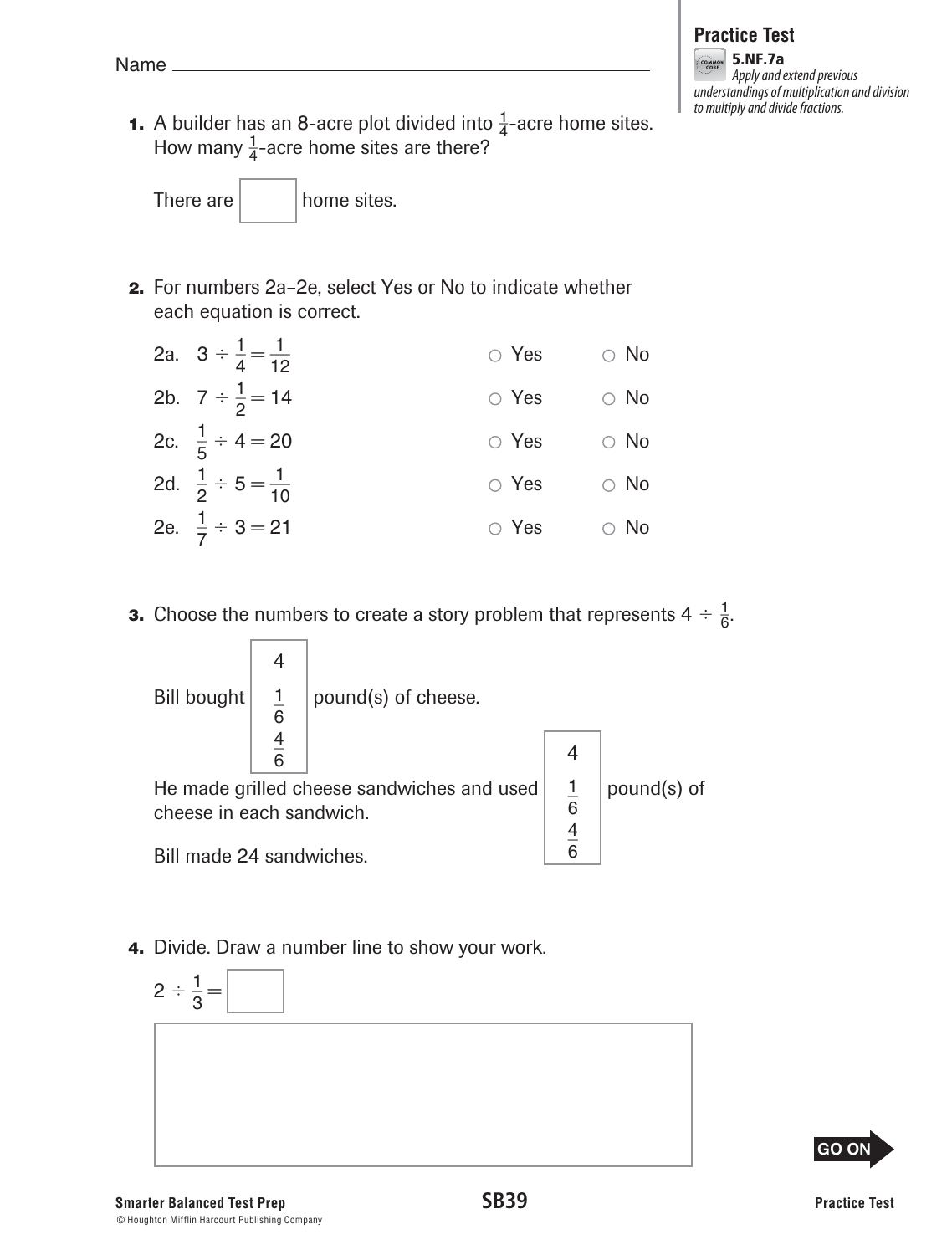Name ________________________________

**Practice Test**

**5.NF.7a** *Apply and extend previous understandings of multiplication and division to multiply and divide fractions.*

**1.** A builder has an 8-acre plot divided into $\frac{1}{4}$-acre home sites. How many $\frac{1}{4}$-acre home sites are there?

There are [ ] home sites.

**2.** For numbers 2a–2e, select Yes or No to indicate whether each equation is correct.

2a. $3 \div \frac{1}{4} = \frac{1}{12}$ ○ Yes ○ No

2b. $7 \div \frac{1}{2} = 14$ ○ Yes ○ No

2c. $\frac{1}{5} \div 4 = 20$ ○ Yes ○ No

2d. $\frac{1}{2} \div 5 = \frac{1}{10}$ ○ Yes ○ No

2e. $\frac{1}{7} \div 3 = 21$ ○ Yes ○ No

**3.** Choose the numbers to create a story problem that represents $4 \div \frac{1}{6}$.

Bill bought [ 4 | $\frac{1}{6}$ | $\frac{4}{6}$ ] pound(s) of cheese.

He made grilled cheese sandwiches and used [ 4 | $\frac{1}{6}$ | $\frac{4}{6}$ ] pound(s) of cheese in each sandwich.

Bill made 24 sandwiches.

**4.** Divide. Draw a number line to show your work.

$2 \div \frac{1}{3} =$ [ ]

GO ON

Smarter Balanced Test Prep

Practice Test

© Houghton Mifflin Harcourt Publishing Company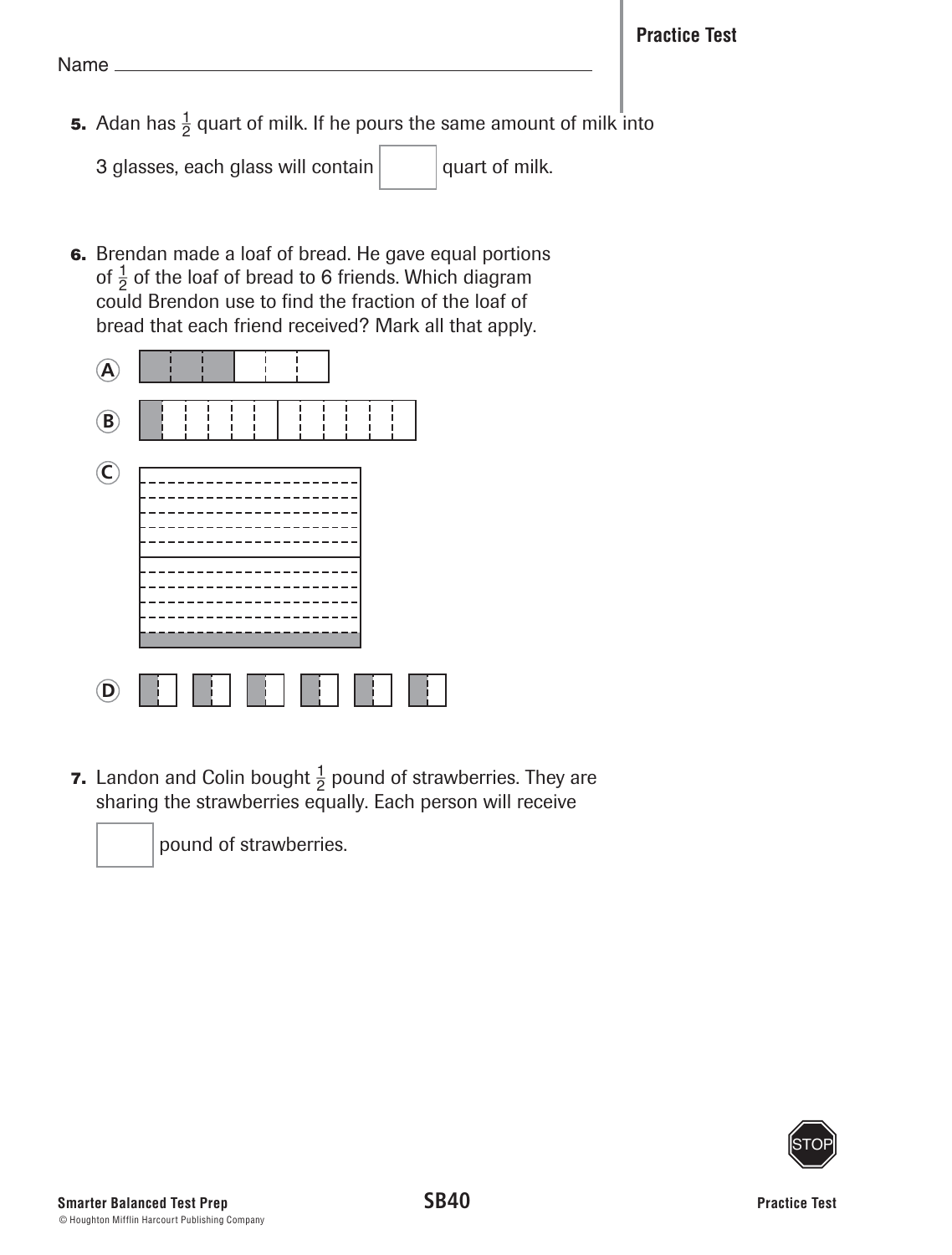Name ______________________________

**Practice Test**

**5.** Adan has $\frac{1}{2}$ quart of milk. If he pours the same amount of milk into 3 glasses, each glass will contain [ ] quart of milk.

**6.** Brendan made a loaf of bread. He gave equal portions of $\frac{1}{2}$ of the loaf of bread to 6 friends. Which diagram could Brendon use to find the fraction of the loaf of bread that each friend received? Mark all that apply.

Ⓐ

Ⓑ

Ⓒ

Ⓓ

**7.** Landon and Colin bought $\frac{1}{2}$ pound of strawberries. They are sharing the strawberries equally. Each person will receive [ ] pound of strawberries.

STOP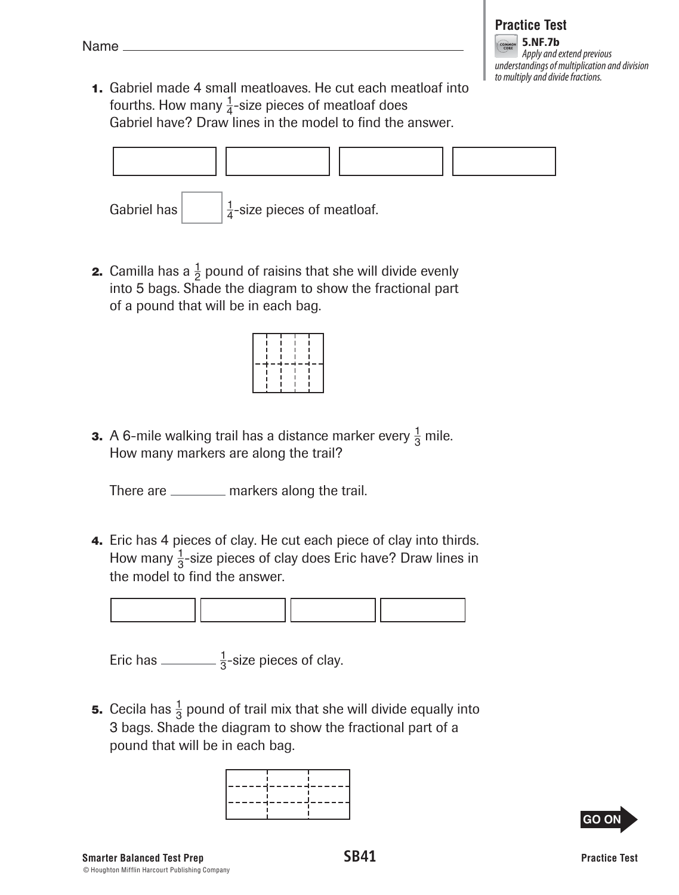Name ________________________________

**Practice Test**

**5.NF.7b**
*Apply and extend previous understandings of multiplication and division to multiply and divide fractions.*

**1.** Gabriel made 4 small meatloaves. He cut each meatloaf into fourths. How many $\frac{1}{4}$-size pieces of meatloaf does Gabriel have? Draw lines in the model to find the answer.

Gabriel has ☐ $\frac{1}{4}$-size pieces of meatloaf.

**2.** Camilla has a $\frac{1}{2}$ pound of raisins that she will divide evenly into 5 bags. Shade the diagram to show the fractional part of a pound that will be in each bag.

**3.** A 6-mile walking trail has a distance marker every $\frac{1}{3}$ mile. How many markers are along the trail?

There are ________ markers along the trail.

**4.** Eric has 4 pieces of clay. He cut each piece of clay into thirds. How many $\frac{1}{3}$-size pieces of clay does Eric have? Draw lines in the model to find the answer.

Eric has ________ $\frac{1}{3}$-size pieces of clay.

**5.** Cecila has $\frac{1}{3}$ pound of trail mix that she will divide equally into 3 bags. Shade the diagram to show the fractional part of a pound that will be in each bag.

GO ON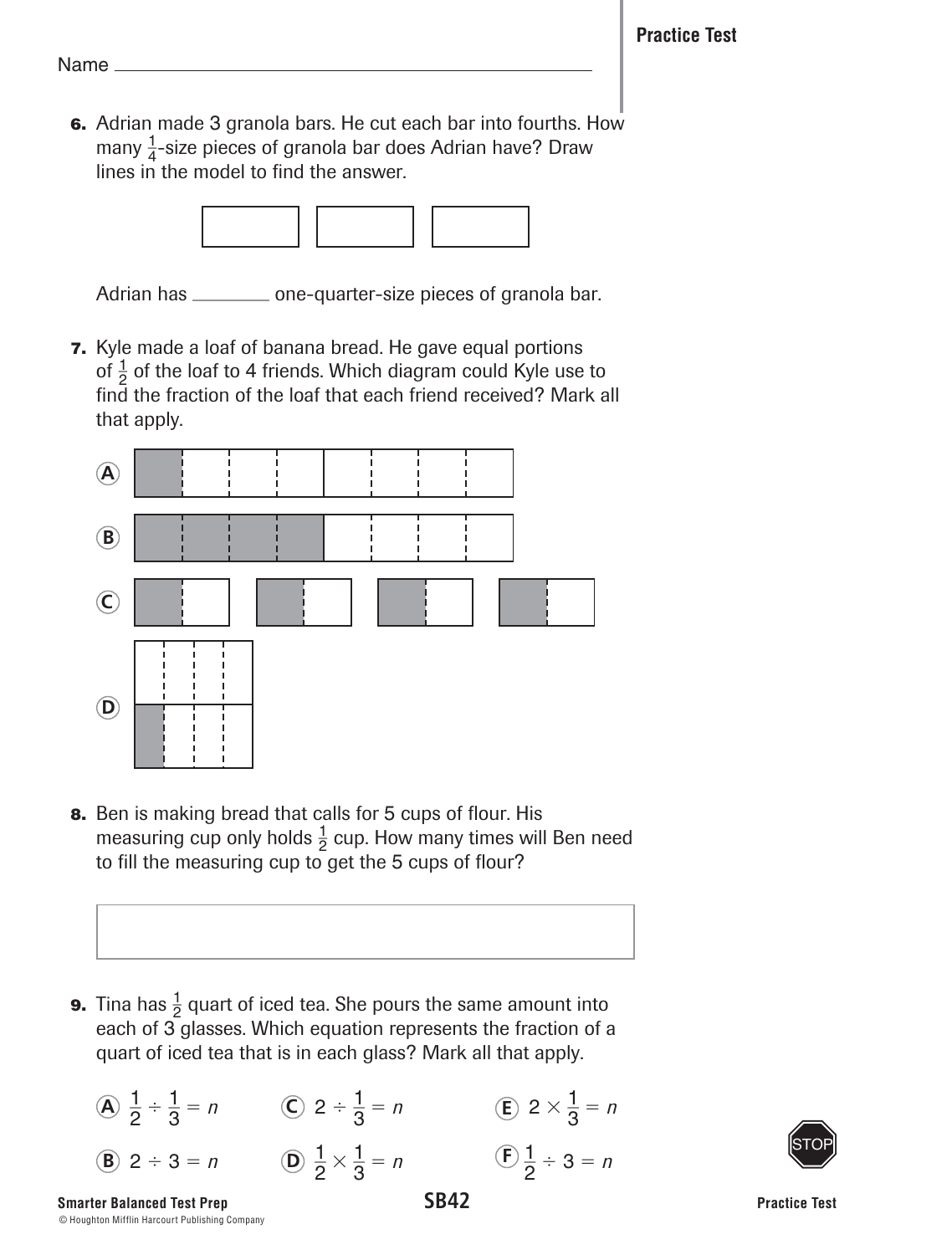Name ___________________________________

**6.** Adrian made 3 granola bars. He cut each bar into fourths. How many $\frac{1}{4}$-size pieces of granola bar does Adrian have? Draw lines in the model to find the answer.

Adrian has ________ one-quarter-size pieces of granola bar.

**7.** Kyle made a loaf of banana bread. He gave equal portions of $\frac{1}{2}$ of the loaf to 4 friends. Which diagram could Kyle use to find the fraction of the loaf that each friend received? Mark all that apply.

Ⓐ

Ⓑ

Ⓒ

Ⓓ

**8.** Ben is making bread that calls for 5 cups of flour. His measuring cup only holds $\frac{1}{2}$ cup. How many times will Ben need to fill the measuring cup to get the 5 cups of flour?

**9.** Tina has $\frac{1}{2}$ quart of iced tea. She pours the same amount into each of 3 glasses. Which equation represents the fraction of a quart of iced tea that is in each glass? Mark all that apply.

Ⓐ $\frac{1}{2} \div \frac{1}{3} = n$

Ⓑ $2 \div 3 = n$

Ⓒ $2 \div \frac{1}{3} = n$

Ⓓ $\frac{1}{2} \times \frac{1}{3} = n$

Ⓔ $2 \times \frac{1}{3} = n$

Ⓕ $\frac{1}{2} \div 3 = n$

STOP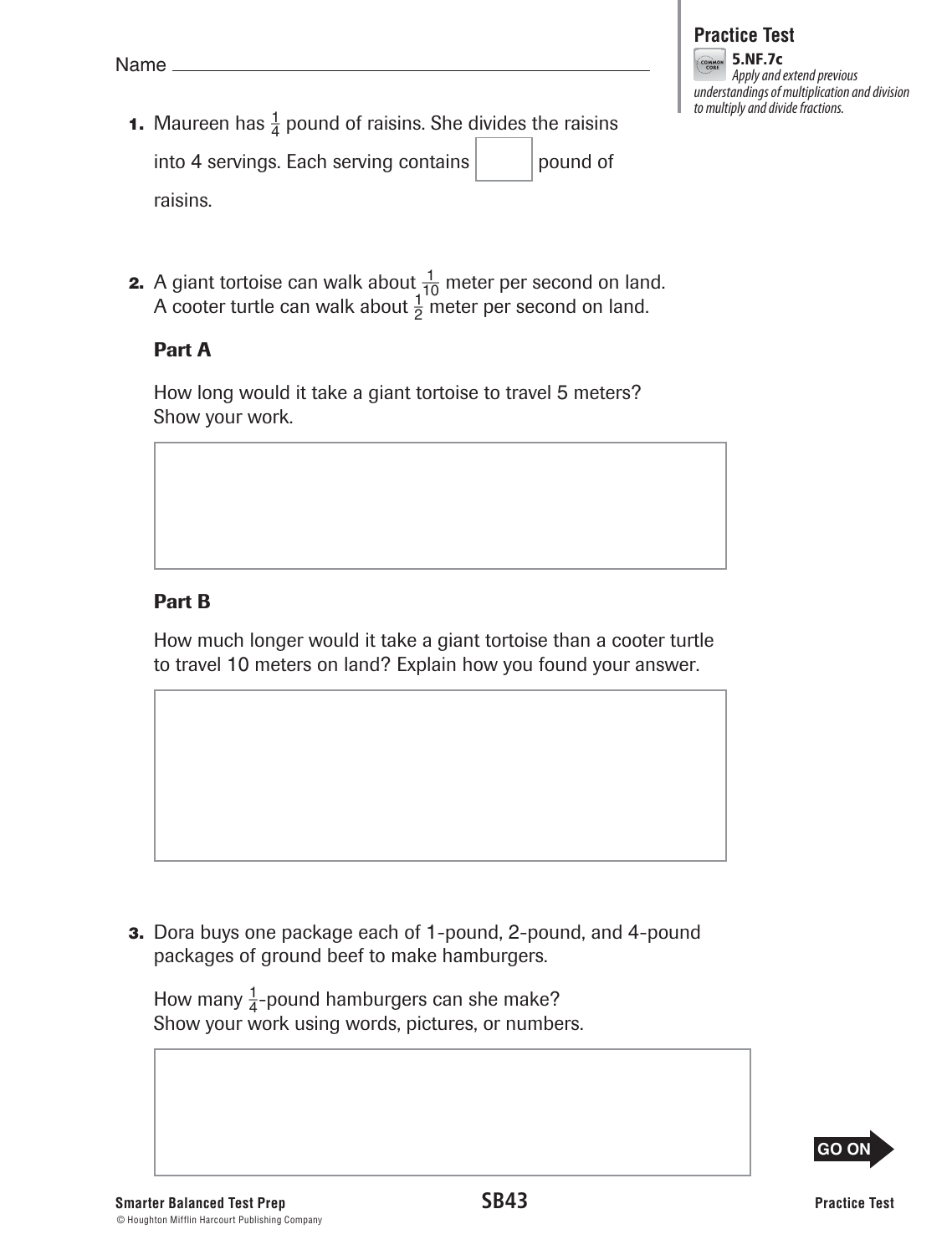Name ____________________________________________

**Practice Test**

**5.NF.7c**
*Apply and extend previous understandings of multiplication and division to multiply and divide fractions.*

**1.** Maureen has $\frac{1}{4}$ pound of raisins. She divides the raisins into 4 servings. Each serving contains [ ] pound of raisins.

**2.** A giant tortoise can walk about $\frac{1}{10}$ meter per second on land. A cooter turtle can walk about $\frac{1}{2}$ meter per second on land.

**Part A**

How long would it take a giant tortoise to travel 5 meters? Show your work.

**Part B**

How much longer would it take a giant tortoise than a cooter turtle to travel 10 meters on land? Explain how you found your answer.

**3.** Dora buys one package each of 1-pound, 2-pound, and 4-pound packages of ground beef to make hamburgers.

How many $\frac{1}{4}$-pound hamburgers can she make? Show your work using words, pictures, or numbers.

GO ON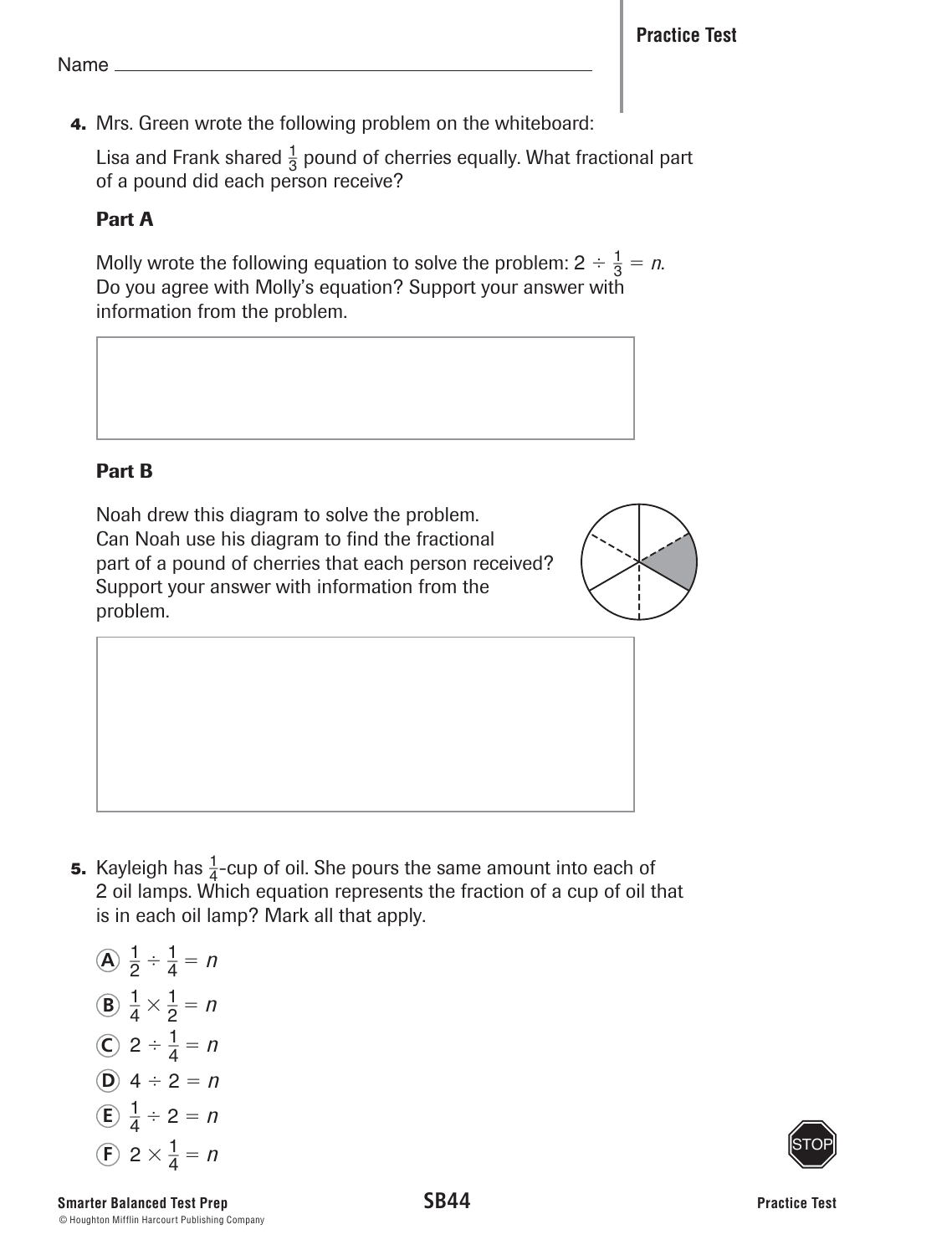Name ___________________________________

**4.** Mrs. Green wrote the following problem on the whiteboard:

Lisa and Frank shared $\frac{1}{3}$ pound of cherries equally. What fractional part of a pound did each person receive?

### Part A

Molly wrote the following equation to solve the problem: $2 \div \frac{1}{3} = n$. Do you agree with Molly's equation? Support your answer with information from the problem.

### Part B

Noah drew this diagram to solve the problem. Can Noah use his diagram to find the fractional part of a pound of cherries that each person received? Support your answer with information from the problem.

**5.** Kayleigh has $\frac{1}{4}$-cup of oil. She pours the same amount into each of 2 oil lamps. Which equation represents the fraction of a cup of oil that is in each oil lamp? Mark all that apply.

- (A) $\frac{1}{2} \div \frac{1}{4} = n$
- (B) $\frac{1}{4} \times \frac{1}{2} = n$
- (C) $2 \div \frac{1}{4} = n$
- (D) $4 \div 2 = n$
- (E) $\frac{1}{4} \div 2 = n$
- (F) $2 \times \frac{1}{4} = n$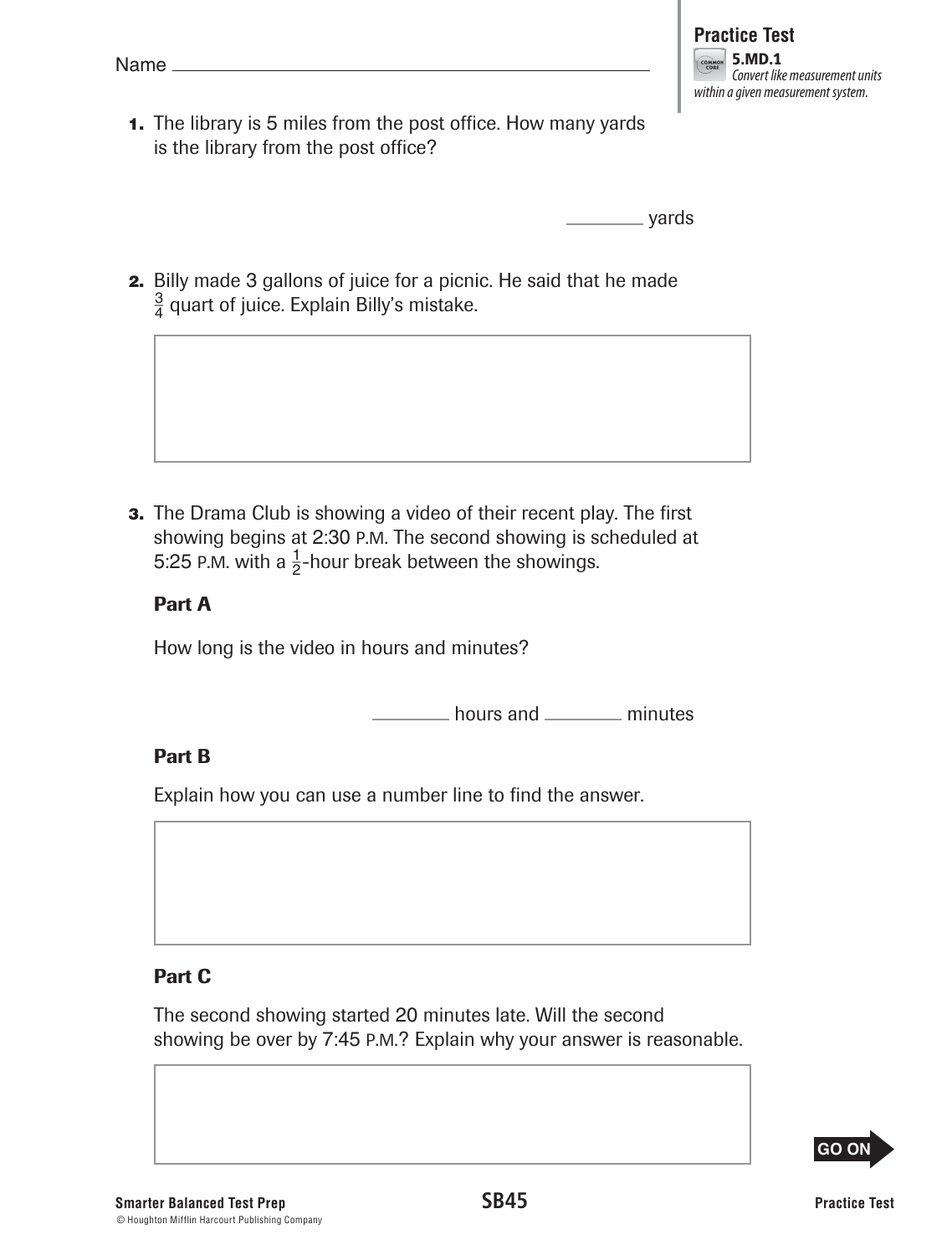Name ________________________________

**Practice Test**

**5.MD.1**
*Convert like measurement units within a given measurement system.*

**1.** The library is 5 miles from the post office. How many yards is the library from the post office?

________ yards

**2.** Billy made 3 gallons of juice for a picnic. He said that he made $\frac{3}{4}$ quart of juice. Explain Billy's mistake.

**3.** The Drama Club is showing a video of their recent play. The first showing begins at 2:30 P.M. The second showing is scheduled at 5:25 P.M. with a $\frac{1}{2}$-hour break between the showings.

**Part A**

How long is the video in hours and minutes?

________ hours and ________ minutes

**Part B**

Explain how you can use a number line to find the answer.

**Part C**

The second showing started 20 minutes late. Will the second showing be over by 7:45 P.M.? Explain why your answer is reasonable.

GO ON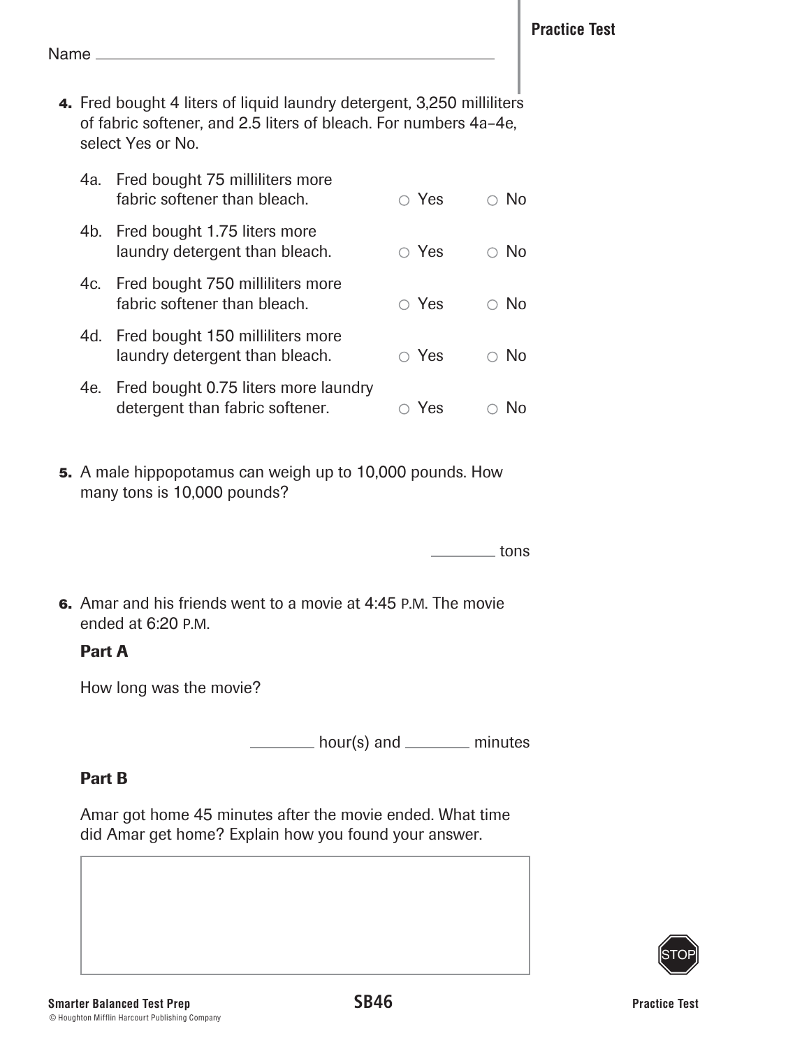Name ________________________________________

**4.** Fred bought 4 liters of liquid laundry detergent, 3,250 milliliters of fabric softener, and 2.5 liters of bleach. For numbers 4a–4e, select Yes or No.

| | | | |
|---|---|---|---|
| 4a. | Fred bought 75 milliliters more fabric softener than bleach. | ○ Yes | ○ No |
| 4b. | Fred bought 1.75 liters more laundry detergent than bleach. | ○ Yes | ○ No |
| 4c. | Fred bought 750 milliliters more fabric softener than bleach. | ○ Yes | ○ No |
| 4d. | Fred bought 150 milliliters more laundry detergent than bleach. | ○ Yes | ○ No |
| 4e. | Fred bought 0.75 liters more laundry detergent than fabric softener. | ○ Yes | ○ No |

**5.** A male hippopotamus can weigh up to 10,000 pounds. How many tons is 10,000 pounds?

________ tons

**6.** Amar and his friends went to a movie at 4:45 P.M. The movie ended at 6:20 P.M.

**Part A**

How long was the movie?

________ hour(s) and ________ minutes

**Part B**

Amar got home 45 minutes after the movie ended. What time did Amar get home? Explain how you found your answer.

| |
|---|
| |

Smarter Balanced Test Prep

© Houghton Mifflin Harcourt Publishing Company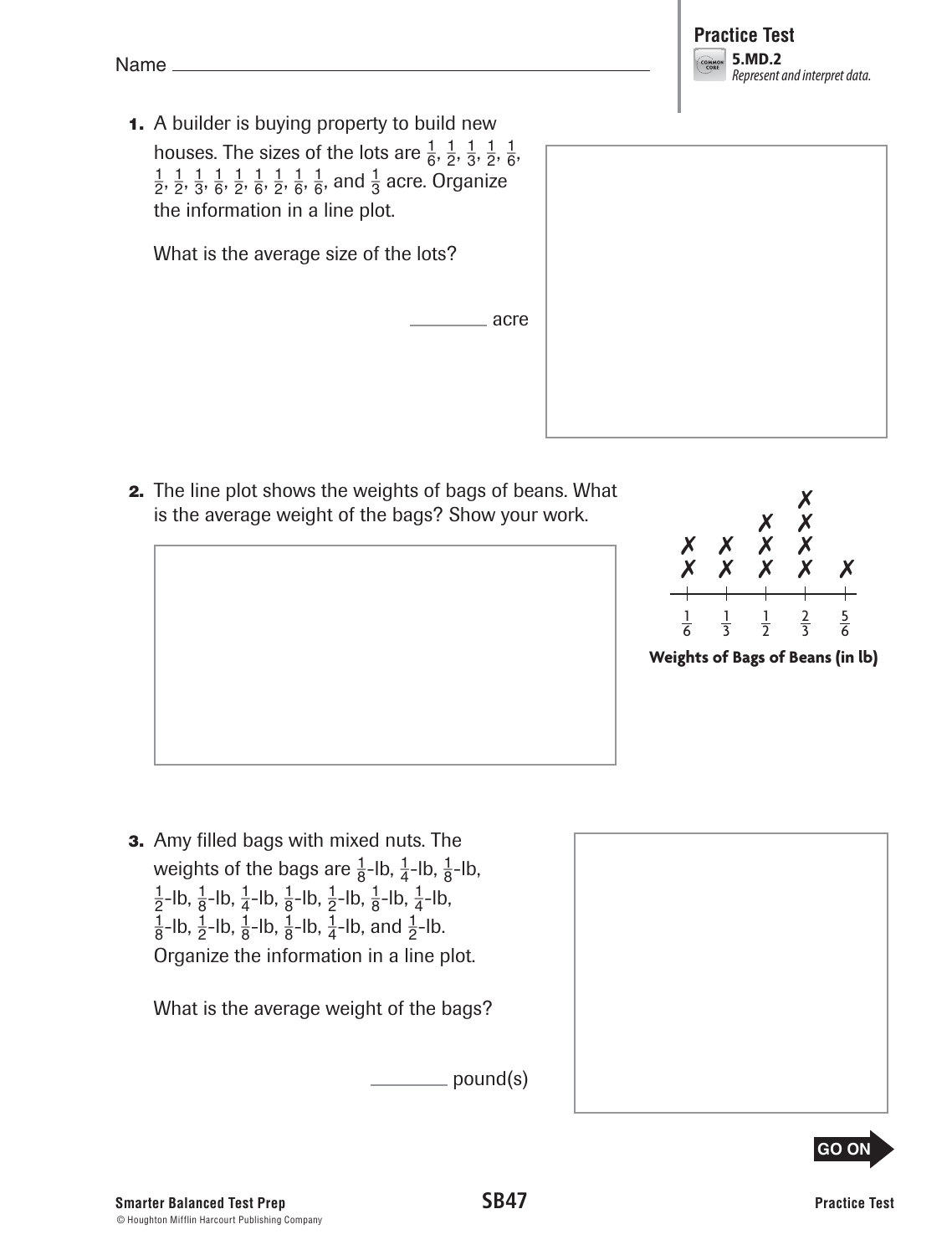Name ________________________________

**Practice Test**
**5.MD.2**
*Represent and interpret data.*

**1.** A builder is buying property to build new houses. The sizes of the lots are $\frac{1}{6}$, $\frac{1}{2}$, $\frac{1}{3}$, $\frac{1}{2}$, $\frac{1}{6}$, $\frac{1}{2}$, $\frac{1}{2}$, $\frac{1}{3}$, $\frac{1}{6}$, $\frac{1}{2}$, $\frac{1}{6}$, $\frac{1}{2}$, $\frac{1}{6}$, $\frac{1}{6}$, and $\frac{1}{3}$ acre. Organize the information in a line plot.

What is the average size of the lots?

________ acre

**2.** The line plot shows the weights of bags of beans. What is the average weight of the bags? Show your work.

| Weight (lb) | $\frac{1}{6}$ | $\frac{1}{3}$ | $\frac{1}{2}$ | $\frac{2}{3}$ | $\frac{5}{6}$ |
|---|---|---|---|---|---|
| Number of X's | 2 | 2 | 3 | 4 | 1 |

**Weights of Bags of Beans (in lb)**

**3.** Amy filled bags with mixed nuts. The weights of the bags are $\frac{1}{8}$-lb, $\frac{1}{4}$-lb, $\frac{1}{8}$-lb, $\frac{1}{2}$-lb, $\frac{1}{8}$-lb, $\frac{1}{4}$-lb, $\frac{1}{8}$-lb, $\frac{1}{2}$-lb, $\frac{1}{8}$-lb, $\frac{1}{4}$-lb, $\frac{1}{8}$-lb, $\frac{1}{2}$-lb, $\frac{1}{8}$-lb, $\frac{1}{8}$-lb, $\frac{1}{4}$-lb, and $\frac{1}{2}$-lb. Organize the information in a line plot.

What is the average weight of the bags?

________ pound(s)

GO ON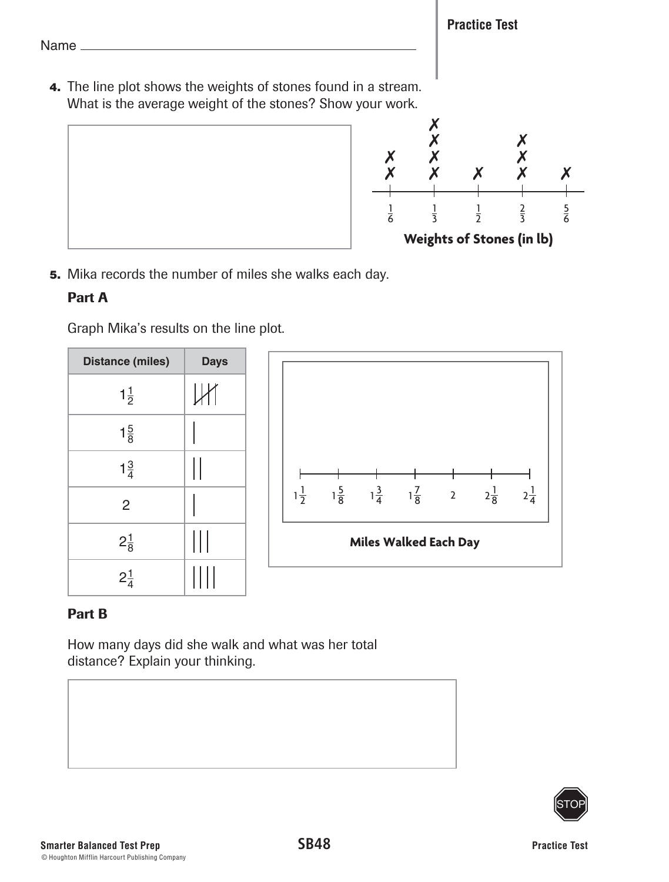Name ___________________________________

**Practice Test**

**4.** The line plot shows the weights of stones found in a stream. What is the average weight of the stones? Show your work.

| Weight (lb) | $\frac{1}{6}$ | $\frac{1}{3}$ | $\frac{1}{2}$ | $\frac{2}{3}$ | $\frac{5}{6}$ |
|---|---|---|---|---|---|
| X marks | XX | XXXX | X | XXX | X |

**Weights of Stones (in lb)**

**5.** Mika records the number of miles she walks each day.

**Part A**

Graph Mika's results on the line plot.

| Distance (miles) | Days |
|---|---|
| $1\frac{1}{2}$ | 𝍸 (5) |
| $1\frac{5}{8}$ | &#124; |
| $1\frac{3}{4}$ | &#124;&#124; |
| 2 | &#124; |
| $2\frac{1}{8}$ | &#124;&#124;&#124; |
| $2\frac{1}{4}$ | &#124;&#124;&#124;&#124; |

Number line: $1\frac{1}{2}$, $1\frac{5}{8}$, $1\frac{3}{4}$, $1\frac{7}{8}$, 2, $2\frac{1}{8}$, $2\frac{1}{4}$

**Miles Walked Each Day**

**Part B**

How many days did she walk and what was her total distance? Explain your thinking.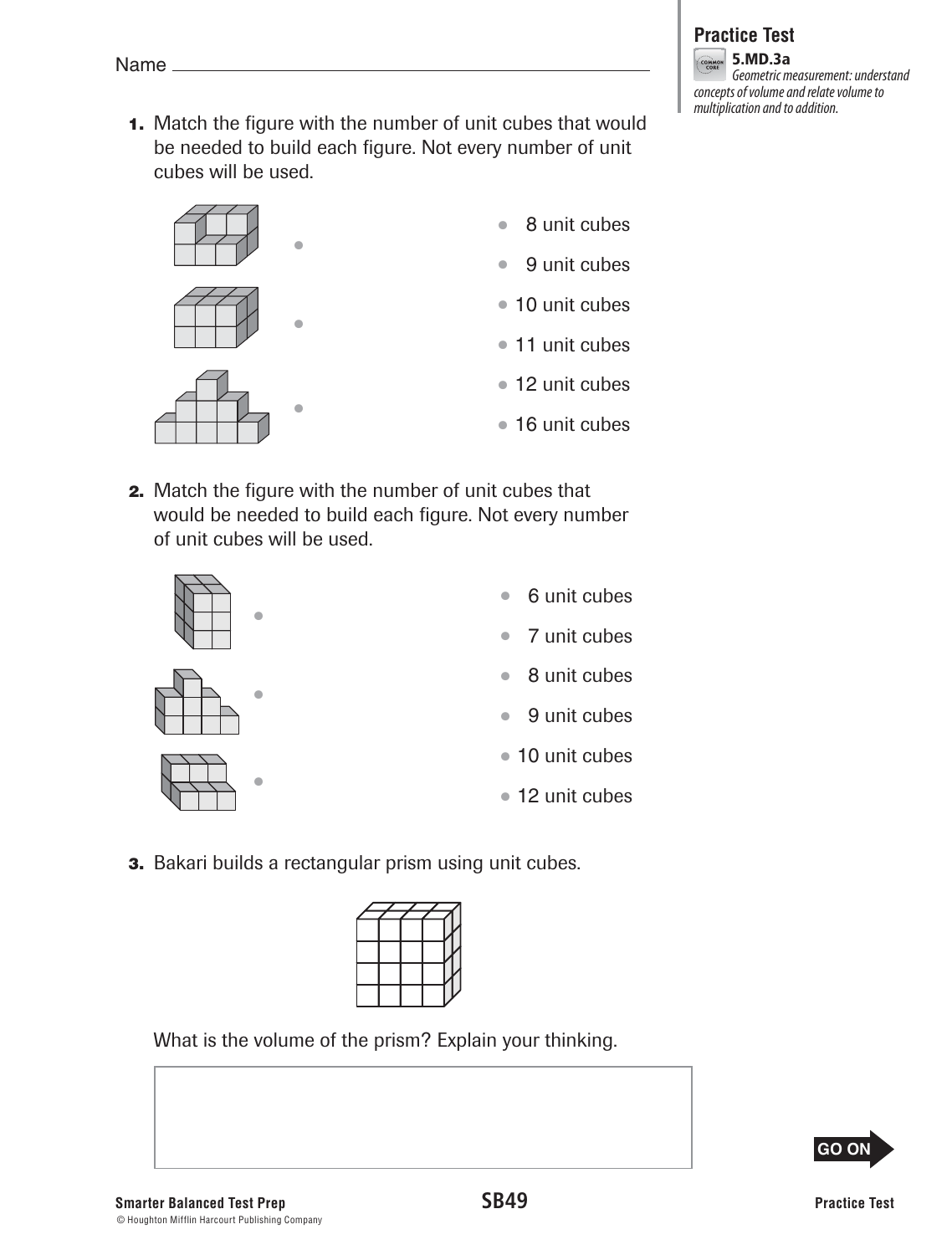Name ________________________________

**Practice Test**

**5.MD.3a**
*Geometric measurement: understand concepts of volume and relate volume to multiplication and to addition.*

**1.** Match the figure with the number of unit cubes that would be needed to build each figure. Not every number of unit cubes will be used.

- 8 unit cubes
- 9 unit cubes
- 10 unit cubes
- 11 unit cubes
- 12 unit cubes
- 16 unit cubes

**2.** Match the figure with the number of unit cubes that would be needed to build each figure. Not every number of unit cubes will be used.

- 6 unit cubes
- 7 unit cubes
- 8 unit cubes
- 9 unit cubes
- 10 unit cubes
- 12 unit cubes

**3.** Bakari builds a rectangular prism using unit cubes.

What is the volume of the prism? Explain your thinking.

GO ON

Smarter Balanced Test Prep

© Houghton Mifflin Harcourt Publishing Company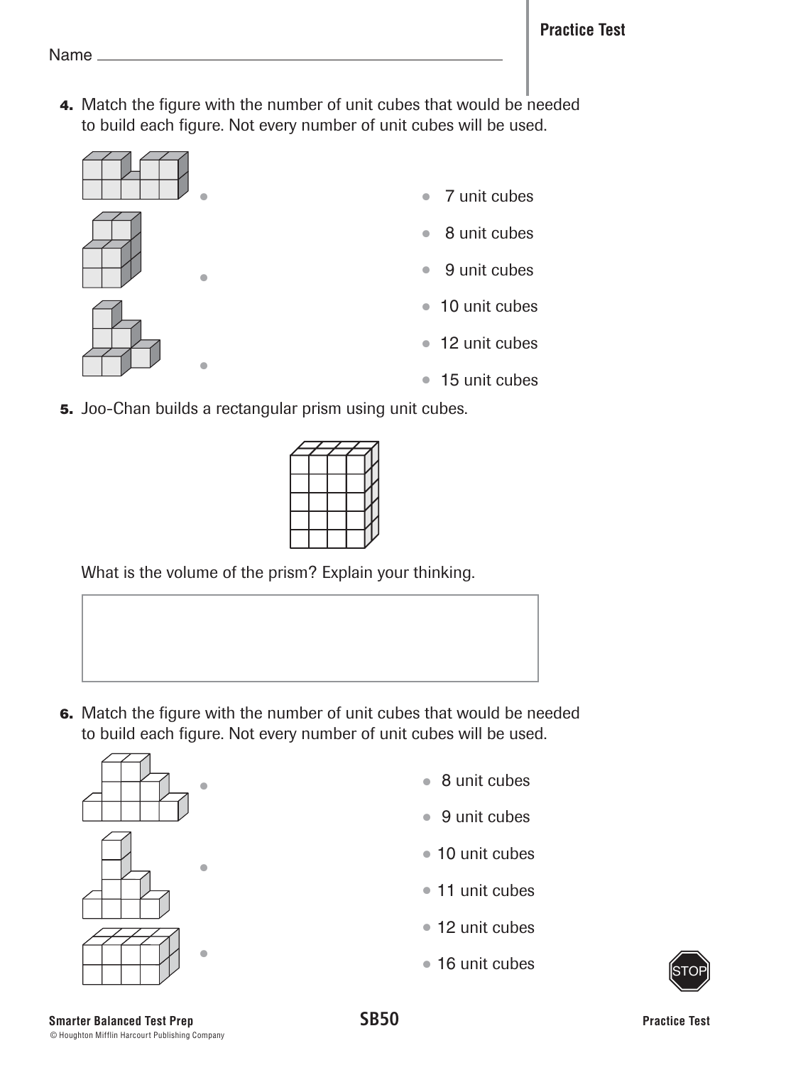Name ________________________________

**Practice Test**

**4.** Match the figure with the number of unit cubes that would be needed to build each figure. Not every number of unit cubes will be used.

- 7 unit cubes
- 8 unit cubes
- 9 unit cubes
- 10 unit cubes
- 12 unit cubes
- 15 unit cubes

**5.** Joo-Chan builds a rectangular prism using unit cubes.

What is the volume of the prism? Explain your thinking.

**6.** Match the figure with the number of unit cubes that would be needed to build each figure. Not every number of unit cubes will be used.

- 8 unit cubes
- 9 unit cubes
- 10 unit cubes
- 11 unit cubes
- 12 unit cubes
- 16 unit cubes

STOP

Smarter Balanced Test Prep

© Houghton Mifflin Harcourt Publishing Company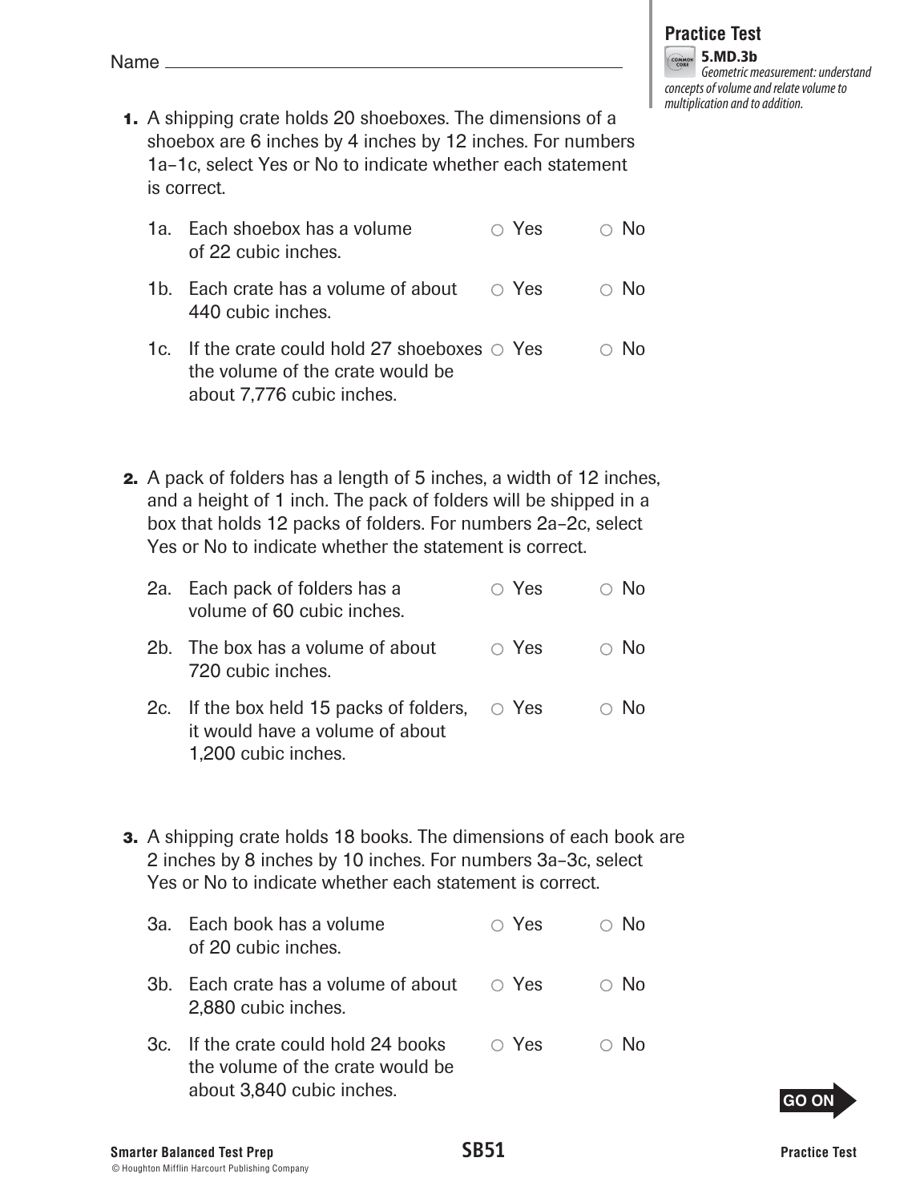Name ___________________________________________

**Practice Test**

**5.MD.3b**
*Geometric measurement: understand concepts of volume and relate volume to multiplication and to addition.*

**1.** A shipping crate holds 20 shoeboxes. The dimensions of a shoebox are 6 inches by 4 inches by 12 inches. For numbers 1a–1c, select Yes or No to indicate whether each statement is correct.

| | | | |
|---|---|---|---|
| 1a. | Each shoebox has a volume of 22 cubic inches. | ○ Yes | ○ No |
| 1b. | Each crate has a volume of about 440 cubic inches. | ○ Yes | ○ No |
| 1c. | If the crate could hold 27 shoeboxes the volume of the crate would be about 7,776 cubic inches. | ○ Yes | ○ No |

**2.** A pack of folders has a length of 5 inches, a width of 12 inches, and a height of 1 inch. The pack of folders will be shipped in a box that holds 12 packs of folders. For numbers 2a–2c, select Yes or No to indicate whether the statement is correct.

| | | | |
|---|---|---|---|
| 2a. | Each pack of folders has a volume of 60 cubic inches. | ○ Yes | ○ No |
| 2b. | The box has a volume of about 720 cubic inches. | ○ Yes | ○ No |
| 2c. | If the box held 15 packs of folders, it would have a volume of about 1,200 cubic inches. | ○ Yes | ○ No |

**3.** A shipping crate holds 18 books. The dimensions of each book are 2 inches by 8 inches by 10 inches. For numbers 3a–3c, select Yes or No to indicate whether each statement is correct.

| | | | |
|---|---|---|---|
| 3a. | Each book has a volume of 20 cubic inches. | ○ Yes | ○ No |
| 3b. | Each crate has a volume of about 2,880 cubic inches. | ○ Yes | ○ No |
| 3c. | If the crate could hold 24 books the volume of the crate would be about 3,840 cubic inches. | ○ Yes | ○ No |

GO ON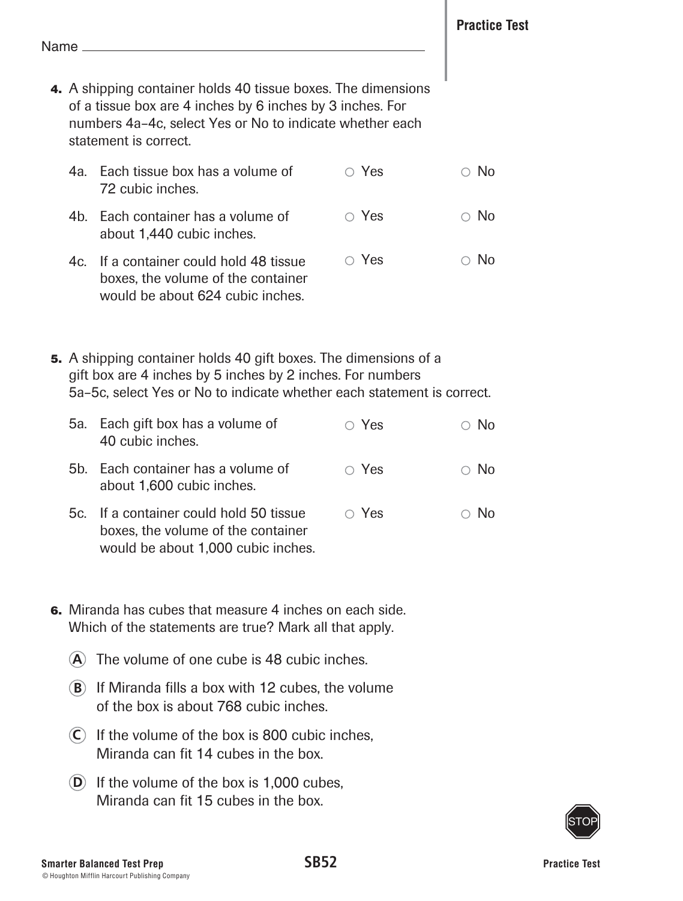Name ___________________________________________

4. A shipping container holds 40 tissue boxes. The dimensions of a tissue box are 4 inches by 6 inches by 3 inches. For numbers 4a–4c, select Yes or No to indicate whether each statement is correct.

| | | | |
|---|---|---|---|
| 4a. | Each tissue box has a volume of 72 cubic inches. | ○ Yes | ○ No |
| 4b. | Each container has a volume of about 1,440 cubic inches. | ○ Yes | ○ No |
| 4c. | If a container could hold 48 tissue boxes, the volume of the container would be about 624 cubic inches. | ○ Yes | ○ No |

5. A shipping container holds 40 gift boxes. The dimensions of a gift box are 4 inches by 5 inches by 2 inches. For numbers 5a–5c, select Yes or No to indicate whether each statement is correct.

| | | | |
|---|---|---|---|
| 5a. | Each gift box has a volume of 40 cubic inches. | ○ Yes | ○ No |
| 5b. | Each container has a volume of about 1,600 cubic inches. | ○ Yes | ○ No |
| 5c. | If a container could hold 50 tissue boxes, the volume of the container would be about 1,000 cubic inches. | ○ Yes | ○ No |

6. Miranda has cubes that measure 4 inches on each side. Which of the statements are true? Mark all that apply.

Ⓐ The volume of one cube is 48 cubic inches.

Ⓑ If Miranda fills a box with 12 cubes, the volume of the box is about 768 cubic inches.

Ⓒ If the volume of the box is 800 cubic inches, Miranda can fit 14 cubes in the box.

Ⓓ If the volume of the box is 1,000 cubes, Miranda can fit 15 cubes in the box.

STOP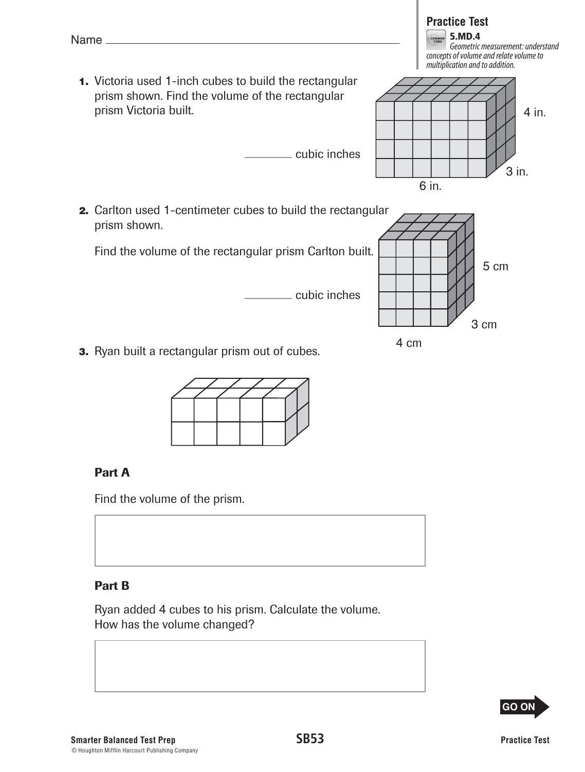Name ________________________________

**Practice Test**

**5.MD.4**
*Geometric measurement: understand concepts of volume and relate volume to multiplication and to addition.*

**1.** Victoria used 1-inch cubes to build the rectangular prism shown. Find the volume of the rectangular prism Victoria built.

4 in.

3 in.

6 in.

________ cubic inches

**2.** Carlton used 1-centimeter cubes to build the rectangular prism shown.

Find the volume of the rectangular prism Carlton built.

5 cm

3 cm

4 cm

________ cubic inches

**3.** Ryan built a rectangular prism out of cubes.

**Part A**

Find the volume of the prism.

**Part B**

Ryan added 4 cubes to his prism. Calculate the volume. How has the volume changed?

GO ON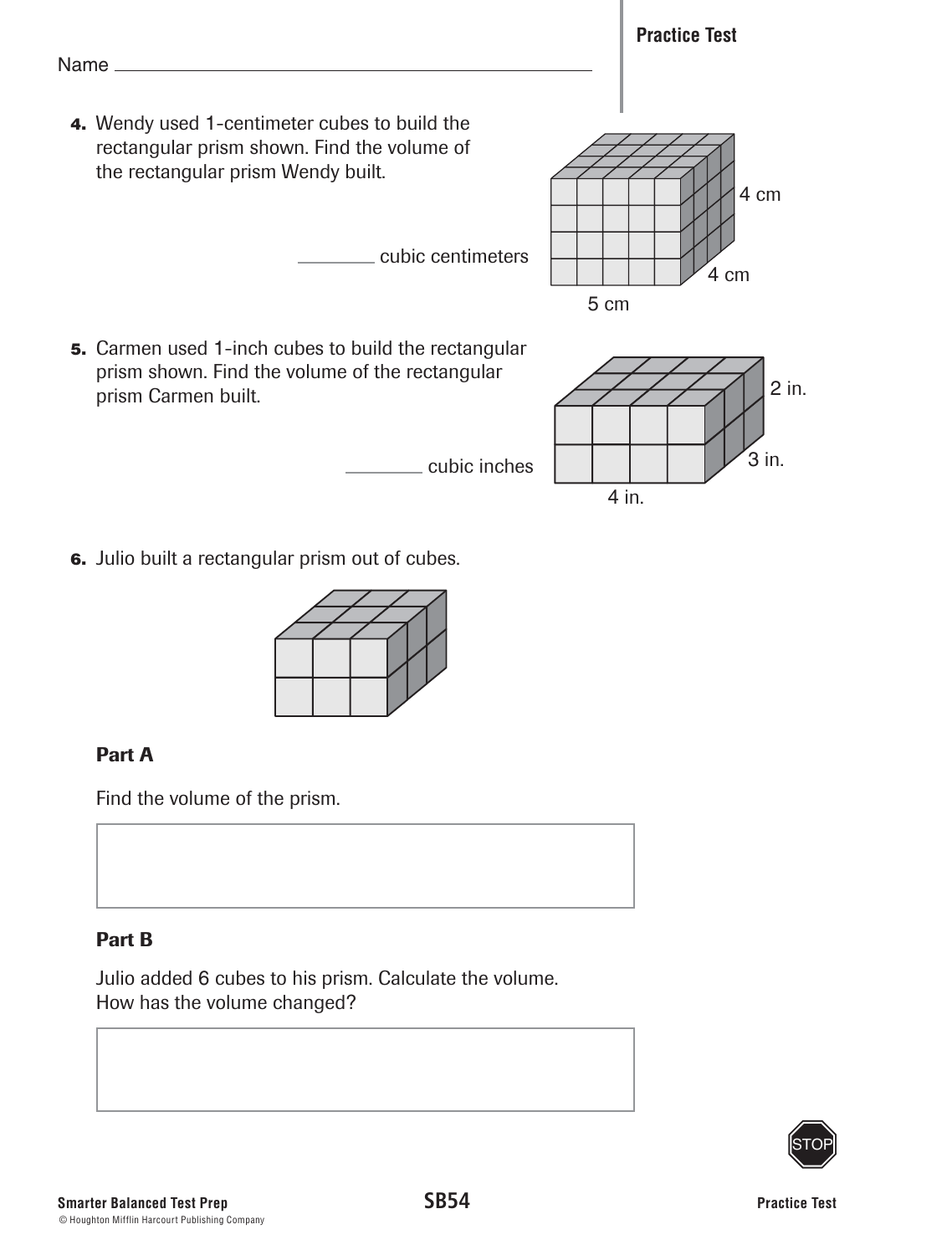Name ______________________________

**4.** Wendy used 1-centimeter cubes to build the rectangular prism shown. Find the volume of the rectangular prism Wendy built.

________ cubic centimeters

4 cm

4 cm

5 cm

**5.** Carmen used 1-inch cubes to build the rectangular prism shown. Find the volume of the rectangular prism Carmen built.

________ cubic inches

2 in.

3 in.

4 in.

**6.** Julio built a rectangular prism out of cubes.

**Part A**

Find the volume of the prism.

**Part B**

Julio added 6 cubes to his prism. Calculate the volume. How has the volume changed?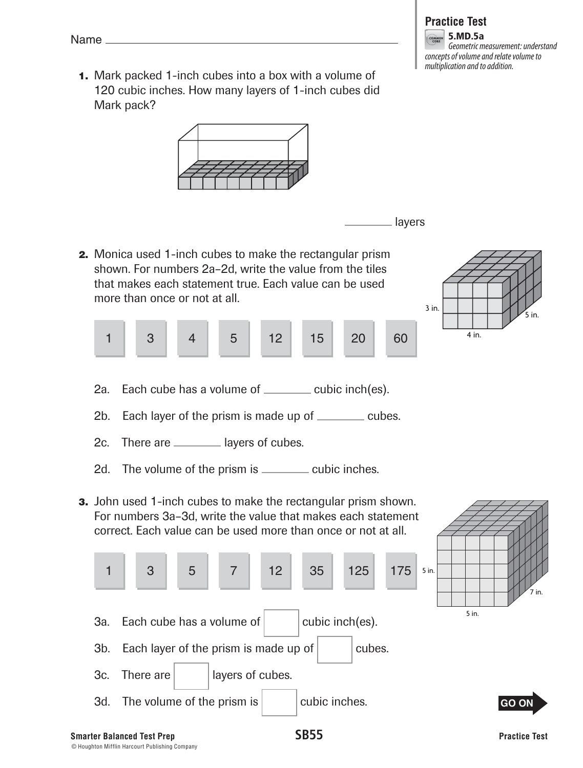Name ___________________________________

**Practice Test**

**5.MD.5a**
*Geometric measurement: understand concepts of volume and relate volume to multiplication and to addition.*

**1.** Mark packed 1-inch cubes into a box with a volume of 120 cubic inches. How many layers of 1-inch cubes did Mark pack?

________ layers

**2.** Monica used 1-inch cubes to make the rectangular prism shown. For numbers 2a–2d, write the value from the tiles that makes each statement true. Each value can be used more than once or not at all.

3 in. 5 in. 4 in.

| 1 | 3 | 4 | 5 | 12 | 15 | 20 | 60 |
|---|---|---|---|---|---|---|---|

2a. Each cube has a volume of ________ cubic inch(es).

2b. Each layer of the prism is made up of ________ cubes.

2c. There are ________ layers of cubes.

2d. The volume of the prism is ________ cubic inches.

**3.** John used 1-inch cubes to make the rectangular prism shown. For numbers 3a–3d, write the value that makes each statement correct. Each value can be used more than once or not at all.

5 in. 7 in. 5 in.

| 1 | 3 | 5 | 7 | 12 | 35 | 125 | 175 |
|---|---|---|---|---|---|---|---|

3a. Each cube has a volume of ☐ cubic inch(es).

3b. Each layer of the prism is made up of ☐ cubes.

3c. There are ☐ layers of cubes.

3d. The volume of the prism is ☐ cubic inches.

GO ON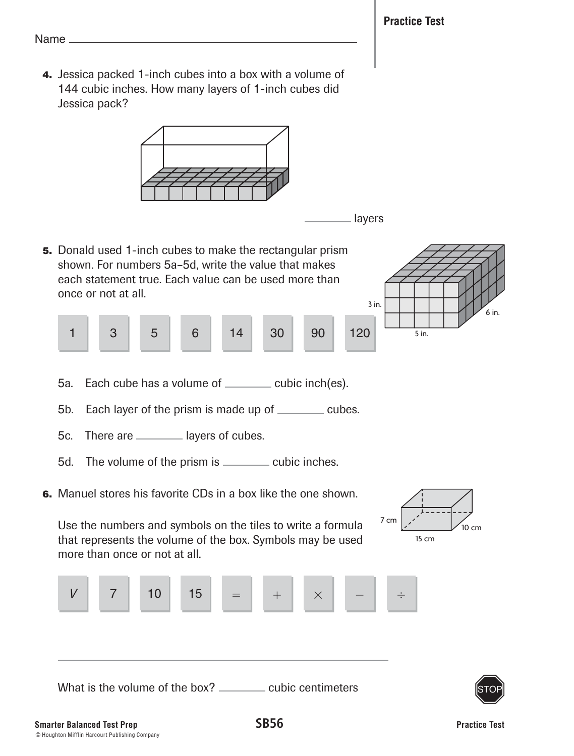Name ________________________________

**Practice Test**

**4.** Jessica packed 1-inch cubes into a box with a volume of 144 cubic inches. How many layers of 1-inch cubes did Jessica pack?

________ layers

**5.** Donald used 1-inch cubes to make the rectangular prism shown. For numbers 5a–5d, write the value that makes each statement true. Each value can be used more than once or not at all.

3 in.   6 in.   5 in.

| 1 | 3 | 5 | 6 | 14 | 30 | 90 | 120 |
|---|---|---|---|---|---|---|---|

5a. Each cube has a volume of ________ cubic inch(es).

5b. Each layer of the prism is made up of ________ cubes.

5c. There are ________ layers of cubes.

5d. The volume of the prism is ________ cubic inches.

**6.** Manuel stores his favorite CDs in a box like the one shown.

7 cm   10 cm   15 cm

Use the numbers and symbols on the tiles to write a formula that represents the volume of the box. Symbols may be used more than once or not at all.

| $V$ | 7 | 10 | 15 | $=$ | $+$ | $\times$ | $-$ | $\div$ |
|---|---|---|---|---|---|---|---|---|

________________________________________________

What is the volume of the box? ________ cubic centimeters

STOP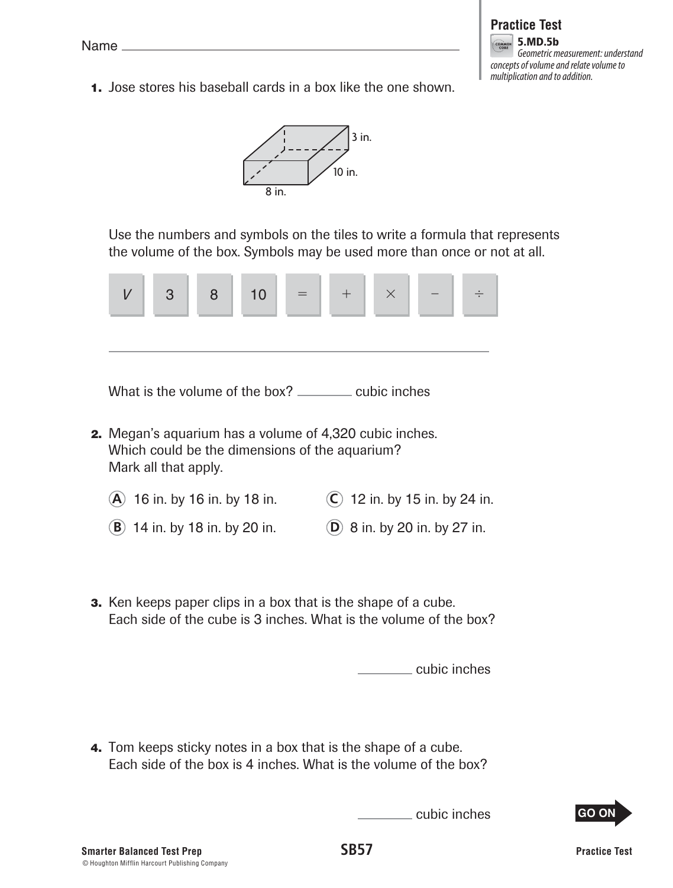Name ___________________________________

**Practice Test**

**5.MD.5b**
*Geometric measurement: understand concepts of volume and relate volume to multiplication and to addition.*

**1.** Jose stores his baseball cards in a box like the one shown.

3 in.
10 in.
8 in.

Use the numbers and symbols on the tiles to write a formula that represents the volume of the box. Symbols may be used more than once or not at all.

| $V$ | 3 | 8 | 10 | = | + | × | − | ÷ |
|---|---|---|---|---|---|---|---|---|

___________________________________________

What is the volume of the box? ________ cubic inches

**2.** Megan's aquarium has a volume of 4,320 cubic inches. Which could be the dimensions of the aquarium? Mark all that apply.

Ⓐ 16 in. by 16 in. by 18 in.

Ⓑ 14 in. by 18 in. by 20 in.

Ⓒ 12 in. by 15 in. by 24 in.

Ⓓ 8 in. by 20 in. by 27 in.

**3.** Ken keeps paper clips in a box that is the shape of a cube. Each side of the cube is 3 inches. What is the volume of the box?

________ cubic inches

**4.** Tom keeps sticky notes in a box that is the shape of a cube. Each side of the box is 4 inches. What is the volume of the box?

________ cubic inches

GO ON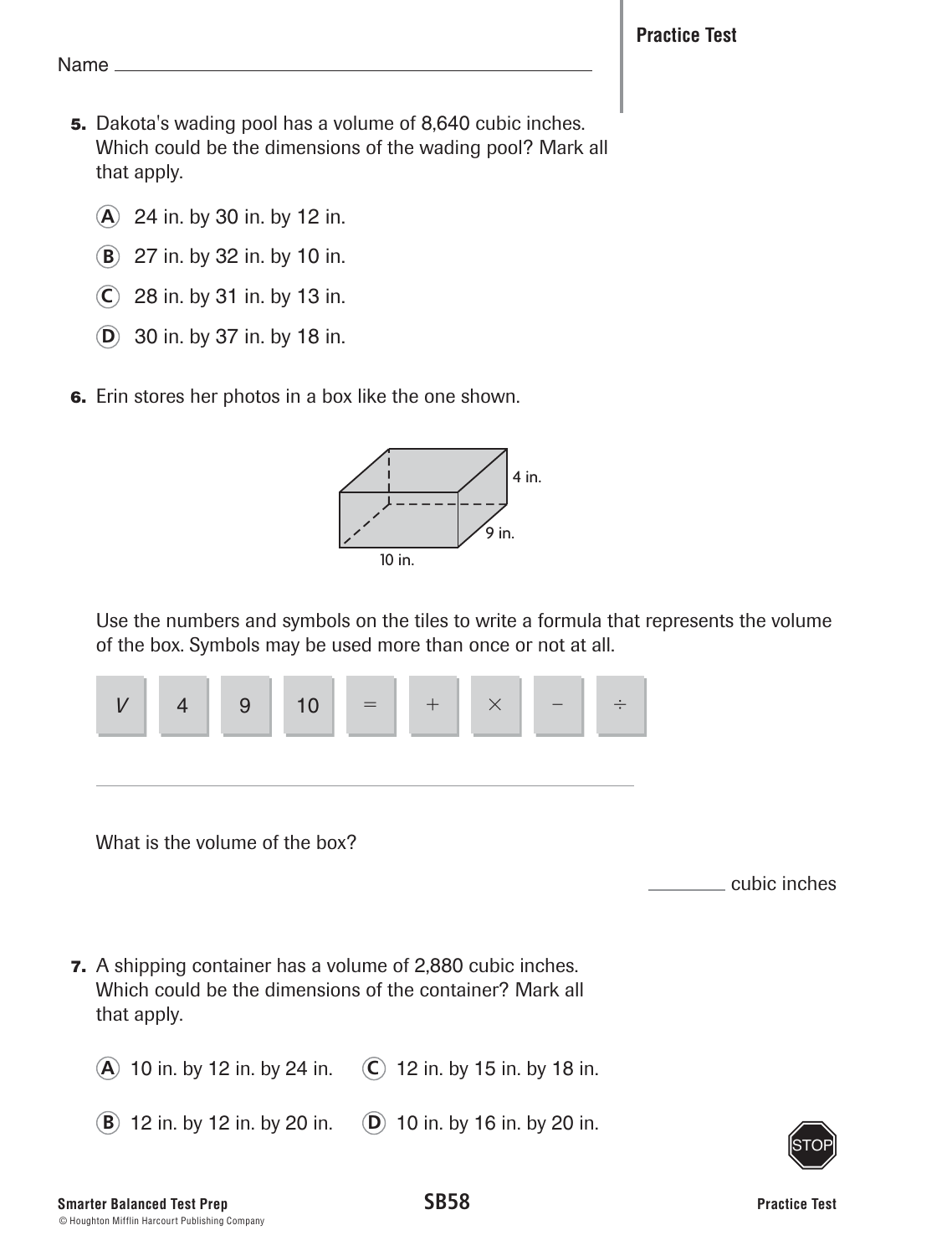Name ______________________________

**Practice Test**

**5.** Dakota's wading pool has a volume of 8,640 cubic inches. Which could be the dimensions of the wading pool? Mark all that apply.

- (A) 24 in. by 30 in. by 12 in.
- (B) 27 in. by 32 in. by 10 in.
- (C) 28 in. by 31 in. by 13 in.
- (D) 30 in. by 37 in. by 18 in.

**6.** Erin stores her photos in a box like the one shown.

4 in.

9 in.

10 in.

Use the numbers and symbols on the tiles to write a formula that represents the volume of the box. Symbols may be used more than once or not at all.

| $V$ | 4 | 9 | 10 | $=$ | $+$ | $\times$ | $-$ | $\div$ |
|---|---|---|---|---|---|---|---|---|

______________________________________________

What is the volume of the box?

________ cubic inches

**7.** A shipping container has a volume of 2,880 cubic inches. Which could be the dimensions of the container? Mark all that apply.

- (A) 10 in. by 12 in. by 24 in.
- (B) 12 in. by 12 in. by 20 in.
- (C) 12 in. by 15 in. by 18 in.
- (D) 10 in. by 16 in. by 20 in.

STOP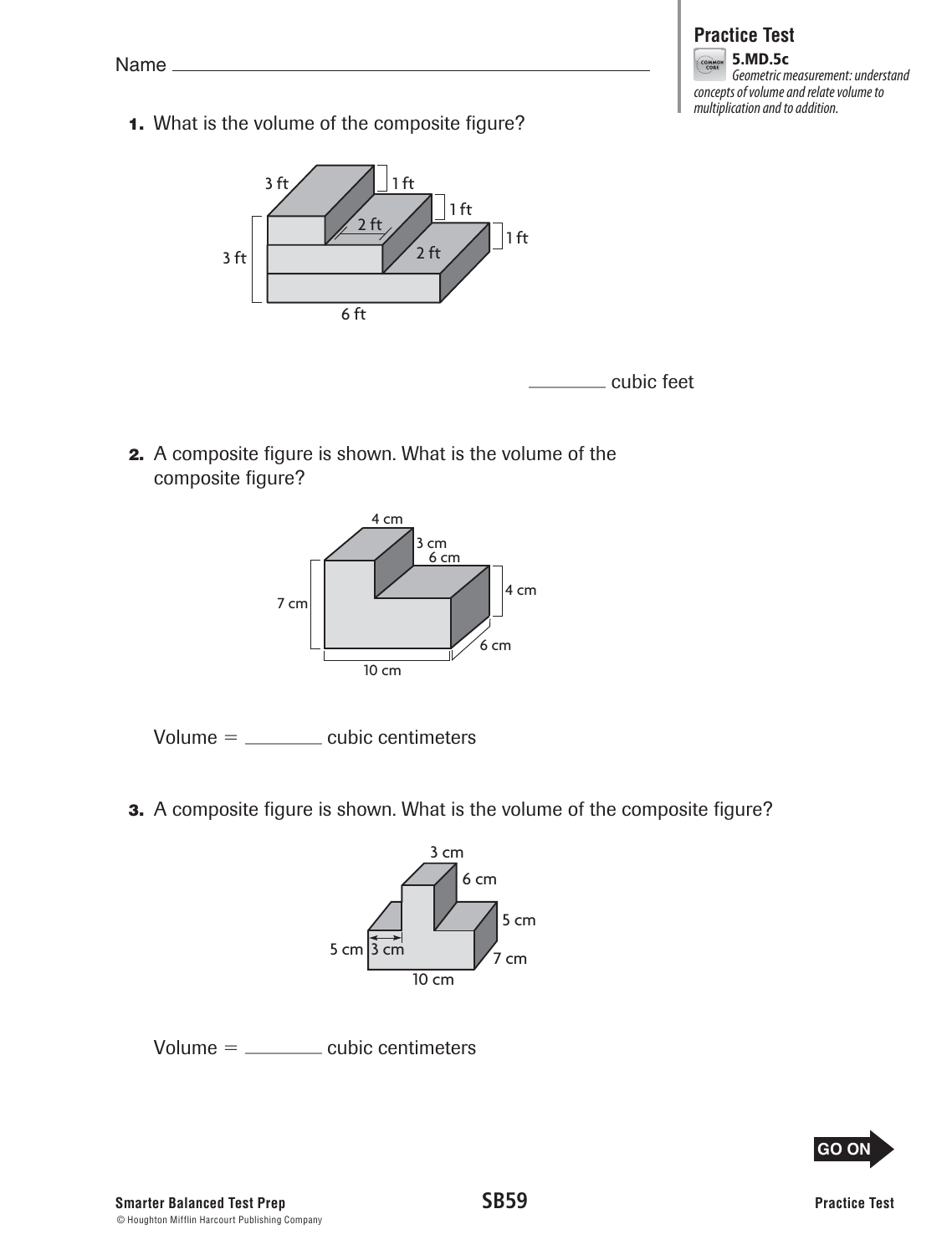Name ______________________________________

**Practice Test**

**5.MD.5c**
*Geometric measurement: understand concepts of volume and relate volume to multiplication and to addition.*

**1.** What is the volume of the composite figure?

3 ft, 1 ft, 1 ft, 2 ft, 1 ft, 2 ft, 3 ft, 6 ft

________ cubic feet

**2.** A composite figure is shown. What is the volume of the composite figure?

4 cm, 3 cm, 6 cm, 4 cm, 7 cm, 6 cm, 10 cm

Volume = ________ cubic centimeters

**3.** A composite figure is shown. What is the volume of the composite figure?

3 cm, 6 cm, 5 cm, 5 cm, 3 cm, 7 cm, 10 cm

Volume = ________ cubic centimeters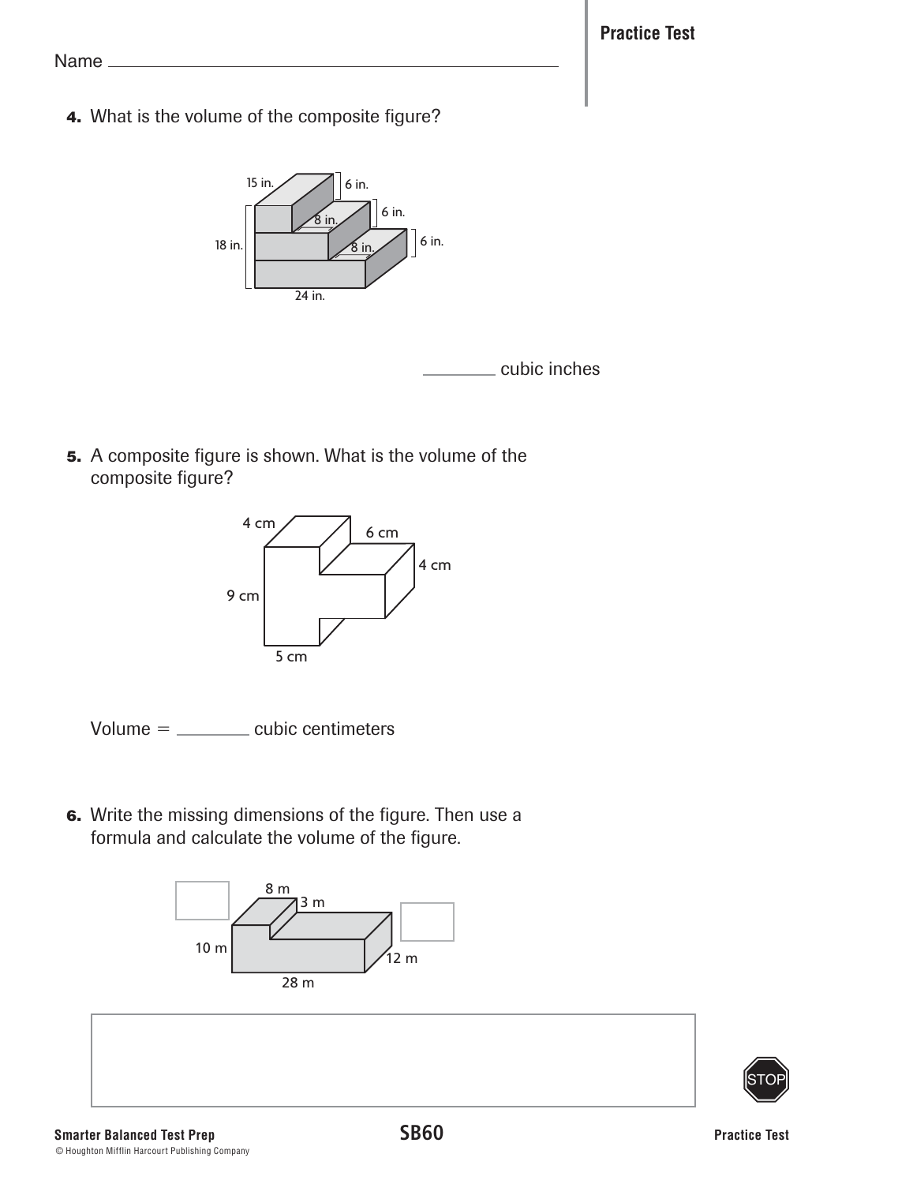Name ________________________________

**Practice Test**

**4.** What is the volume of the composite figure?

15 in. 6 in. 6 in. 8 in. 18 in. 8 in. 6 in. 24 in.

________ cubic inches

**5.** A composite figure is shown. What is the volume of the composite figure?

4 cm 6 cm 4 cm 9 cm 5 cm

Volume = ________ cubic centimeters

**6.** Write the missing dimensions of the figure. Then use a formula and calculate the volume of the figure.

8 m 3 m 10 m 12 m 28 m

STOP

**Smarter Balanced Test Prep**

© Houghton Mifflin Harcourt Publishing Company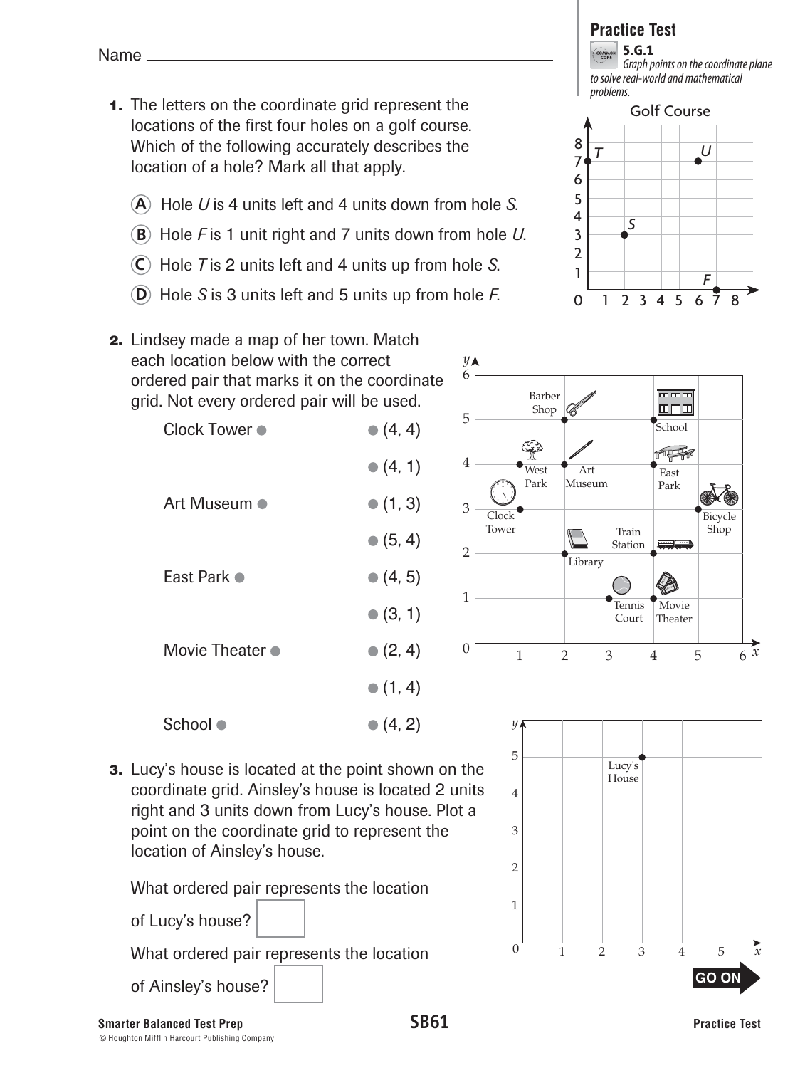Name ____________________

## Practice Test

**5.G.1**
*Graph points on the coordinate plane to solve real-world and mathematical problems.*

**1.** The letters on the coordinate grid represent the locations of the first four holes on a golf course. Which of the following accurately describes the location of a hole? Mark all that apply.

Golf Course

Ⓐ Hole *U* is 4 units left and 4 units down from hole *S*.

Ⓑ Hole *F* is 1 unit right and 7 units down from hole *U*.

Ⓒ Hole *T* is 2 units left and 4 units up from hole *S*.

Ⓓ Hole *S* is 3 units left and 5 units up from hole *F*.

**2.** Lindsey made a map of her town. Match each location below with the correct ordered pair that marks it on the coordinate grid. Not every ordered pair will be used.

| Location | Ordered Pair |
|---|---|
| Clock Tower ● | ● (4, 4) |
| | ● (4, 1) |
| Art Museum ● | ● (1, 3) |
| | ● (5, 4) |
| East Park ● | ● (4, 5) |
| | ● (3, 1) |
| Movie Theater ● | ● (2, 4) |
| | ● (1, 4) |
| School ● | ● (4, 2) |

**3.** Lucy's house is located at the point shown on the coordinate grid. Ainsley's house is located 2 units right and 3 units down from Lucy's house. Plot a point on the coordinate grid to represent the location of Ainsley's house.

What ordered pair represents the location of Lucy's house? ☐

What ordered pair represents the location of Ainsley's house? ☐

GO ON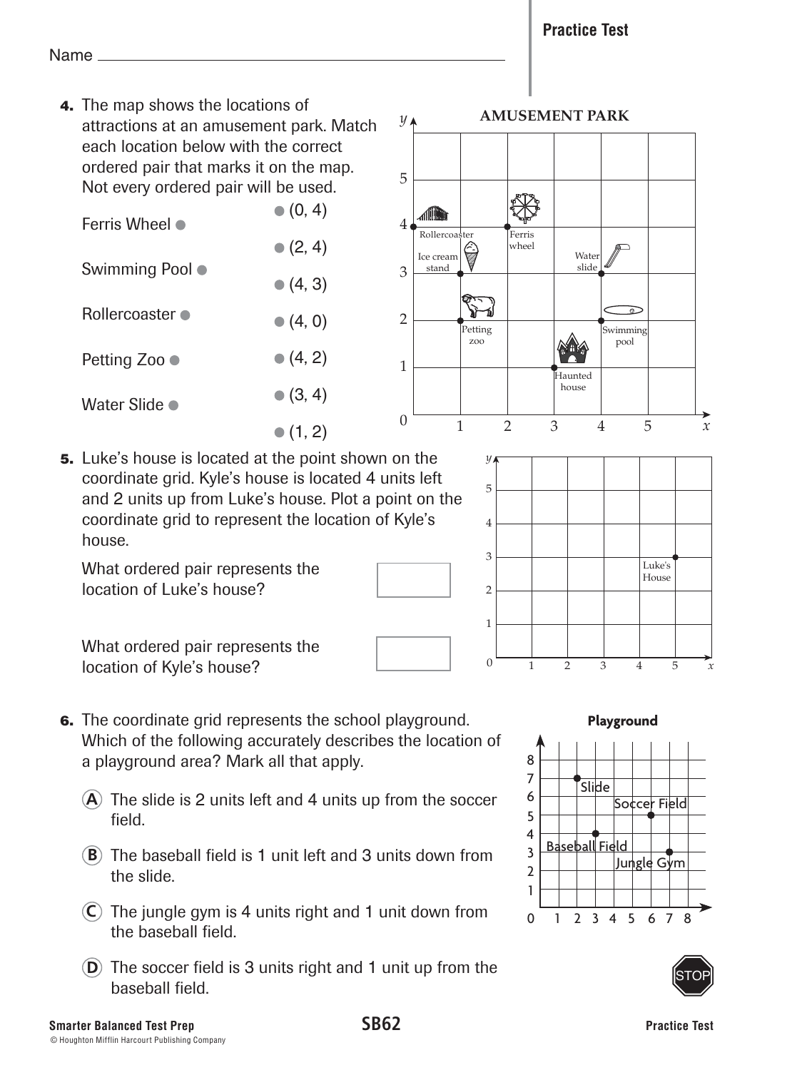Practice Test

Name

4. The map shows the locations of attractions at an amusement park. Match each location below with the correct ordered pair that marks it on the map. Not every ordered pair will be used.

| | |
|---|---|
| Ferris Wheel ● | ● (0, 4) |
| Swimming Pool ● | ● (2, 4) |
| Rollercoaster ● | ● (4, 3) |
| Petting Zoo ● | ● (4, 0) |
| Water Slide ● | ● (4, 2) |
| | ● (3, 4) |
| | ● (1, 2) |

AMUSEMENT PARK

5. Luke's house is located at the point shown on the coordinate grid. Kyle's house is located 4 units left and 2 units up from Luke's house. Plot a point on the coordinate grid to represent the location of Kyle's house.

What ordered pair represents the location of Luke's house? ☐

What ordered pair represents the location of Kyle's house? ☐

6. The coordinate grid represents the school playground. Which of the following accurately describes the location of a playground area? Mark all that apply.

Playground

Ⓐ The slide is 2 units left and 4 units up from the soccer field.

Ⓑ The baseball field is 1 unit left and 3 units down from the slide.

Ⓒ The jungle gym is 4 units right and 1 unit down from the baseball field.

Ⓓ The soccer field is 3 units right and 1 unit up from the baseball field.

STOP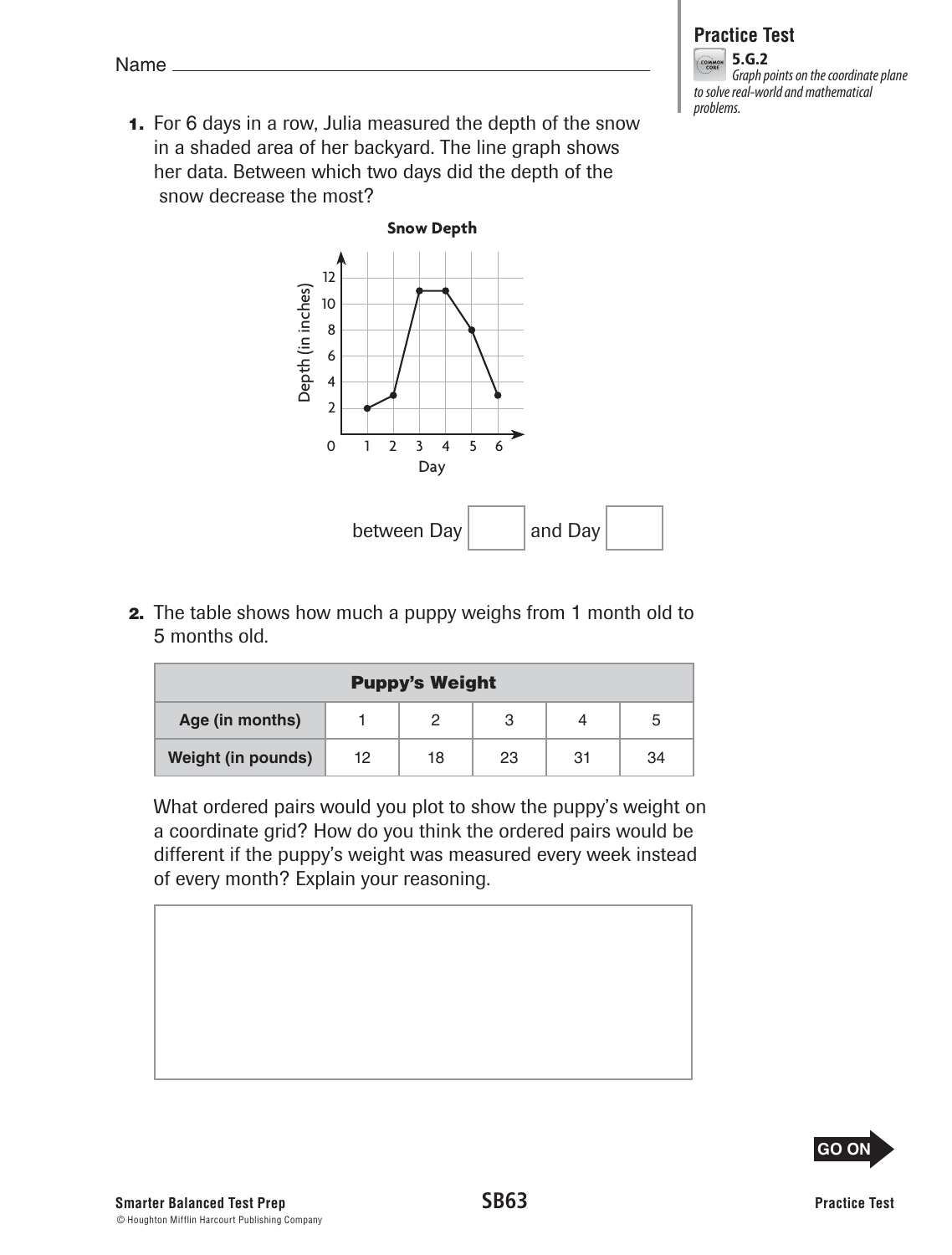Name ________________________________

**Practice Test**

**5.G.2** *Graph points on the coordinate plane to solve real-world and mathematical problems.*

**1.** For 6 days in a row, Julia measured the depth of the snow in a shaded area of her backyard. The line graph shows her data. Between which two days did the depth of the snow decrease the most?

**Snow Depth**

Depth (in inches): 0, 2, 4, 6, 8, 10, 12

Day: 1, 2, 3, 4, 5, 6

between Day ☐ and Day ☐

**2.** The table shows how much a puppy weighs from 1 month old to 5 months old.

| Puppy's Weight | | | | | |
|---|---|---|---|---|---|
| **Age (in months)** | 1 | 2 | 3 | 4 | 5 |
| **Weight (in pounds)** | 12 | 18 | 23 | 31 | 34 |

What ordered pairs would you plot to show the puppy's weight on a coordinate grid? How do you think the ordered pairs would be different if the puppy's weight was measured every week instead of every month? Explain your reasoning.

GO ON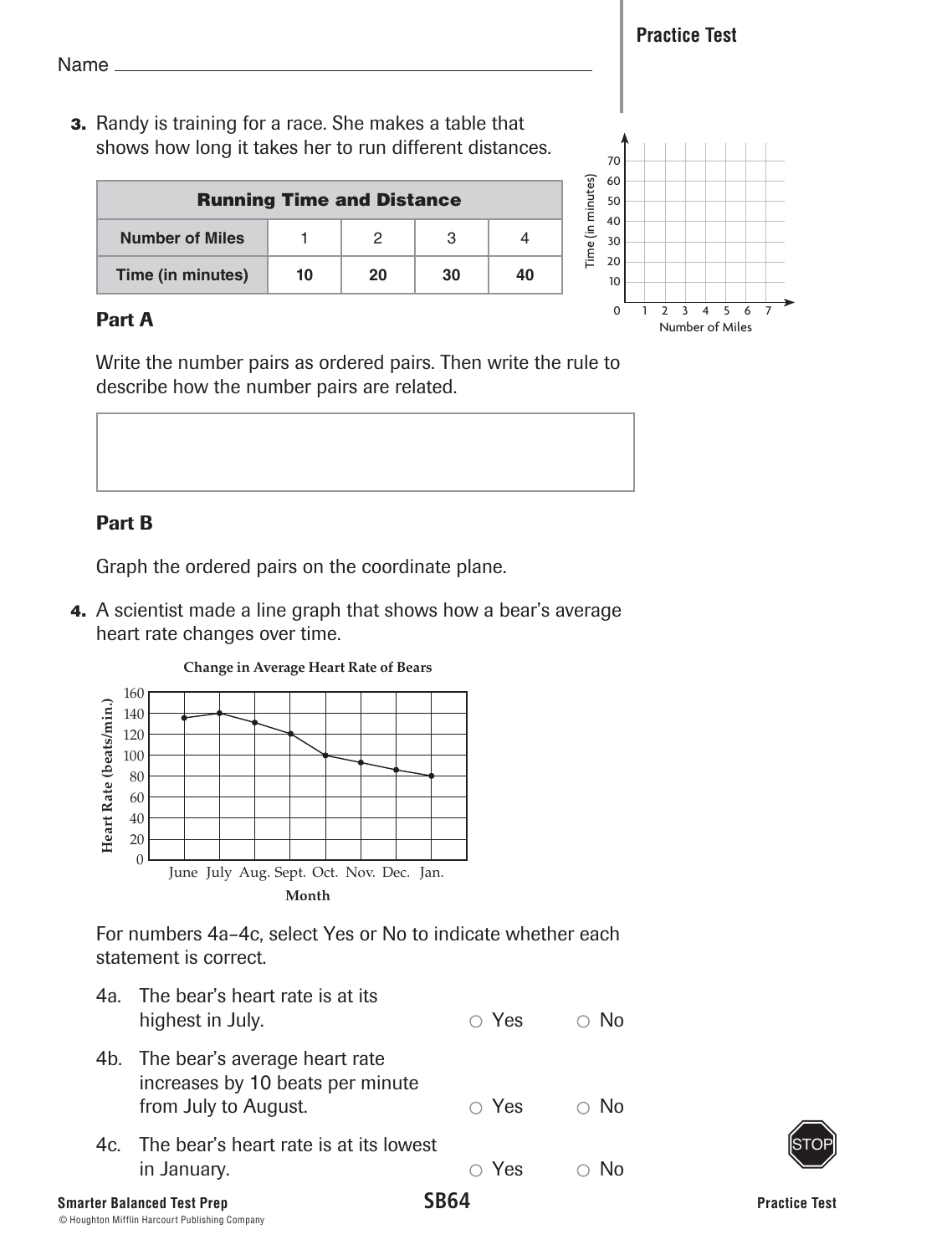Practice Test

Name ______________________________

**3.** Randy is training for a race. She makes a table that shows how long it takes her to run different distances.

| Running Time and Distance | | | | |
|---|---|---|---|---|
| Number of Miles | 1 | 2 | 3 | 4 |
| Time (in minutes) | 10 | 20 | 30 | 40 |

### Part A

Write the number pairs as ordered pairs. Then write the rule to describe how the number pairs are related.

### Part B

Graph the ordered pairs on the coordinate plane.

**4.** A scientist made a line graph that shows how a bear's average heart rate changes over time.

For numbers 4a–4c, select Yes or No to indicate whether each statement is correct.

4a. The bear's heart rate is at its highest in July. ○ Yes ○ No

4b. The bear's average heart rate increases by 10 beats per minute from July to August. ○ Yes ○ No

4c. The bear's heart rate is at its lowest in January. ○ Yes ○ No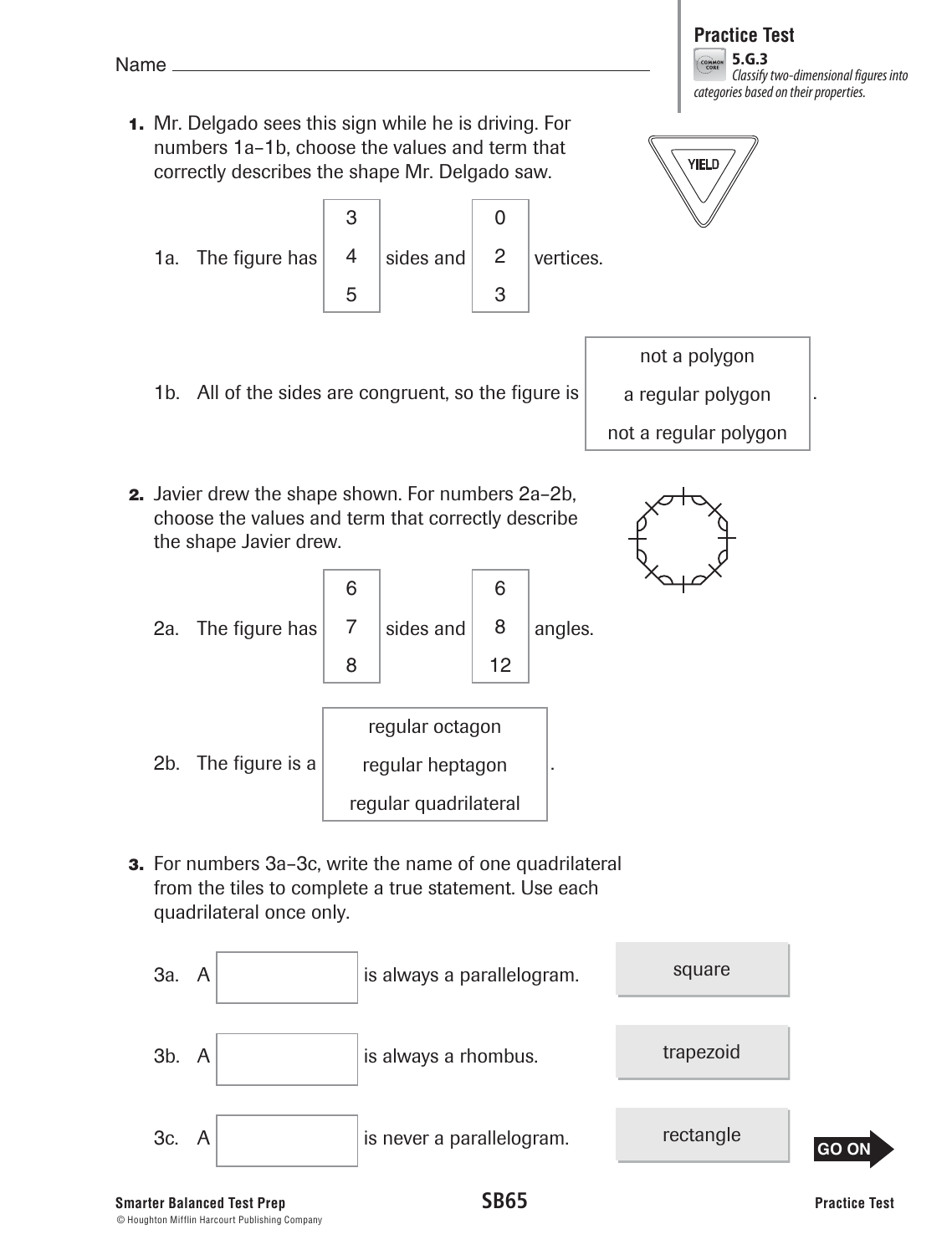Name ____________________

**Practice Test**

**5.G.3**
*Classify two-dimensional figures into categories based on their properties.*

**1.** Mr. Delgado sees this sign while he is driving. For numbers 1a–1b, choose the values and term that correctly describes the shape Mr. Delgado saw.

YIELD

1a. The figure has [3 / 4 / 5] sides and [0 / 2 / 3] vertices.

1b. All of the sides are congruent, so the figure is [not a polygon / a regular polygon / not a regular polygon].

**2.** Javier drew the shape shown. For numbers 2a–2b, choose the values and term that correctly describe the shape Javier drew.

2a. The figure has [6 / 7 / 8] sides and [6 / 8 / 12] angles.

2b. The figure is a [regular octagon / regular heptagon / regular quadrilateral].

**3.** For numbers 3a–3c, write the name of one quadrilateral from the tiles to complete a true statement. Use each quadrilateral once only.

3a. A ____________ is always a parallelogram.

3b. A ____________ is always a rhombus.

3c. A ____________ is never a parallelogram.

Tiles: square, trapezoid, rectangle

GO ON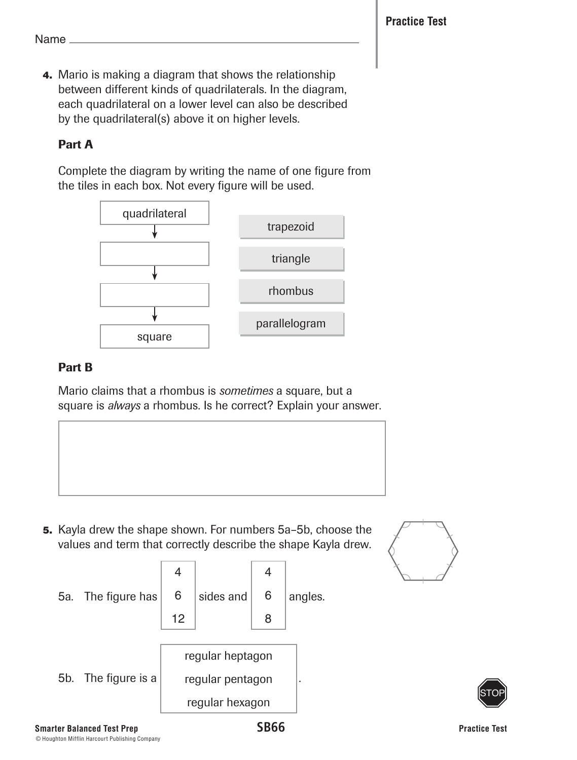Name ___________________________________

**Practice Test**

**4.** Mario is making a diagram that shows the relationship between different kinds of quadrilaterals. In the diagram, each quadrilateral on a lower level can also be described by the quadrilateral(s) above it on higher levels.

### Part A

Complete the diagram by writing the name of one figure from the tiles in each box. Not every figure will be used.

quadrilateral
↓
[ ]
↓
[ ]
↓
square

Tiles: trapezoid | triangle | rhombus | parallelogram

### Part B

Mario claims that a rhombus is *sometimes* a square, but a square is *always* a rhombus. Is he correct? Explain your answer.

[ ]

**5.** Kayla drew the shape shown. For numbers 5a–5b, choose the values and term that correctly describe the shape Kayla drew.

5a. The figure has [4 / 6 / 12] sides and [4 / 6 / 8] angles.

5b. The figure is a [regular heptagon / regular pentagon / regular hexagon].

STOP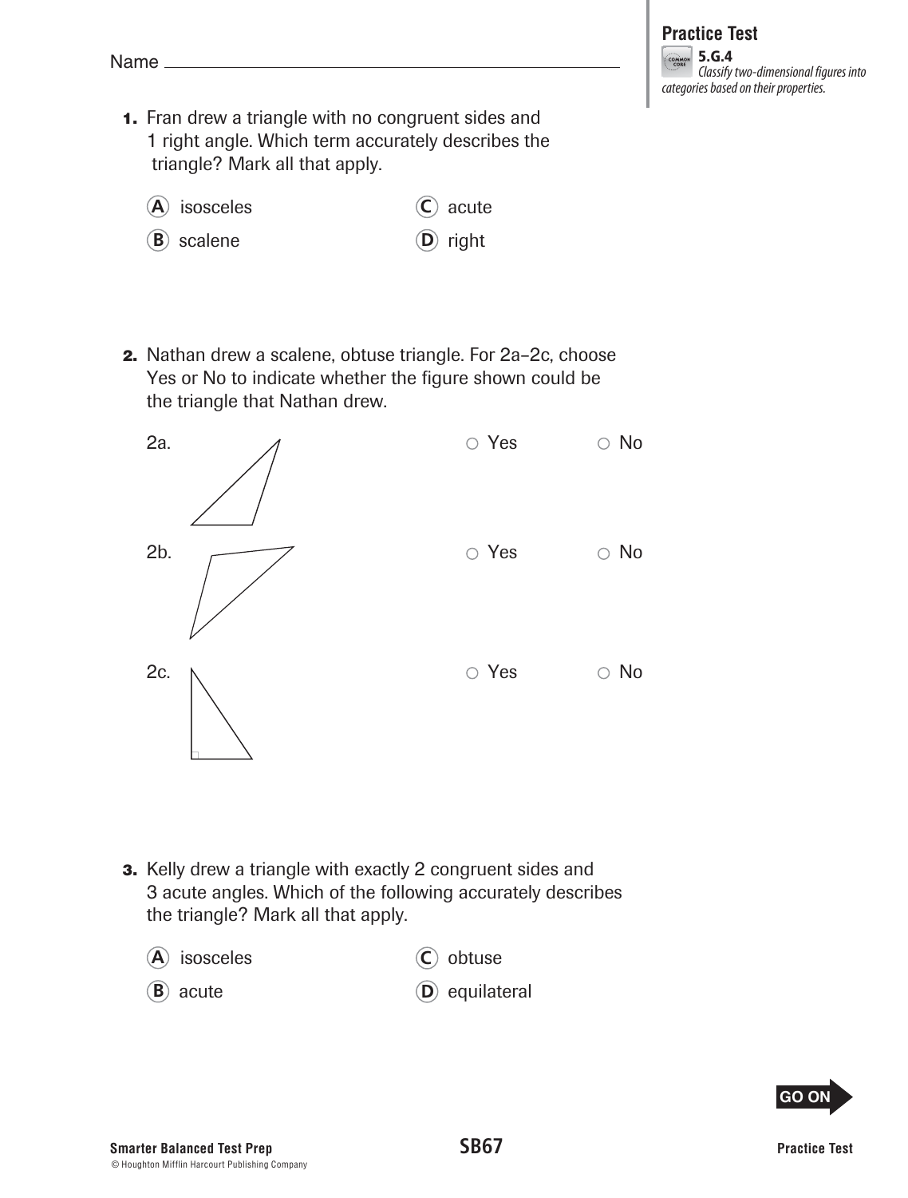Name ________________________________________

**Practice Test**

**5.G.4**
*Classify two-dimensional figures into categories based on their properties.*

**1.** Fran drew a triangle with no congruent sides and 1 right angle. Which term accurately describes the triangle? Mark all that apply.

- (A) isosceles
- (B) scalene
- (C) acute
- (D) right

**2.** Nathan drew a scalene, obtuse triangle. For 2a–2c, choose Yes or No to indicate whether the figure shown could be the triangle that Nathan drew.

2a. ○ Yes ○ No

2b. ○ Yes ○ No

2c. ○ Yes ○ No

**3.** Kelly drew a triangle with exactly 2 congruent sides and 3 acute angles. Which of the following accurately describes the triangle? Mark all that apply.

- (A) isosceles
- (B) acute
- (C) obtuse
- (D) equilateral

GO ON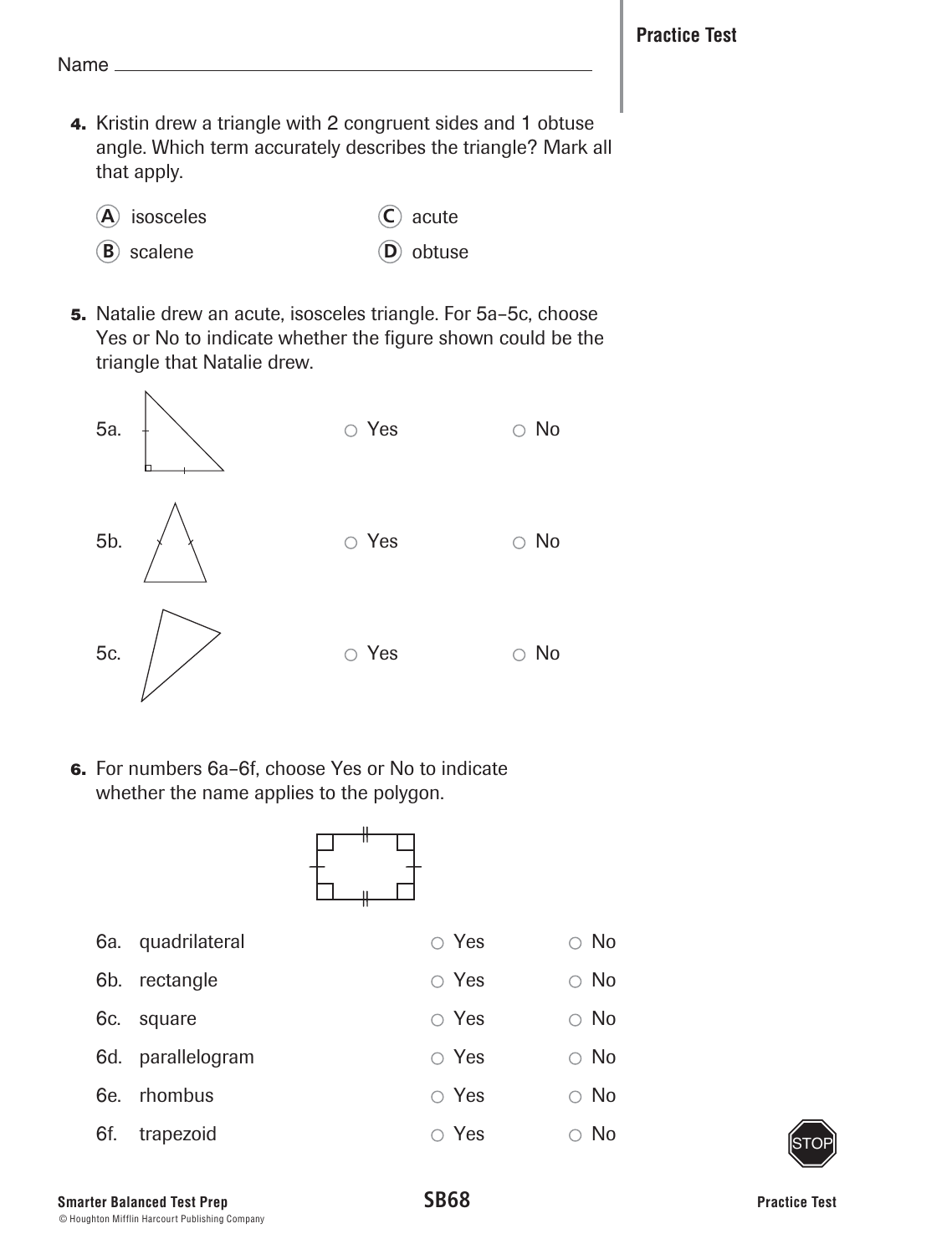Name

4. Kristin drew a triangle with 2 congruent sides and 1 obtuse angle. Which term accurately describes the triangle? Mark all that apply.

Ⓐ isosceles
Ⓑ scalene
Ⓒ acute
Ⓓ obtuse

5. Natalie drew an acute, isosceles triangle. For 5a–5c, choose Yes or No to indicate whether the figure shown could be the triangle that Natalie drew.

5a. ○ Yes ○ No

5b. ○ Yes ○ No

5c. ○ Yes ○ No

6. For numbers 6a–6f, choose Yes or No to indicate whether the name applies to the polygon.

| | | | |
|---|---|---|---|
| 6a. | quadrilateral | ○ Yes | ○ No |
| 6b. | rectangle | ○ Yes | ○ No |
| 6c. | square | ○ Yes | ○ No |
| 6d. | parallelogram | ○ Yes | ○ No |
| 6e. | rhombus | ○ Yes | ○ No |
| 6f. | trapezoid | ○ Yes | ○ No |

STOP